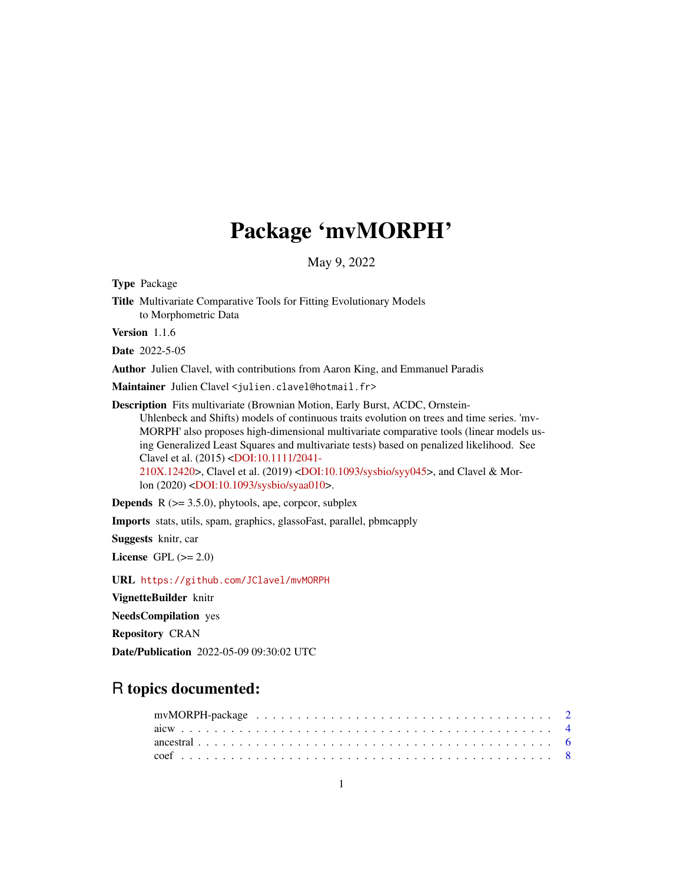# Package 'mvMORPH'

May 9, 2022

**Type** Package

**Title** Multivariate Comparative Tools for Fitting Evolutionary Models to Morphometric Data

**Version** 1.1.6

**Date** 2022-5-05

**Author** Julien Clavel, with contributions from Aaron King, and Emmanuel Paradis

**Maintainer** Julien Clavel <julien.clavel@hotmail.fr>

**Description** Fits multivariate (Brownian Motion, Early Burst, ACDC, Ornstein-Uhlenbeck and Shifts) models of continuous traits evolution on trees and time series. 'mvMORPH' also proposes high-dimensional multivariate comparative tools (linear models using Generalized Least Squares and multivariate tests) based on penalized likelihood. See Clavel et al. (2015) <DOI:10.1111/2041-210X.12420>, Clavel et al. (2019) <DOI:10.1093/sysbio/syy045>, and Clavel & Morlon (2020) <DOI:10.1093/sysbio/syaa010>.

**Depends** R (>= 3.5.0), phytools, ape, corpcor, subplex

**Imports** stats, utils, spam, graphics, glassoFast, parallel, pbmcapply

**Suggests** knitr, car

**License** GPL (>= 2.0)

**URL** https://github.com/JClavel/mvMORPH

**VignetteBuilder** knitr

**NeedsCompilation** yes

**Repository** CRAN

**Date/Publication** 2022-05-09 09:30:02 UTC

## R topics documented:

| | |
|---|---|
| mvMORPH-package | 2 |
| aicw | 4 |
| ancestral | 6 |
| coef | 8 |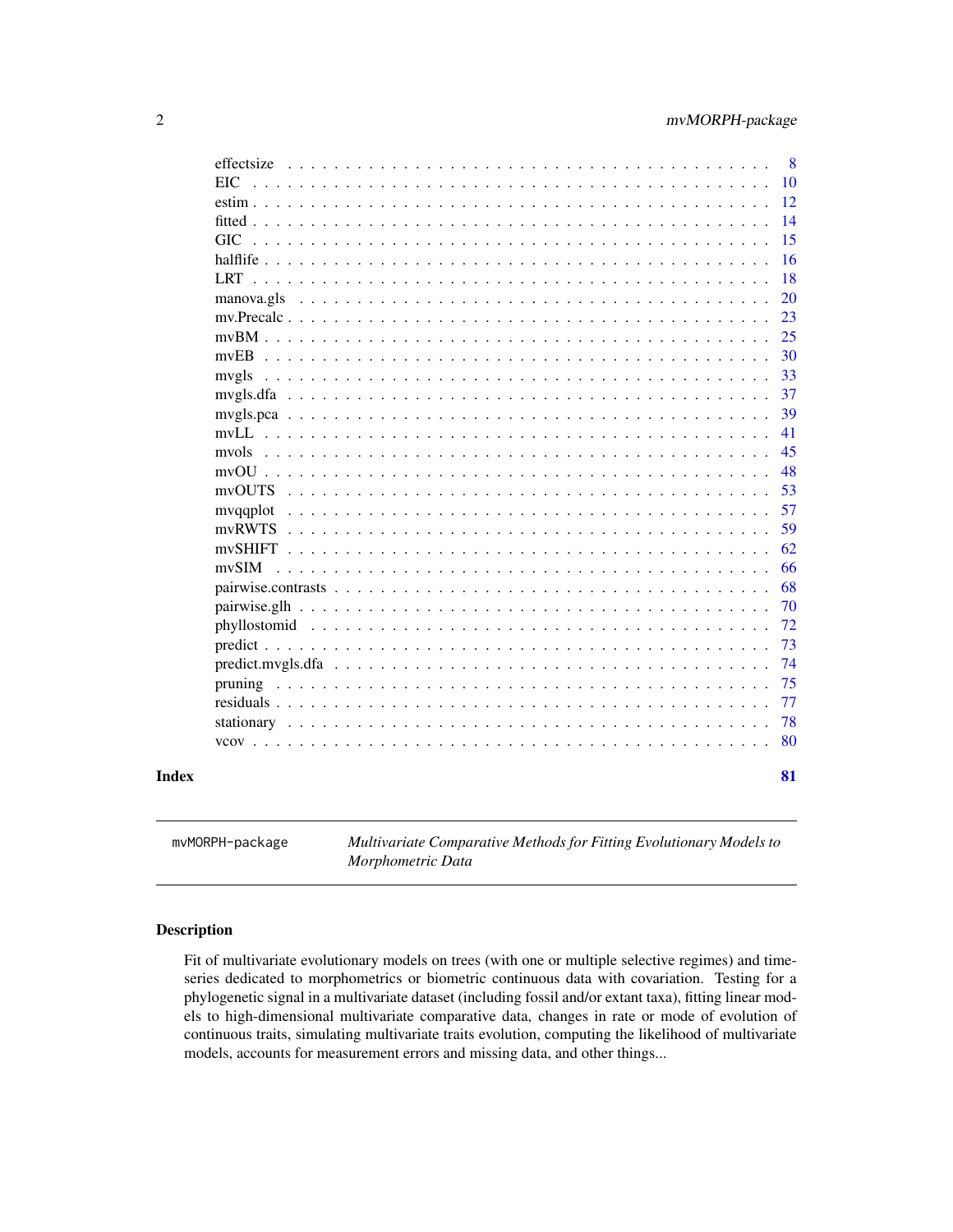| | |
|---|---|
| effectsize | 8 |
| EIC | 10 |
| estim | 12 |
| fitted | 14 |
| GIC | 15 |
| halflife | 16 |
| LRT | 18 |
| manova.gls | 20 |
| mv.Precalc | 23 |
| mvBM | 25 |
| mvEB | 30 |
| mvgls | 33 |
| mvgls.dfa | 37 |
| mvgls.pca | 39 |
| mvLL | 41 |
| mvols | 45 |
| mvOU | 48 |
| mvOUTS | 53 |
| mvqqplot | 57 |
| mvRWTS | 59 |
| mvSHIFT | 62 |
| mvSIM | 66 |
| pairwise.contrasts | 68 |
| pairwise.glh | 70 |
| phyllostomid | 72 |
| predict | 73 |
| predict.mvgls.dfa | 74 |
| pruning | 75 |
| residuals | 77 |
| stationary | 78 |
| vcov | 80 |

**Index** **81**

---

`mvMORPH-package` *Multivariate Comparative Methods for Fitting Evolutionary Models to Morphometric Data*

---

## Description

Fit of multivariate evolutionary models on trees (with one or multiple selective regimes) and time-series dedicated to morphometrics or biometric continuous data with covariation. Testing for a phylogenetic signal in a multivariate dataset (including fossil and/or extant taxa), fitting linear models to high-dimensional multivariate comparative data, changes in rate or mode of evolution of continuous traits, simulating multivariate traits evolution, computing the likelihood of multivariate models, accounts for measurement errors and missing data, and other things...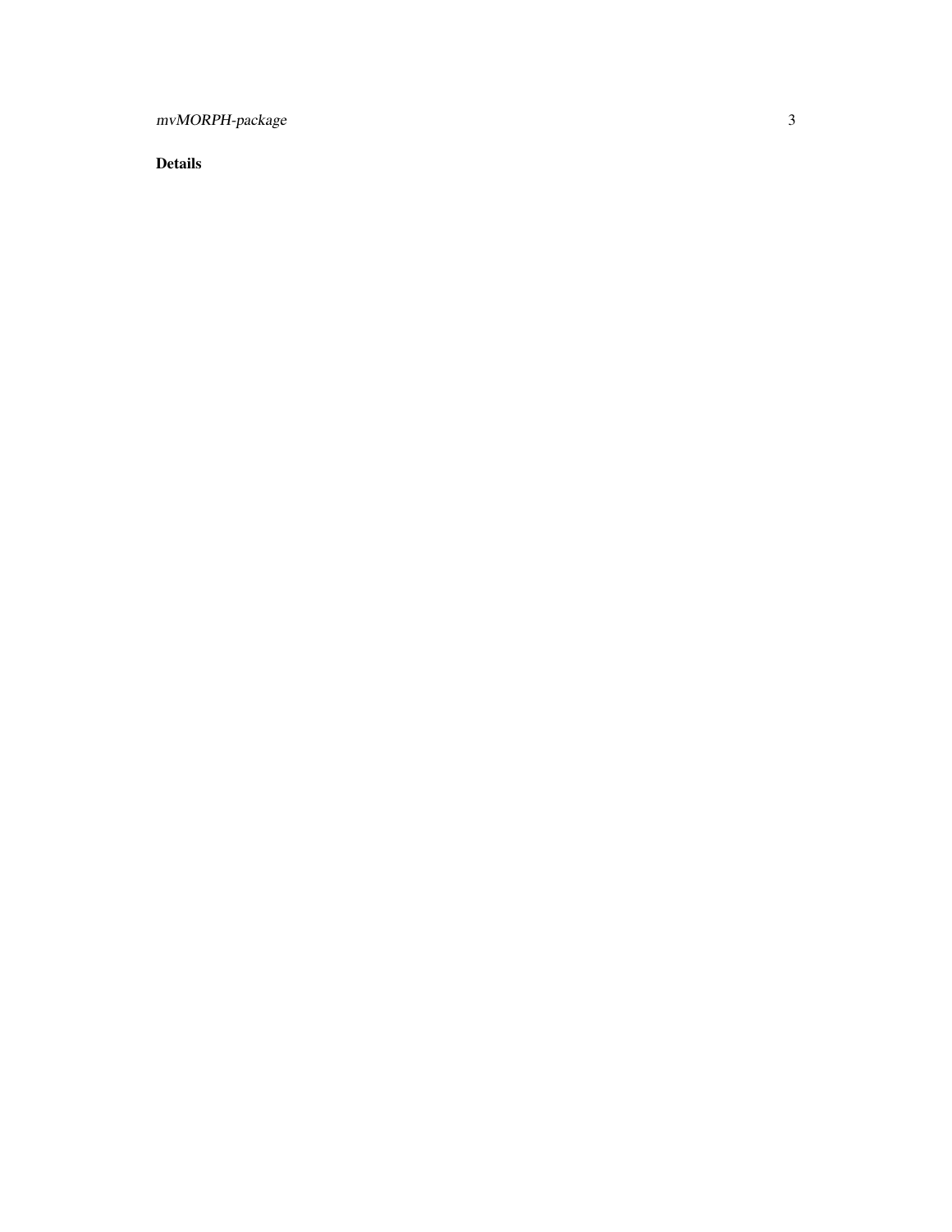## Details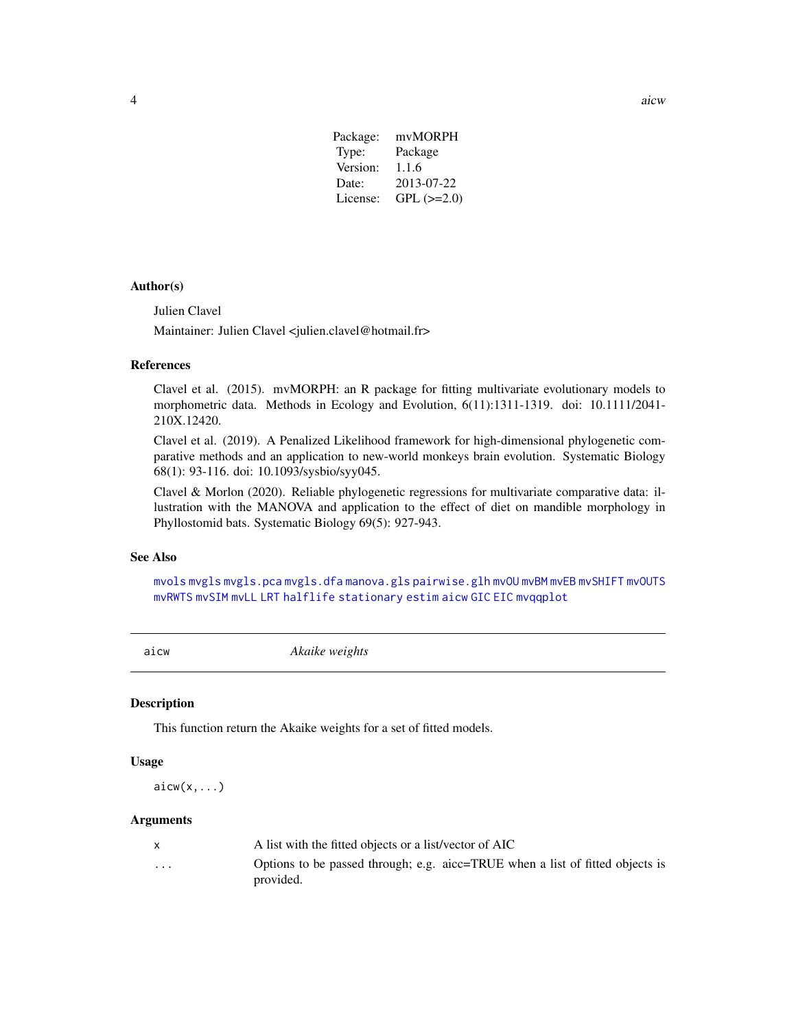| | |
|---|---|
| Package: | mvMORPH |
| Type: | Package |
| Version: | 1.1.6 |
| Date: | 2013-07-22 |
| License: | GPL (>=2.0) |

### Author(s)

Julien Clavel

Maintainer: Julien Clavel <julien.clavel@hotmail.fr>

### References

Clavel et al. (2015). mvMORPH: an R package for fitting multivariate evolutionary models to morphometric data. Methods in Ecology and Evolution, 6(11):1311-1319. doi: 10.1111/2041-210X.12420.

Clavel et al. (2019). A Penalized Likelihood framework for high-dimensional phylogenetic comparative methods and an application to new-world monkeys brain evolution. Systematic Biology 68(1): 93-116. doi: 10.1093/sysbio/syy045.

Clavel & Morlon (2020). Reliable phylogenetic regressions for multivariate comparative data: illustration with the MANOVA and application to the effect of diet on mandible morphology in Phyllostomid bats. Systematic Biology 69(5): 927-943.

### See Also

`mvols` `mvgls` `mvgls.pca` `mvgls.dfa` `manova.gls` `pairwise.glh` `mvOU` `mvBM` `mvEB` `mvSHIFT` `mvOUTS` `mvRWTS` `mvSIM` `mvLL` `LRT` `halflife` `stationary` `estim` `aicw` `GIC` `EIC` `mvqqplot`

---

## aicw — *Akaike weights*

### Description

This function return the Akaike weights for a set of fitted models.

### Usage

```
aicw(x,...)
```

### Arguments

| | |
|---|---|
| `x` | A list with the fitted objects or a list/vector of AIC |
| `...` | Options to be passed through; e.g. aicc=TRUE when a list of fitted objects is provided. |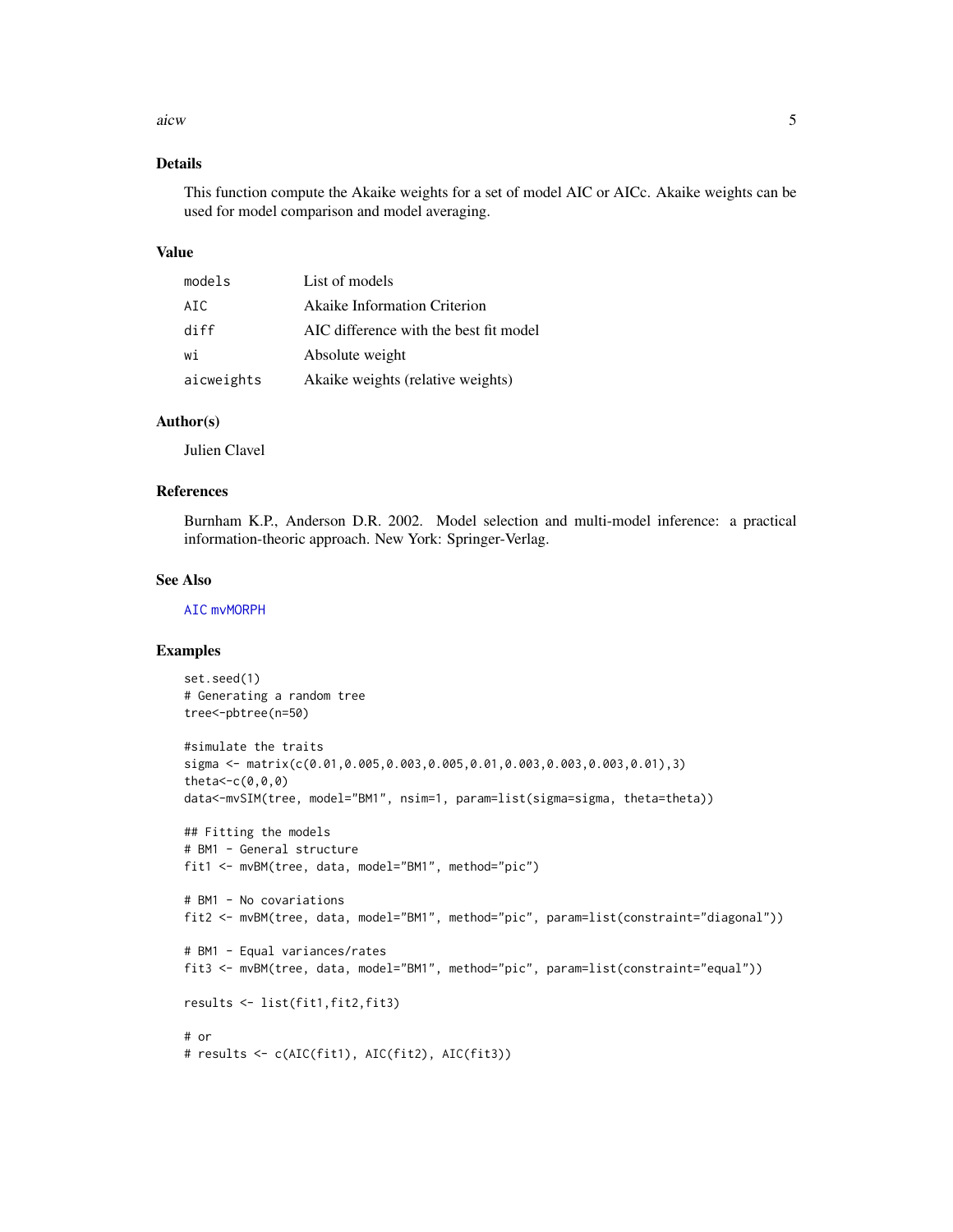## Details

This function compute the Akaike weights for a set of model AIC or AICc. Akaike weights can be used for model comparison and model averaging.

## Value

| | |
|---|---|
| `models` | List of models |
| `AIC` | Akaike Information Criterion |
| `diff` | AIC difference with the best fit model |
| `wi` | Absolute weight |
| `aicweights` | Akaike weights (relative weights) |

## Author(s)

Julien Clavel

## References

Burnham K.P., Anderson D.R. 2002. Model selection and multi-model inference: a practical information-theoric approach. New York: Springer-Verlag.

## See Also

`AIC` `mvMORPH`

## Examples

```
set.seed(1)
# Generating a random tree
tree<-pbtree(n=50)

#simulate the traits
sigma <- matrix(c(0.01,0.005,0.003,0.005,0.01,0.003,0.003,0.003,0.01),3)
theta<-c(0,0,0)
data<-mvSIM(tree, model="BM1", nsim=1, param=list(sigma=sigma, theta=theta))

## Fitting the models
# BM1 - General structure
fit1 <- mvBM(tree, data, model="BM1", method="pic")

# BM1 - No covariations
fit2 <- mvBM(tree, data, model="BM1", method="pic", param=list(constraint="diagonal"))

# BM1 - Equal variances/rates
fit3 <- mvBM(tree, data, model="BM1", method="pic", param=list(constraint="equal"))

results <- list(fit1,fit2,fit3)

# or
# results <- c(AIC(fit1), AIC(fit2), AIC(fit3))
```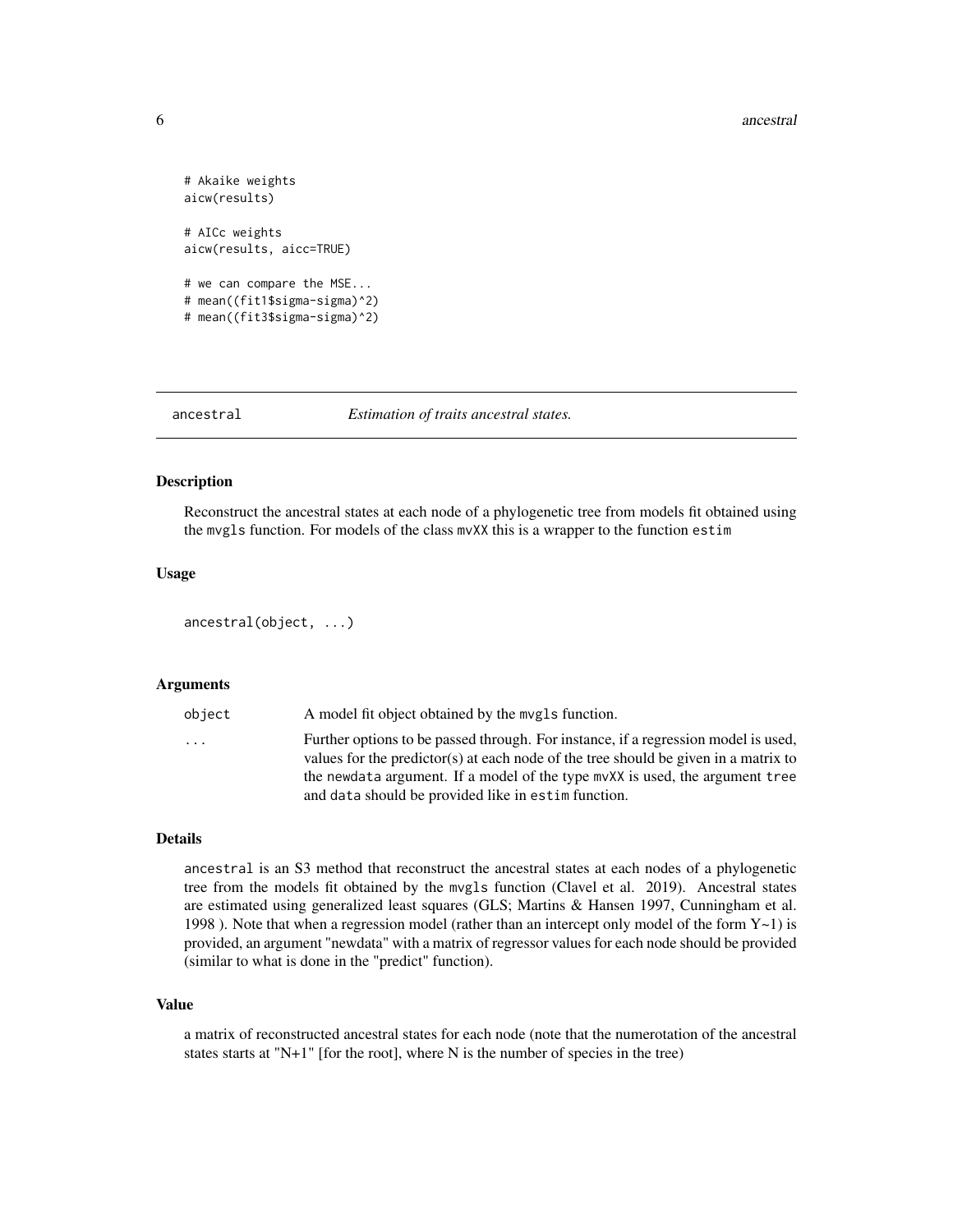```
# Akaike weights
aicw(results)

# AICc weights
aicw(results, aicc=TRUE)

# we can compare the MSE...
# mean((fit1$sigma-sigma)^2)
# mean((fit3$sigma-sigma)^2)
```

---

## ancestral — *Estimation of traits ancestral states.*

### Description

Reconstruct the ancestral states at each node of a phylogenetic tree from models fit obtained using the `mvgls` function. For models of the class `mvXX` this is a wrapper to the function `estim`

### Usage

```
ancestral(object, ...)
```

### Arguments

| | |
|---|---|
| `object` | A model fit object obtained by the `mvgls` function. |
| `...` | Further options to be passed through. For instance, if a regression model is used, values for the predictor(s) at each node of the tree should be given in a matrix to the `newdata` argument. If a model of the type `mvXX` is used, the argument `tree` and `data` should be provided like in `estim` function. |

### Details

`ancestral` is an S3 method that reconstruct the ancestral states at each nodes of a phylogenetic tree from the models fit obtained by the `mvgls` function (Clavel et al. 2019). Ancestral states are estimated using generalized least squares (GLS; Martins & Hansen 1997, Cunningham et al. 1998 ). Note that when a regression model (rather than an intercept only model of the form Y~1) is provided, an argument "newdata" with a matrix of regressor values for each node should be provided (similar to what is done in the "predict" function).

### Value

a matrix of reconstructed ancestral states for each node (note that the numerotation of the ancestral states starts at "N+1" [for the root], where N is the number of species in the tree)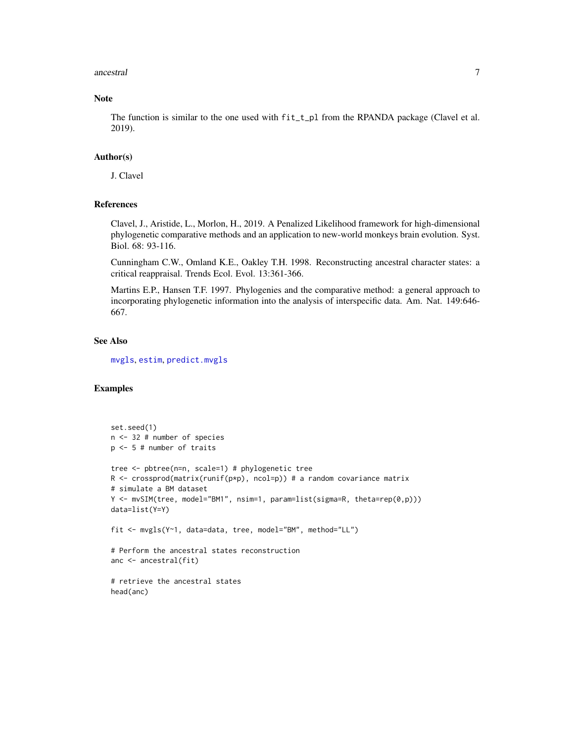## Note

The function is similar to the one used with `fit_t_pl` from the RPANDA package (Clavel et al. 2019).

## Author(s)

J. Clavel

## References

Clavel, J., Aristide, L., Morlon, H., 2019. A Penalized Likelihood framework for high-dimensional phylogenetic comparative methods and an application to new-world monkeys brain evolution. Syst. Biol. 68: 93-116.

Cunningham C.W., Omland K.E., Oakley T.H. 1998. Reconstructing ancestral character states: a critical reappraisal. Trends Ecol. Evol. 13:361-366.

Martins E.P., Hansen T.F. 1997. Phylogenies and the comparative method: a general approach to incorporating phylogenetic information into the analysis of interspecific data. Am. Nat. 149:646-667.

## See Also

mvgls, estim, predict.mvgls

## Examples

```
set.seed(1)
n <- 32 # number of species
p <- 5 # number of traits

tree <- pbtree(n=n, scale=1) # phylogenetic tree
R <- crossprod(matrix(runif(p*p), ncol=p)) # a random covariance matrix
# simulate a BM dataset
Y <- mvSIM(tree, model="BM1", nsim=1, param=list(sigma=R, theta=rep(0,p)))
data=list(Y=Y)

fit <- mvgls(Y~1, data=data, tree, model="BM", method="LL")

# Perform the ancestral states reconstruction
anc <- ancestral(fit)

# retrieve the ancestral states
head(anc)
```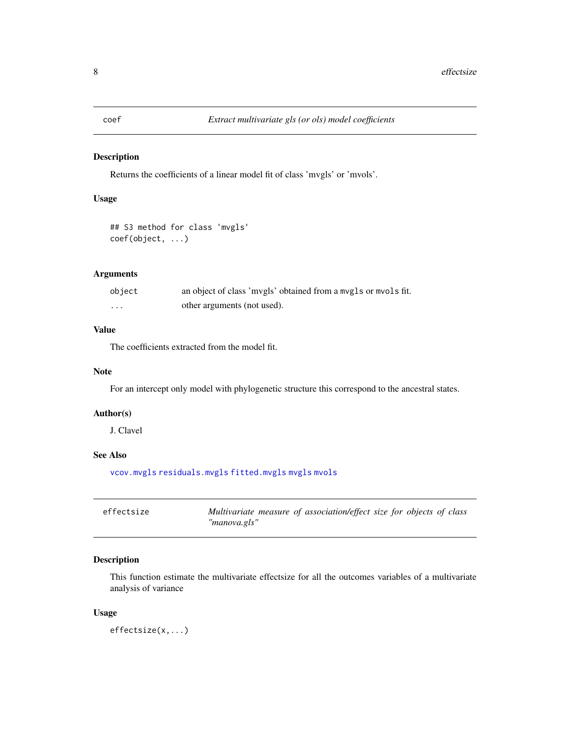## coef — *Extract multivariate gls (or ols) model coefficients*

### Description

Returns the coefficients of a linear model fit of class 'mvgls' or 'mvols'.

### Usage

```
## S3 method for class 'mvgls'
coef(object, ...)
```

### Arguments

| | |
|---|---|
| object | an object of class 'mvgls' obtained from a mvgls or mvols fit. |
| ... | other arguments (not used). |

### Value

The coefficients extracted from the model fit.

### Note

For an intercept only model with phylogenetic structure this correspond to the ancestral states.

### Author(s)

J. Clavel

### See Also

vcov.mvgls residuals.mvgls fitted.mvgls mvgls mvols

## effectsize — *Multivariate measure of association/effect size for objects of class "manova.gls"*

### Description

This function estimate the multivariate effectsize for all the outcomes variables of a multivariate analysis of variance

### Usage

```
effectsize(x,...)
```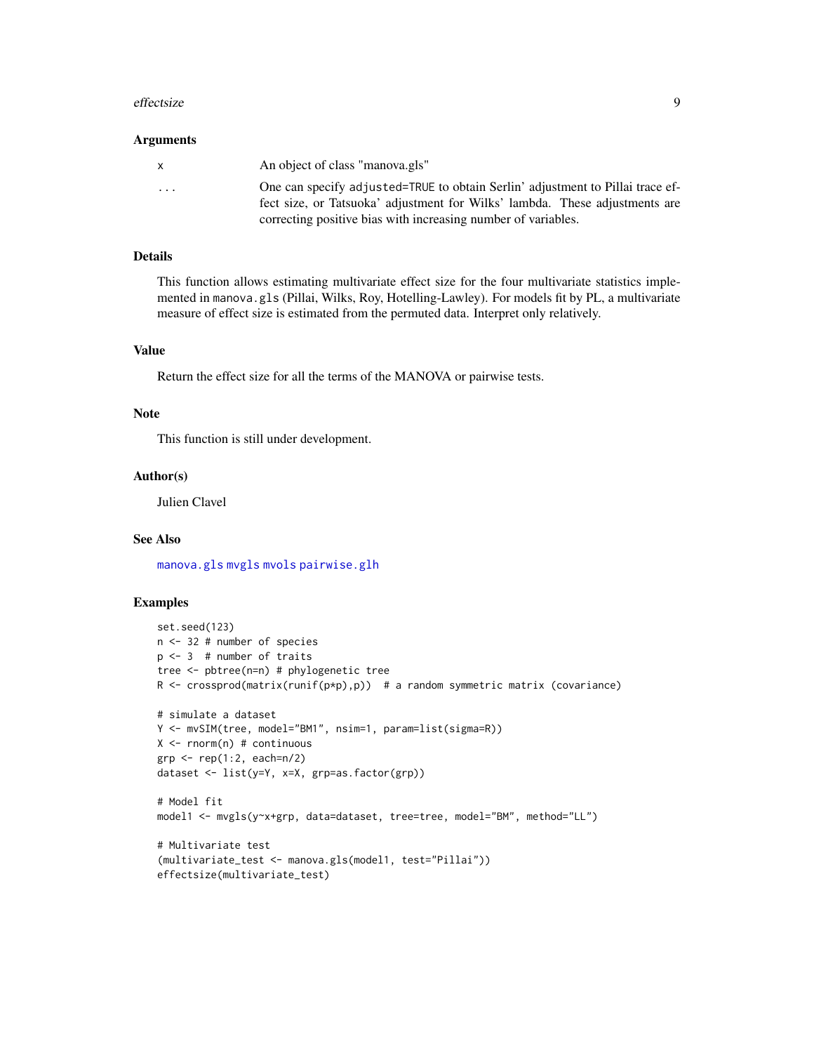## Arguments

| | |
|---|---|
| x | An object of class "manova.gls" |
| ... | One can specify adjusted=TRUE to obtain Serlin' adjustment to Pillai trace effect size, or Tatsuoka' adjustment for Wilks' lambda. These adjustments are correcting positive bias with increasing number of variables. |

## Details

This function allows estimating multivariate effect size for the four multivariate statistics implemented in manova.gls (Pillai, Wilks, Roy, Hotelling-Lawley). For models fit by PL, a multivariate measure of effect size is estimated from the permuted data. Interpret only relatively.

## Value

Return the effect size for all the terms of the MANOVA or pairwise tests.

## Note

This function is still under development.

## Author(s)

Julien Clavel

## See Also

manova.gls mvgls mvols pairwise.glh

## Examples

```
set.seed(123)
n <- 32 # number of species
p <- 3  # number of traits
tree <- pbtree(n=n) # phylogenetic tree
R <- crossprod(matrix(runif(p*p),p))  # a random symmetric matrix (covariance)

# simulate a dataset
Y <- mvSIM(tree, model="BM1", nsim=1, param=list(sigma=R))
X <- rnorm(n) # continuous
grp <- rep(1:2, each=n/2)
dataset <- list(y=Y, x=X, grp=as.factor(grp))

# Model fit
model1 <- mvgls(y~x+grp, data=dataset, tree=tree, model="BM", method="LL")

# Multivariate test
(multivariate_test <- manova.gls(model1, test="Pillai"))
effectsize(multivariate_test)
```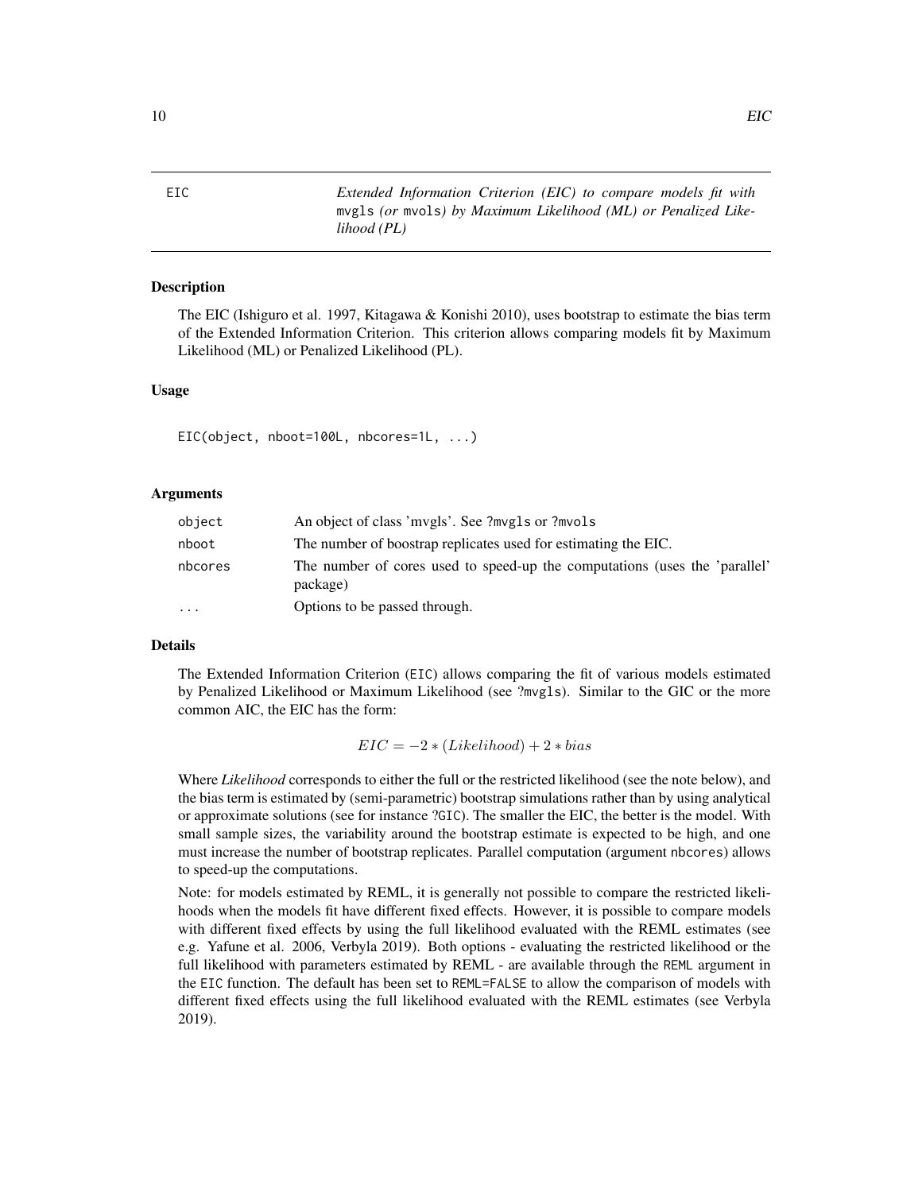# EIC — *Extended Information Criterion (EIC) to compare models fit with* `mvgls` *(or* `mvols`*) by Maximum Likelihood (ML) or Penalized Likelihood (PL)*

## Description

The EIC (Ishiguro et al. 1997, Kitagawa & Konishi 2010), uses bootstrap to estimate the bias term of the Extended Information Criterion. This criterion allows comparing models fit by Maximum Likelihood (ML) or Penalized Likelihood (PL).

## Usage

```
EIC(object, nboot=100L, nbcores=1L, ...)
```

## Arguments

| | |
|---|---|
| `object` | An object of class 'mvgls'. See ?mvgls or ?mvols |
| `nboot` | The number of boostrap replicates used for estimating the EIC. |
| `nbcores` | The number of cores used to speed-up the computations (uses the 'parallel' package) |
| `...` | Options to be passed through. |

## Details

The Extended Information Criterion (`EIC`) allows comparing the fit of various models estimated by Penalized Likelihood or Maximum Likelihood (see ?mvgls). Similar to the GIC or the more common AIC, the EIC has the form:

$$EIC = -2 * (Likelihood) + 2 * bias$$

Where *Likelihood* corresponds to either the full or the restricted likelihood (see the note below), and the bias term is estimated by (semi-parametric) bootstrap simulations rather than by using analytical or approximate solutions (see for instance `?GIC`). The smaller the EIC, the better is the model. With small sample sizes, the variability around the bootstrap estimate is expected to be high, and one must increase the number of bootstrap replicates. Parallel computation (argument `nbcores`) allows to speed-up the computations.

Note: for models estimated by REML, it is generally not possible to compare the restricted likelihoods when the models fit have different fixed effects. However, it is possible to compare models with different fixed effects by using the full likelihood evaluated with the REML estimates (see e.g. Yafune et al. 2006, Verbyla 2019). Both options - evaluating the restricted likelihood or the full likelihood with parameters estimated by REML - are available through the `REML` argument in the `EIC` function. The default has been set to `REML=FALSE` to allow the comparison of models with different fixed effects using the full likelihood evaluated with the REML estimates (see Verbyla 2019).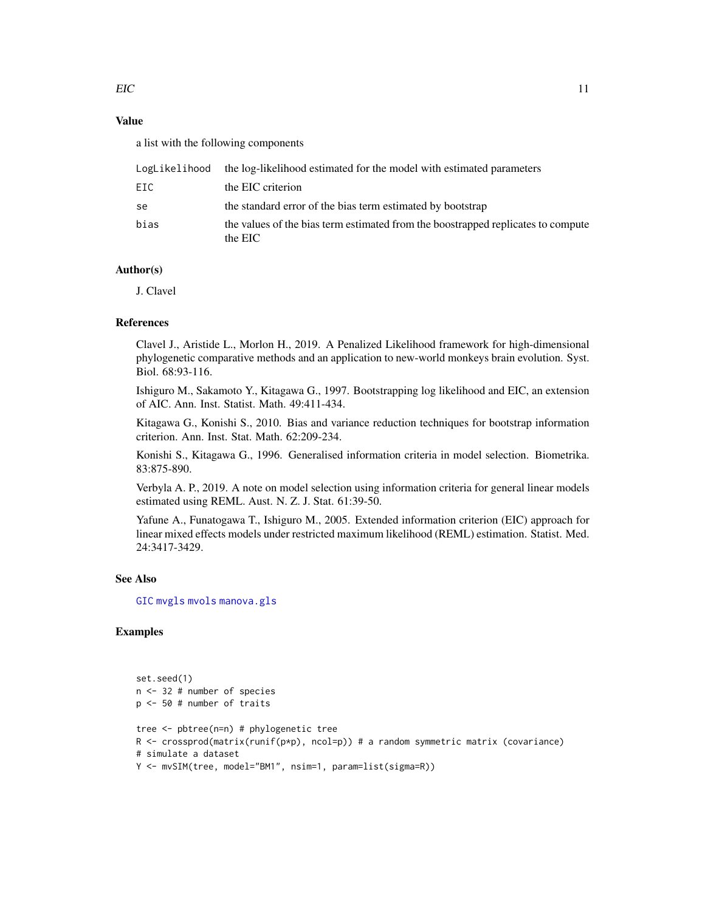## Value

a list with the following components

| | |
|---|---|
| LogLikelihood | the log-likelihood estimated for the model with estimated parameters |
| EIC | the EIC criterion |
| se | the standard error of the bias term estimated by bootstrap |
| bias | the values of the bias term estimated from the boostrapped replicates to compute the EIC |

## Author(s)

J. Clavel

## References

Clavel J., Aristide L., Morlon H., 2019. A Penalized Likelihood framework for high-dimensional phylogenetic comparative methods and an application to new-world monkeys brain evolution. Syst. Biol. 68:93-116.

Ishiguro M., Sakamoto Y., Kitagawa G., 1997. Bootstrapping log likelihood and EIC, an extension of AIC. Ann. Inst. Statist. Math. 49:411-434.

Kitagawa G., Konishi S., 2010. Bias and variance reduction techniques for bootstrap information criterion. Ann. Inst. Stat. Math. 62:209-234.

Konishi S., Kitagawa G., 1996. Generalised information criteria in model selection. Biometrika. 83:875-890.

Verbyla A. P., 2019. A note on model selection using information criteria for general linear models estimated using REML. Aust. N. Z. J. Stat. 61:39-50.

Yafune A., Funatogawa T., Ishiguro M., 2005. Extended information criterion (EIC) approach for linear mixed effects models under restricted maximum likelihood (REML) estimation. Statist. Med. 24:3417-3429.

## See Also

GIC mvgls mvols manova.gls

## Examples

```
set.seed(1)
n <- 32 # number of species
p <- 50 # number of traits

tree <- pbtree(n=n) # phylogenetic tree
R <- crossprod(matrix(runif(p*p), ncol=p)) # a random symmetric matrix (covariance)
# simulate a dataset
Y <- mvSIM(tree, model="BM1", nsim=1, param=list(sigma=R))
```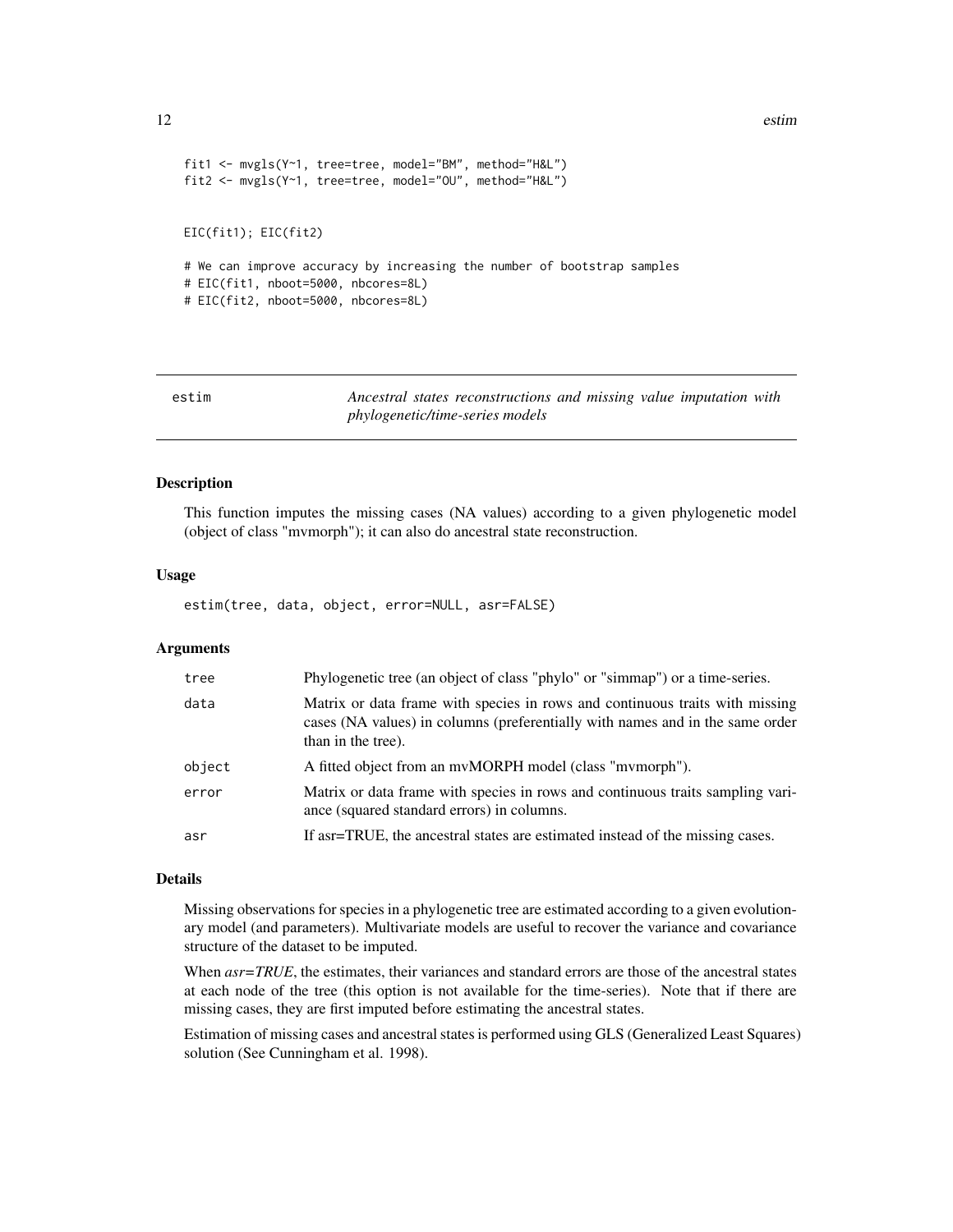```
fit1 <- mvgls(Y~1, tree=tree, model="BM", method="H&L")
fit2 <- mvgls(Y~1, tree=tree, model="OU", method="H&L")


EIC(fit1); EIC(fit2)

# We can improve accuracy by increasing the number of bootstrap samples
# EIC(fit1, nboot=5000, nbcores=8L)
# EIC(fit2, nboot=5000, nbcores=8L)
```

---

`estim` — *Ancestral states reconstructions and missing value imputation with phylogenetic/time-series models*

---

## Description

This function imputes the missing cases (NA values) according to a given phylogenetic model (object of class "mvmorph"); it can also do ancestral state reconstruction.

## Usage

```
estim(tree, data, object, error=NULL, asr=FALSE)
```

## Arguments

| | |
|---|---|
| `tree` | Phylogenetic tree (an object of class "phylo" or "simmap") or a time-series. |
| `data` | Matrix or data frame with species in rows and continuous traits with missing cases (NA values) in columns (preferentially with names and in the same order than in the tree). |
| `object` | A fitted object from an mvMORPH model (class "mvmorph"). |
| `error` | Matrix or data frame with species in rows and continuous traits sampling variance (squared standard errors) in columns. |
| `asr` | If asr=TRUE, the ancestral states are estimated instead of the missing cases. |

## Details

Missing observations for species in a phylogenetic tree are estimated according to a given evolutionary model (and parameters). Multivariate models are useful to recover the variance and covariance structure of the dataset to be imputed.

When *asr=TRUE*, the estimates, their variances and standard errors are those of the ancestral states at each node of the tree (this option is not available for the time-series). Note that if there are missing cases, they are first imputed before estimating the ancestral states.

Estimation of missing cases and ancestral states is performed using GLS (Generalized Least Squares) solution (See Cunningham et al. 1998).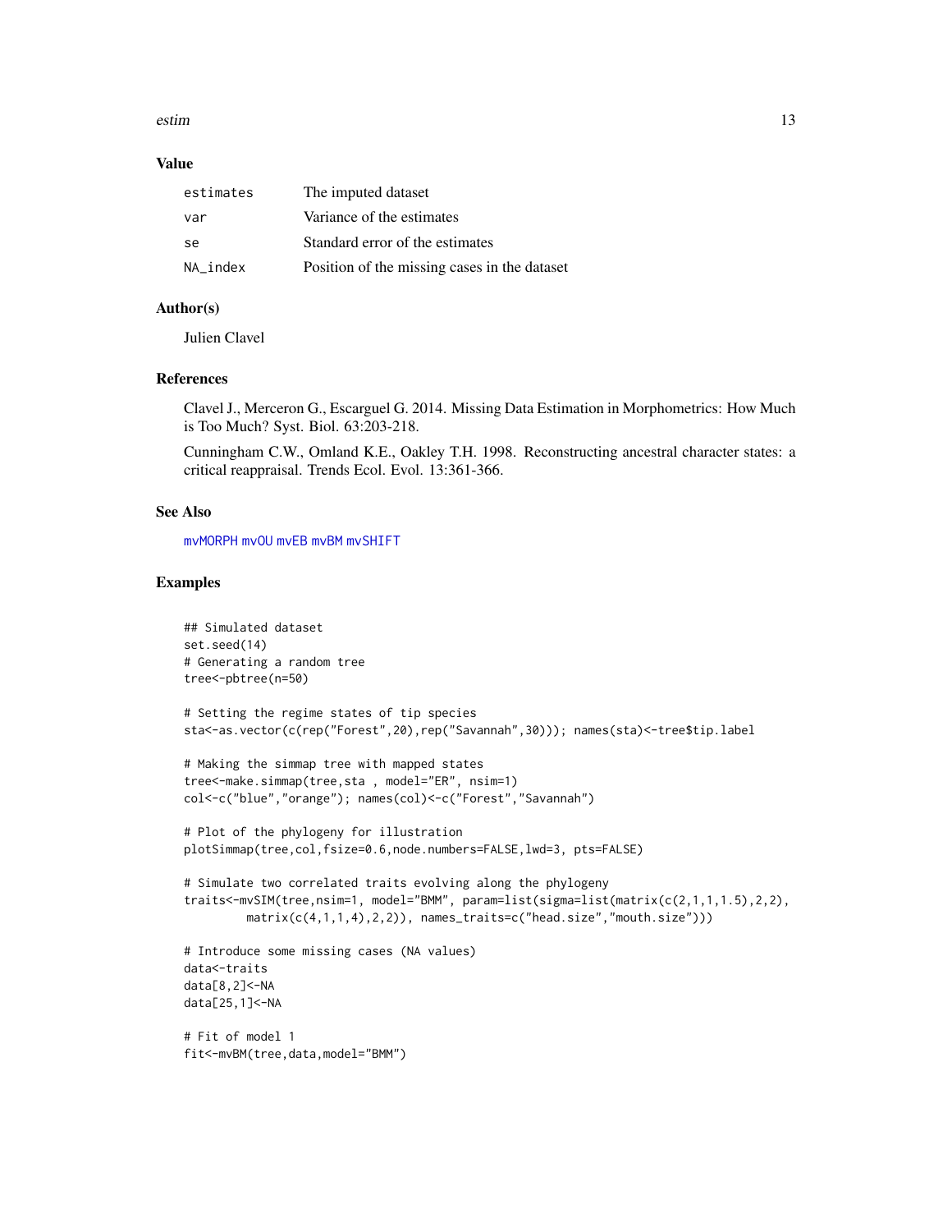### Value

| | |
|---|---|
| estimates | The imputed dataset |
| var | Variance of the estimates |
| se | Standard error of the estimates |
| NA_index | Position of the missing cases in the dataset |

### Author(s)

Julien Clavel

### References

Clavel J., Merceron G., Escarguel G. 2014. Missing Data Estimation in Morphometrics: How Much is Too Much? Syst. Biol. 63:203-218.

Cunningham C.W., Omland K.E., Oakley T.H. 1998. Reconstructing ancestral character states: a critical reappraisal. Trends Ecol. Evol. 13:361-366.

### See Also

mvMORPH mvOU mvEB mvBM mvSHIFT

### Examples

```
## Simulated dataset
set.seed(14)
# Generating a random tree
tree<-pbtree(n=50)

# Setting the regime states of tip species
sta<-as.vector(c(rep("Forest",20),rep("Savannah",30))); names(sta)<-tree$tip.label

# Making the simmap tree with mapped states
tree<-make.simmap(tree,sta , model="ER", nsim=1)
col<-c("blue","orange"); names(col)<-c("Forest","Savannah")

# Plot of the phylogeny for illustration
plotSimmap(tree,col,fsize=0.6,node.numbers=FALSE,lwd=3, pts=FALSE)

# Simulate two correlated traits evolving along the phylogeny
traits<-mvSIM(tree,nsim=1, model="BMM", param=list(sigma=list(matrix(c(2,1,1,1.5),2,2),
         matrix(c(4,1,1,4),2,2)), names_traits=c("head.size","mouth.size")))

# Introduce some missing cases (NA values)
data<-traits
data[8,2]<-NA
data[25,1]<-NA

# Fit of model 1
fit<-mvBM(tree,data,model="BMM")
```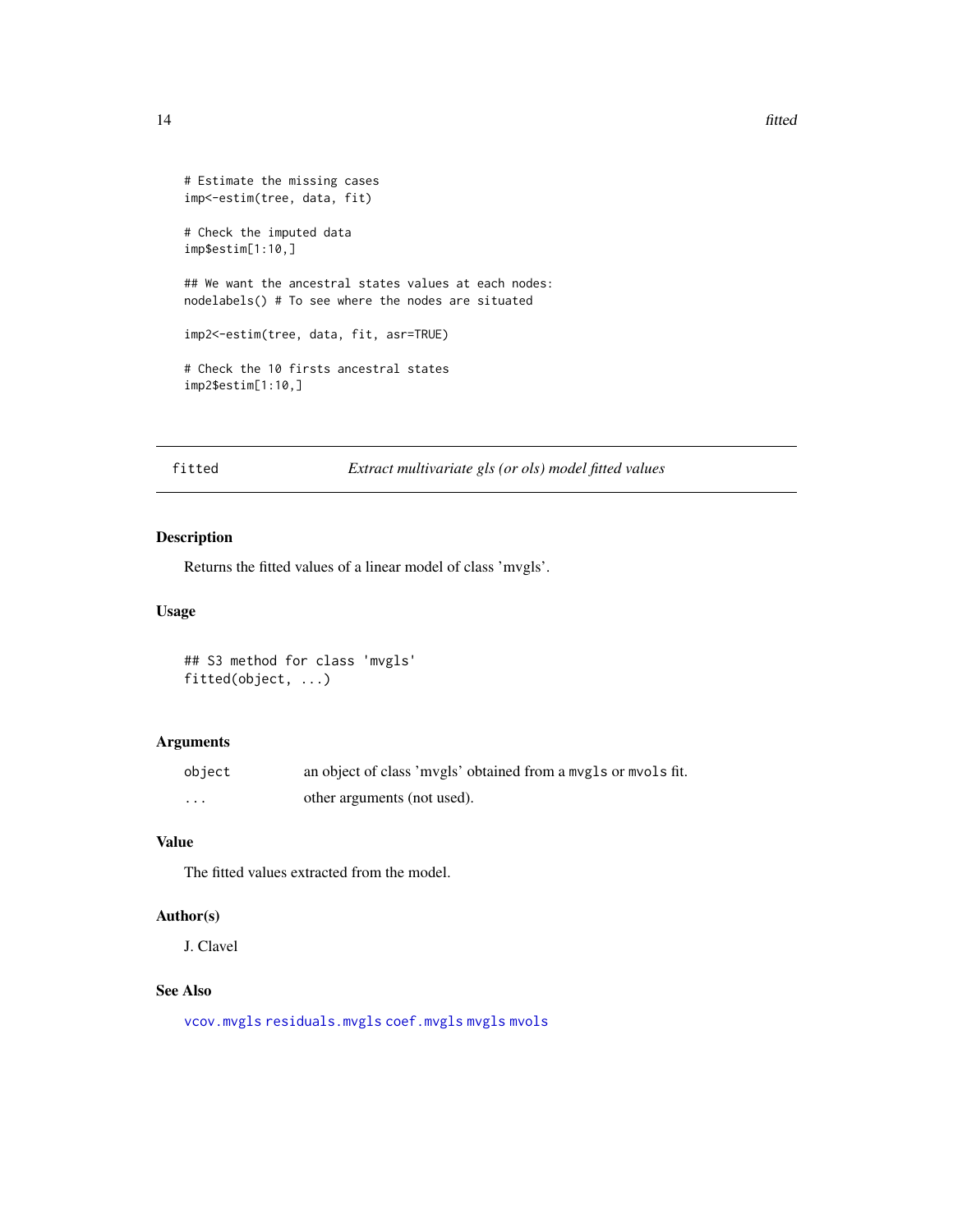```
# Estimate the missing cases
imp<-estim(tree, data, fit)

# Check the imputed data
imp$estim[1:10,]

## We want the ancestral states values at each nodes:
nodelabels() # To see where the nodes are situated

imp2<-estim(tree, data, fit, asr=TRUE)

# Check the 10 firsts ancestral states
imp2$estim[1:10,]
```

---

## fitted — *Extract multivariate gls (or ols) model fitted values*

---

### Description

Returns the fitted values of a linear model of class 'mvgls'.

### Usage

```
## S3 method for class 'mvgls'
fitted(object, ...)
```

### Arguments

| | |
|---|---|
| `object` | an object of class 'mvgls' obtained from a `mvgls` or `mvols` fit. |
| `...` | other arguments (not used). |

### Value

The fitted values extracted from the model.

### Author(s)

J. Clavel

### See Also

`vcov.mvgls` `residuals.mvgls` `coef.mvgls` `mvgls` `mvols`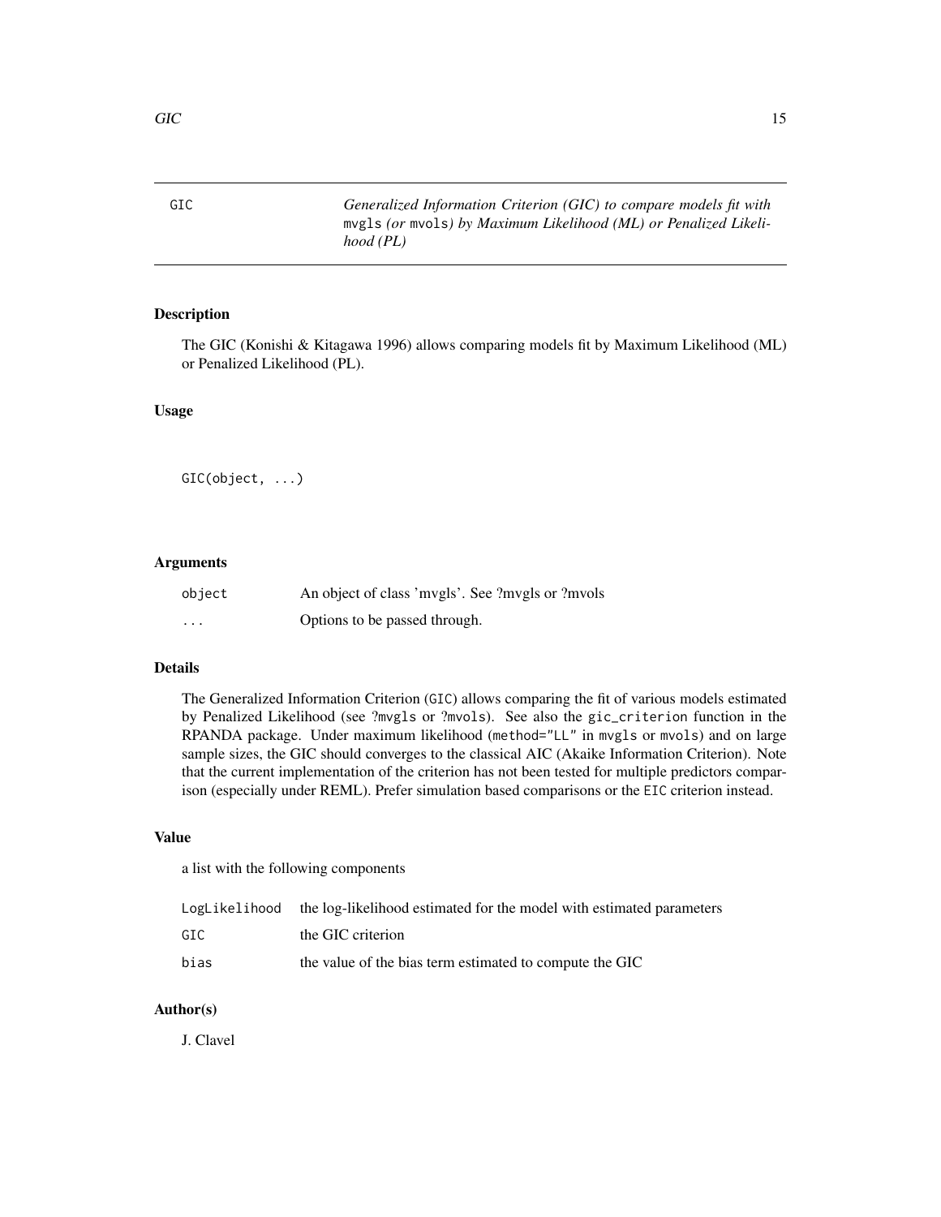GIC — *Generalized Information Criterion (GIC) to compare models fit with* `mvgls` *(or* `mvols`*) by Maximum Likelihood (ML) or Penalized Likelihood (PL)*

## Description

The GIC (Konishi & Kitagawa 1996) allows comparing models fit by Maximum Likelihood (ML) or Penalized Likelihood (PL).

## Usage

```
GIC(object, ...)
```

## Arguments

| | |
|---|---|
| `object` | An object of class 'mvgls'. See ?mvgls or ?mvols |
| `...` | Options to be passed through. |

## Details

The Generalized Information Criterion (`GIC`) allows comparing the fit of various models estimated by Penalized Likelihood (see ?mvgls or ?mvols). See also the `gic_criterion` function in the RPANDA package. Under maximum likelihood (`method="LL"` in `mvgls` or `mvols`) and on large sample sizes, the GIC should converges to the classical AIC (Akaike Information Criterion). Note that the current implementation of the criterion has not been tested for multiple predictors comparison (especially under REML). Prefer simulation based comparisons or the `EIC` criterion instead.

## Value

a list with the following components

| | |
|---|---|
| `LogLikelihood` | the log-likelihood estimated for the model with estimated parameters |
| `GIC` | the GIC criterion |
| `bias` | the value of the bias term estimated to compute the GIC |

## Author(s)

J. Clavel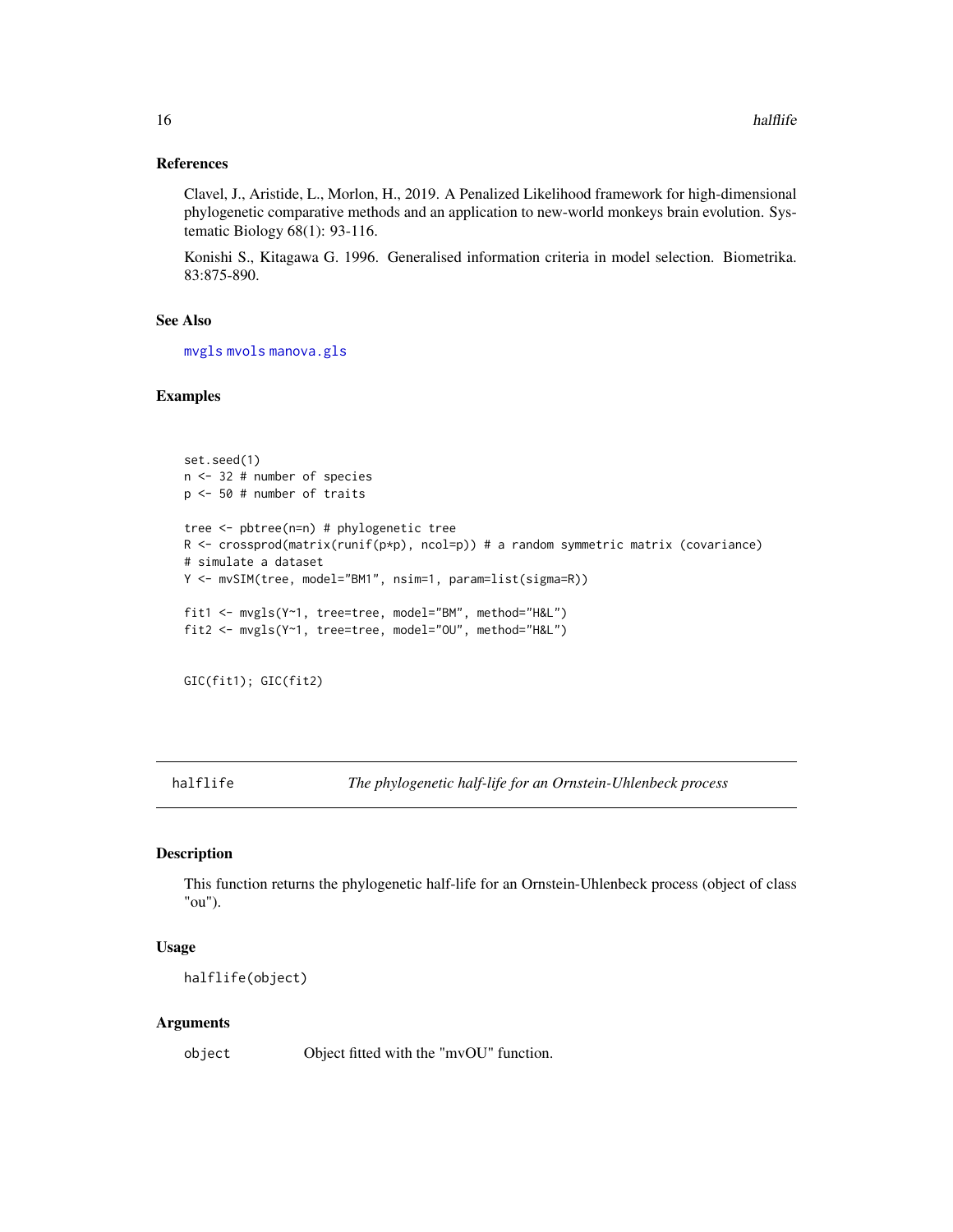### References

Clavel, J., Aristide, L., Morlon, H., 2019. A Penalized Likelihood framework for high-dimensional phylogenetic comparative methods and an application to new-world monkeys brain evolution. Systematic Biology 68(1): 93-116.

Konishi S., Kitagawa G. 1996. Generalised information criteria in model selection. Biometrika. 83:875-890.

### See Also

mvgls mvols manova.gls

### Examples

```
set.seed(1)
n <- 32 # number of species
p <- 50 # number of traits

tree <- pbtree(n=n) # phylogenetic tree
R <- crossprod(matrix(runif(p*p), ncol=p)) # a random symmetric matrix (covariance)
# simulate a dataset
Y <- mvSIM(tree, model="BM1", nsim=1, param=list(sigma=R))

fit1 <- mvgls(Y~1, tree=tree, model="BM", method="H&L")
fit2 <- mvgls(Y~1, tree=tree, model="OU", method="H&L")


GIC(fit1); GIC(fit2)
```

---

## halflife — *The phylogenetic half-life for an Ornstein-Uhlenbeck process*

### Description

This function returns the phylogenetic half-life for an Ornstein-Uhlenbeck process (object of class "ou").

### Usage

```
halflife(object)
```

### Arguments

| | |
|---|---|
| object | Object fitted with the "mvOU" function. |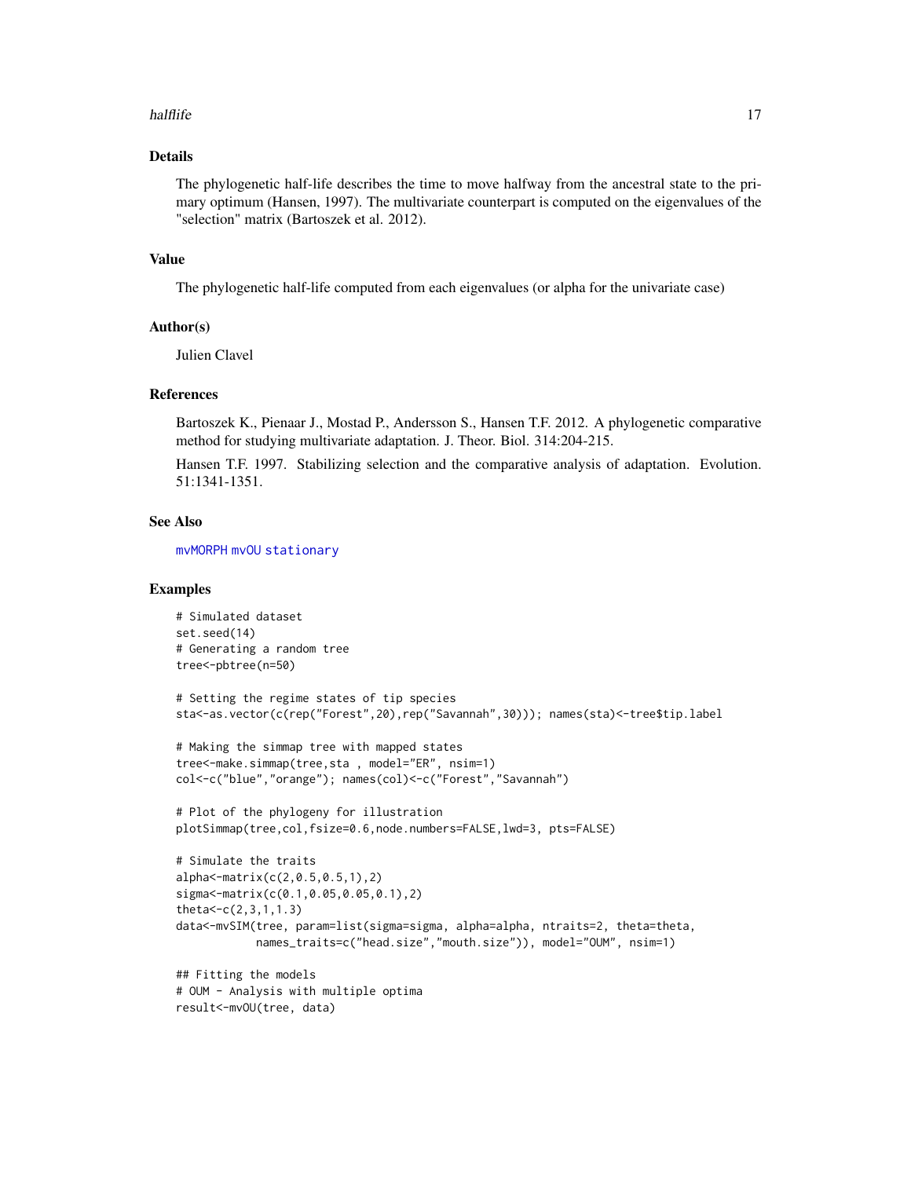## Details

The phylogenetic half-life describes the time to move halfway from the ancestral state to the primary optimum (Hansen, 1997). The multivariate counterpart is computed on the eigenvalues of the "selection" matrix (Bartoszek et al. 2012).

## Value

The phylogenetic half-life computed from each eigenvalues (or alpha for the univariate case)

## Author(s)

Julien Clavel

## References

Bartoszek K., Pienaar J., Mostad P., Andersson S., Hansen T.F. 2012. A phylogenetic comparative method for studying multivariate adaptation. J. Theor. Biol. 314:204-215.

Hansen T.F. 1997. Stabilizing selection and the comparative analysis of adaptation. Evolution. 51:1341-1351.

## See Also

mvMORPH mvOU stationary

## Examples

```
# Simulated dataset
set.seed(14)
# Generating a random tree
tree<-pbtree(n=50)

# Setting the regime states of tip species
sta<-as.vector(c(rep("Forest",20),rep("Savannah",30))); names(sta)<-tree$tip.label

# Making the simmap tree with mapped states
tree<-make.simmap(tree,sta , model="ER", nsim=1)
col<-c("blue","orange"); names(col)<-c("Forest","Savannah")

# Plot of the phylogeny for illustration
plotSimmap(tree,col,fsize=0.6,node.numbers=FALSE,lwd=3, pts=FALSE)

# Simulate the traits
alpha<-matrix(c(2,0.5,0.5,1),2)
sigma<-matrix(c(0.1,0.05,0.05,0.1),2)
theta<-c(2,3,1,1.3)
data<-mvSIM(tree, param=list(sigma=sigma, alpha=alpha, ntraits=2, theta=theta,
            names_traits=c("head.size","mouth.size")), model="OUM", nsim=1)

## Fitting the models
# OUM - Analysis with multiple optima
result<-mvOU(tree, data)
```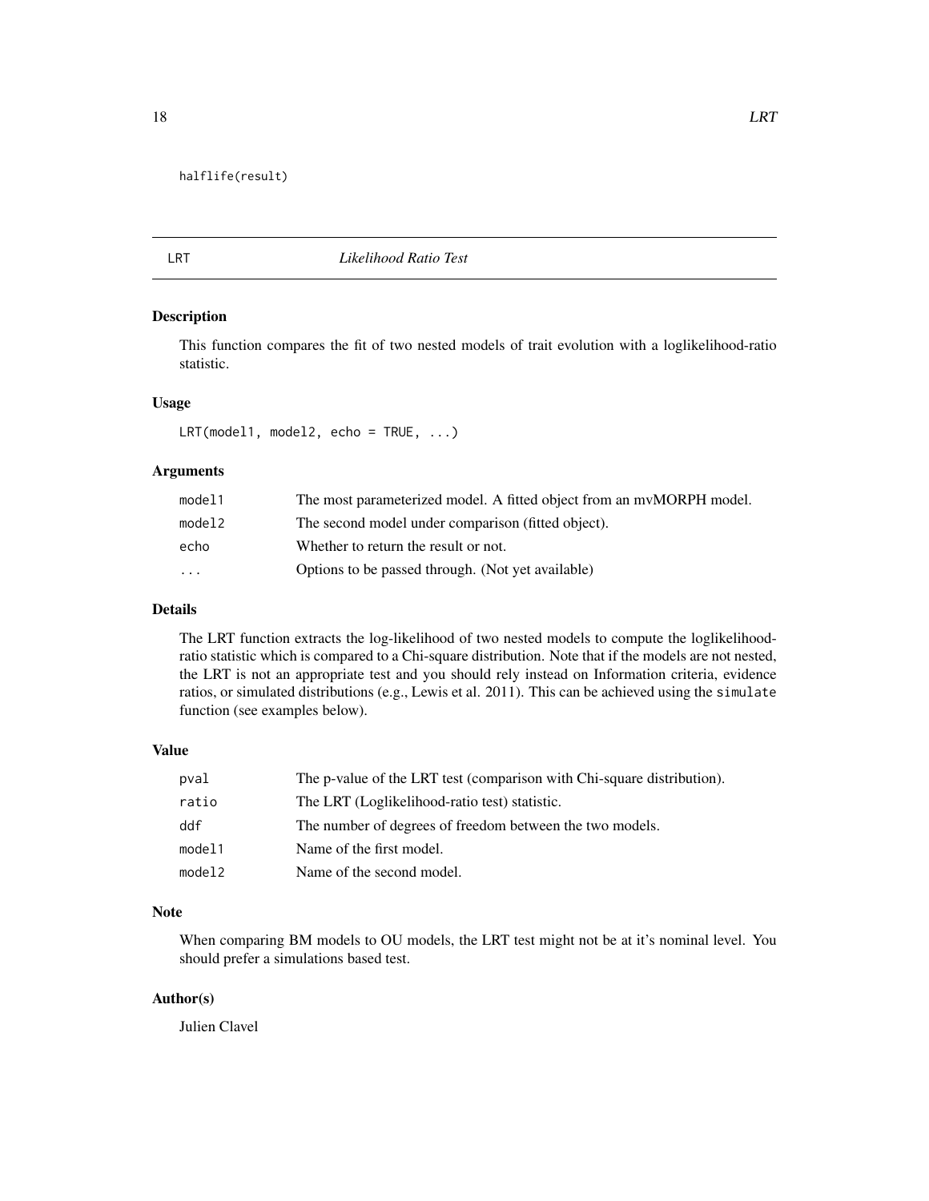```
halflife(result)
```

## LRT *Likelihood Ratio Test*

### Description

This function compares the fit of two nested models of trait evolution with a loglikelihood-ratio statistic.

### Usage

```
LRT(model1, model2, echo = TRUE, ...)
```

### Arguments

| | |
|---|---|
| `model1` | The most parameterized model. A fitted object from an mvMORPH model. |
| `model2` | The second model under comparison (fitted object). |
| `echo` | Whether to return the result or not. |
| `...` | Options to be passed through. (Not yet available) |

### Details

The LRT function extracts the log-likelihood of two nested models to compute the loglikelihood-ratio statistic which is compared to a Chi-square distribution. Note that if the models are not nested, the LRT is not an appropriate test and you should rely instead on Information criteria, evidence ratios, or simulated distributions (e.g., Lewis et al. 2011). This can be achieved using the `simulate` function (see examples below).

### Value

| | |
|---|---|
| `pval` | The p-value of the LRT test (comparison with Chi-square distribution). |
| `ratio` | The LRT (Loglikelihood-ratio test) statistic. |
| `ddf` | The number of degrees of freedom between the two models. |
| `model1` | Name of the first model. |
| `model2` | Name of the second model. |

### Note

When comparing BM models to OU models, the LRT test might not be at it's nominal level. You should prefer a simulations based test.

### Author(s)

Julien Clavel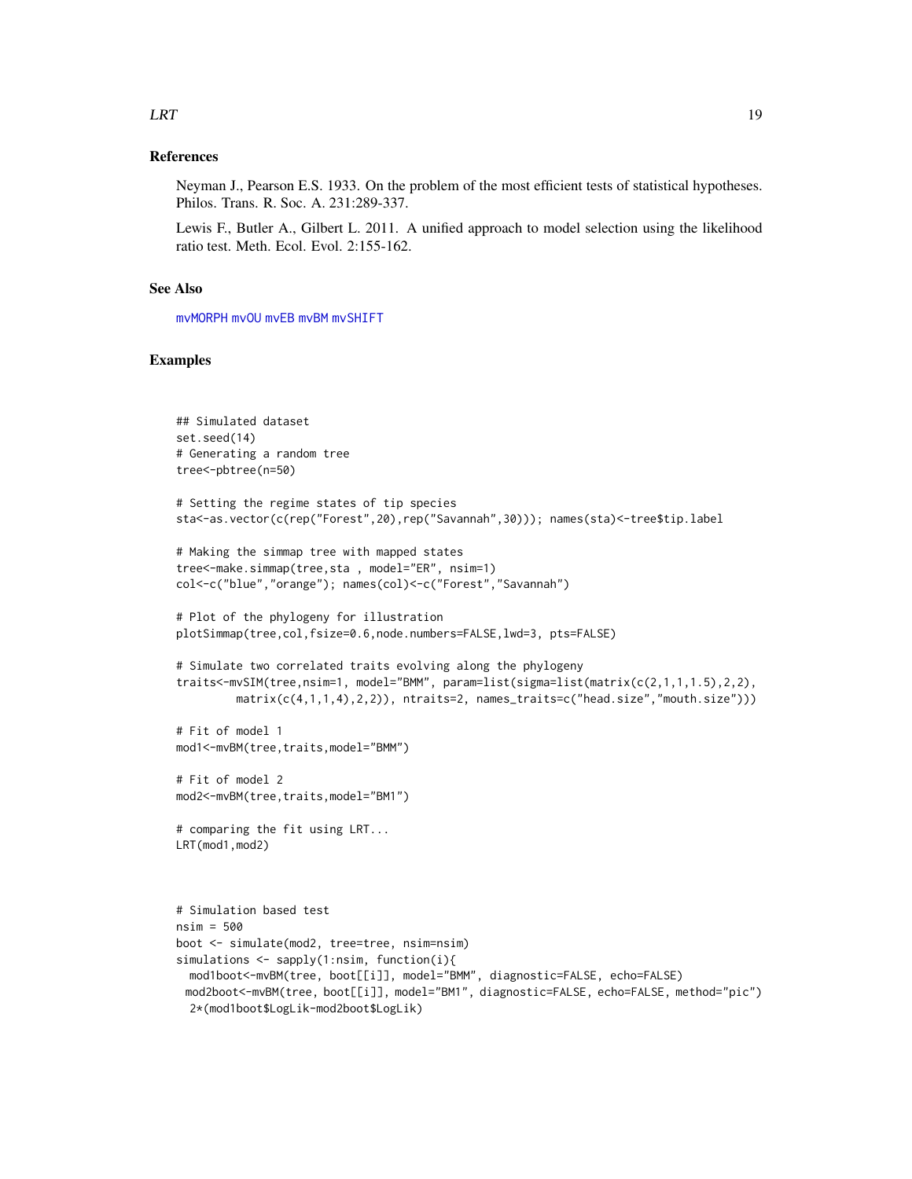### References

Neyman J., Pearson E.S. 1933. On the problem of the most efficient tests of statistical hypotheses. Philos. Trans. R. Soc. A. 231:289-337.

Lewis F., Butler A., Gilbert L. 2011. A unified approach to model selection using the likelihood ratio test. Meth. Ecol. Evol. 2:155-162.

### See Also

mvMORPH mvOU mvEB mvBM mvSHIFT

### Examples

```
## Simulated dataset
set.seed(14)
# Generating a random tree
tree<-pbtree(n=50)

# Setting the regime states of tip species
sta<-as.vector(c(rep("Forest",20),rep("Savannah",30))); names(sta)<-tree$tip.label

# Making the simmap tree with mapped states
tree<-make.simmap(tree,sta , model="ER", nsim=1)
col<-c("blue","orange"); names(col)<-c("Forest","Savannah")

# Plot of the phylogeny for illustration
plotSimmap(tree,col,fsize=0.6,node.numbers=FALSE,lwd=3, pts=FALSE)

# Simulate two correlated traits evolving along the phylogeny
traits<-mvSIM(tree,nsim=1, model="BMM", param=list(sigma=list(matrix(c(2,1,1,1.5),2,2),
         matrix(c(4,1,1,4),2,2)), ntraits=2, names_traits=c("head.size","mouth.size")))

# Fit of model 1
mod1<-mvBM(tree,traits,model="BMM")

# Fit of model 2
mod2<-mvBM(tree,traits,model="BM1")

# comparing the fit using LRT...
LRT(mod1,mod2)



# Simulation based test
nsim = 500
boot <- simulate(mod2, tree=tree, nsim=nsim)
simulations <- sapply(1:nsim, function(i){
  mod1boot<-mvBM(tree, boot[[i]], model="BMM", diagnostic=FALSE, echo=FALSE)
 mod2boot<-mvBM(tree, boot[[i]], model="BM1", diagnostic=FALSE, echo=FALSE, method="pic")
  2*(mod1boot$LogLik-mod2boot$LogLik)
```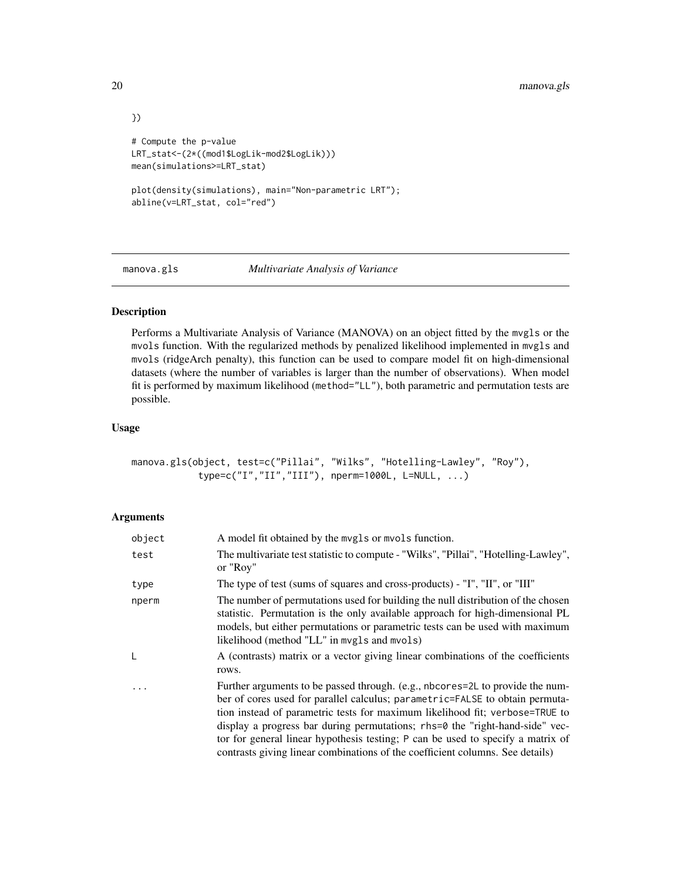```
})

# Compute the p-value
LRT_stat<-(2*((mod1$LogLik-mod2$LogLik)))
mean(simulations>=LRT_stat)

plot(density(simulations), main="Non-parametric LRT");
abline(v=LRT_stat, col="red")
```

## manova.gls — *Multivariate Analysis of Variance*

### Description

Performs a Multivariate Analysis of Variance (MANOVA) on an object fitted by the `mvgls` or the `mvols` function. With the regularized methods by penalized likelihood implemented in `mvgls` and `mvols` (ridgeArch penalty), this function can be used to compare model fit on high-dimensional datasets (where the number of variables is larger than the number of observations). When model fit is performed by maximum likelihood (`method="LL"`), both parametric and permutation tests are possible.

### Usage

```
manova.gls(object, test=c("Pillai", "Wilks", "Hotelling-Lawley", "Roy"),
           type=c("I","II","III"), nperm=1000L, L=NULL, ...)
```

### Arguments

| | |
|---|---|
| `object` | A model fit obtained by the `mvgls` or `mvols` function. |
| `test` | The multivariate test statistic to compute - "Wilks", "Pillai", "Hotelling-Lawley", or "Roy" |
| `type` | The type of test (sums of squares and cross-products) - "I", "II", or "III" |
| `nperm` | The number of permutations used for building the null distribution of the chosen statistic. Permutation is the only available approach for high-dimensional PL models, but either permutations or parametric tests can be used with maximum likelihood (method "LL" in `mvgls` and `mvols`) |
| `L` | A (contrasts) matrix or a vector giving linear combinations of the coefficients rows. |
| `...` | Further arguments to be passed through. (e.g., `nbcores=2L` to provide the number of cores used for parallel calculus; `parametric=FALSE` to obtain permutation instead of parametric tests for maximum likelihood fit; `verbose=TRUE` to display a progress bar during permutations; `rhs=0` the "right-hand-side" vector for general linear hypothesis testing; `P` can be used to specify a matrix of contrasts giving linear combinations of the coefficient columns. See details) |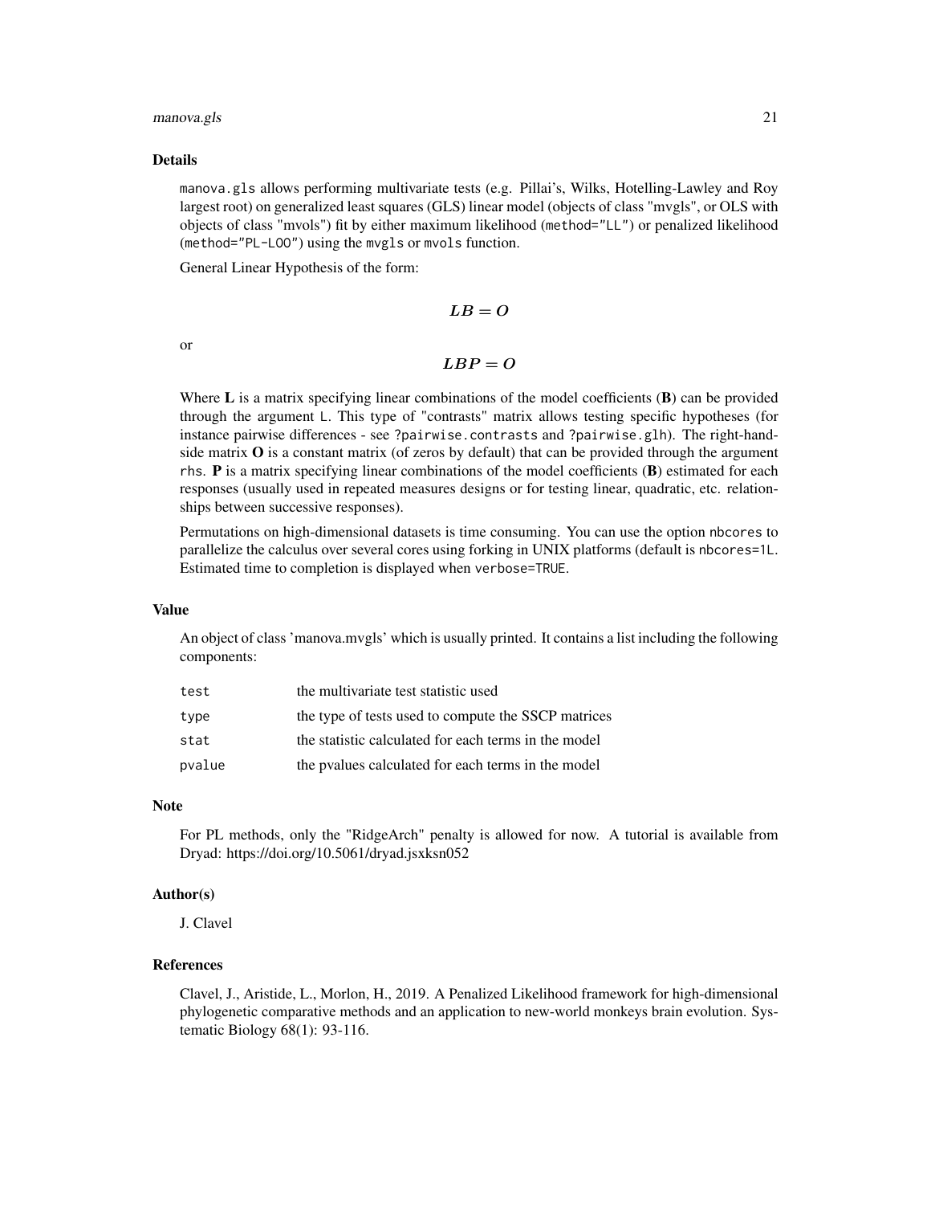## Details

manova.gls allows performing multivariate tests (e.g. Pillai's, Wilks, Hotelling-Lawley and Roy largest root) on generalized least squares (GLS) linear model (objects of class "mvgls", or OLS with objects of class "mvols") fit by either maximum likelihood (method="LL") or penalized likelihood (method="PL-LOO") using the mvgls or mvols function.

General Linear Hypothesis of the form:

$$LB = O$$

or

$$LBP = O$$

Where **L** is a matrix specifying linear combinations of the model coefficients (**B**) can be provided through the argument L. This type of "contrasts" matrix allows testing specific hypotheses (for instance pairwise differences - see ?pairwise.contrasts and ?pairwise.glh). The right-hand-side matrix **O** is a constant matrix (of zeros by default) that can be provided through the argument rhs. **P** is a matrix specifying linear combinations of the model coefficients (**B**) estimated for each responses (usually used in repeated measures designs or for testing linear, quadratic, etc. relationships between successive responses).

Permutations on high-dimensional datasets is time consuming. You can use the option nbcores to parallelize the calculus over several cores using forking in UNIX platforms (default is nbcores=1L. Estimated time to completion is displayed when verbose=TRUE.

## Value

An object of class 'manova.mvgls' which is usually printed. It contains a list including the following components:

| | |
|---|---|
| test | the multivariate test statistic used |
| type | the type of tests used to compute the SSCP matrices |
| stat | the statistic calculated for each terms in the model |
| pvalue | the pvalues calculated for each terms in the model |

## Note

For PL methods, only the "RidgeArch" penalty is allowed for now. A tutorial is available from Dryad: https://doi.org/10.5061/dryad.jsxksn052

## Author(s)

J. Clavel

## References

Clavel, J., Aristide, L., Morlon, H., 2019. A Penalized Likelihood framework for high-dimensional phylogenetic comparative methods and an application to new-world monkeys brain evolution. Systematic Biology 68(1): 93-116.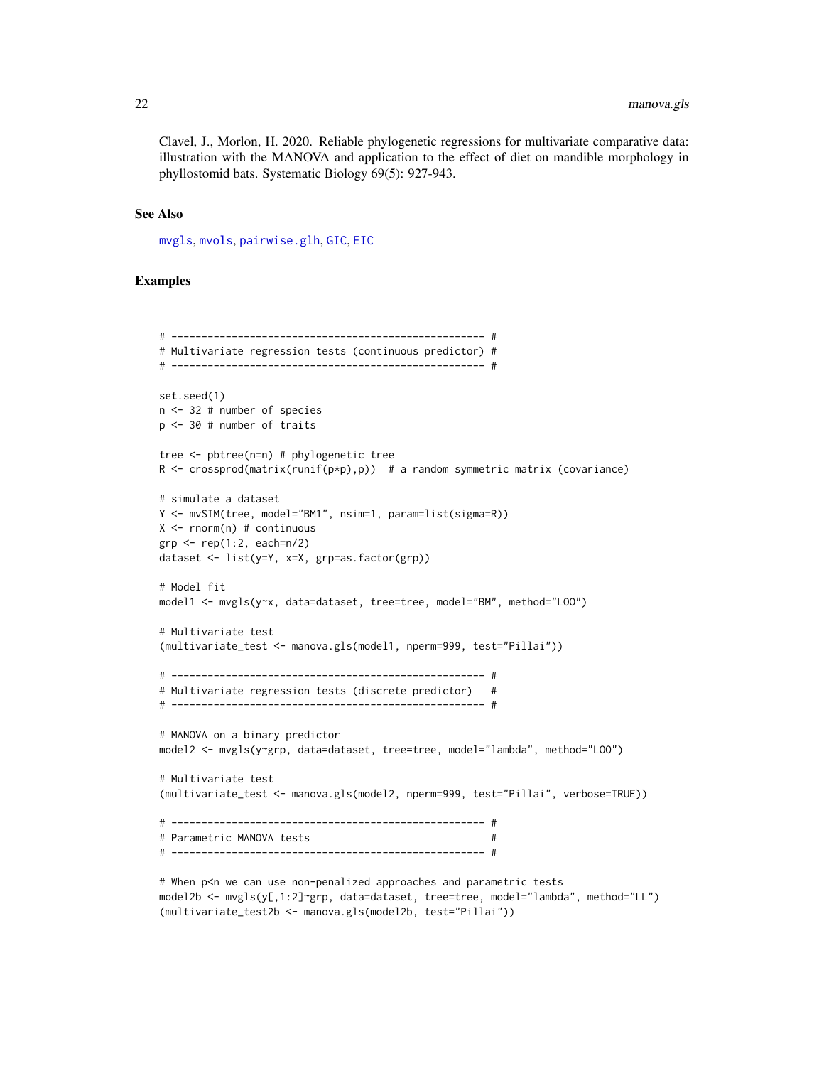Clavel, J., Morlon, H. 2020. Reliable phylogenetic regressions for multivariate comparative data: illustration with the MANOVA and application to the effect of diet on mandible morphology in phyllostomid bats. Systematic Biology 69(5): 927-943.

## See Also

mvgls, mvols, pairwise.glh, GIC, EIC

## Examples

```
# ---------------------------------------------------- #
# Multivariate regression tests (continuous predictor) #
# ---------------------------------------------------- #

set.seed(1)
n <- 32 # number of species
p <- 30 # number of traits

tree <- pbtree(n=n) # phylogenetic tree
R <- crossprod(matrix(runif(p*p),p))  # a random symmetric matrix (covariance)

# simulate a dataset
Y <- mvSIM(tree, model="BM1", nsim=1, param=list(sigma=R))
X <- rnorm(n) # continuous
grp <- rep(1:2, each=n/2)
dataset <- list(y=Y, x=X, grp=as.factor(grp))

# Model fit
model1 <- mvgls(y~x, data=dataset, tree=tree, model="BM", method="LOO")

# Multivariate test
(multivariate_test <- manova.gls(model1, nperm=999, test="Pillai"))

# ---------------------------------------------------- #
# Multivariate regression tests (discrete predictor)   #
# ---------------------------------------------------- #

# MANOVA on a binary predictor
model2 <- mvgls(y~grp, data=dataset, tree=tree, model="lambda", method="LOO")

# Multivariate test
(multivariate_test <- manova.gls(model2, nperm=999, test="Pillai", verbose=TRUE))

# ---------------------------------------------------- #
# Parametric MANOVA tests                              #
# ---------------------------------------------------- #

# When p<n we can use non-penalized approaches and parametric tests
model2b <- mvgls(y[,1:2]~grp, data=dataset, tree=tree, model="lambda", method="LL")
(multivariate_test2b <- manova.gls(model2b, test="Pillai"))
```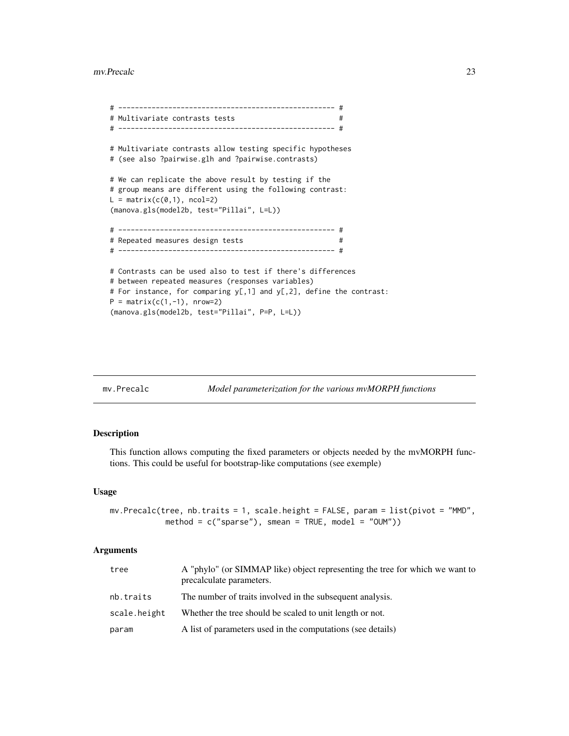```
# ---------------------------------------------------- #
# Multivariate contrasts tests                         #
# ---------------------------------------------------- #

# Multivariate contrasts allow testing specific hypotheses
# (see also ?pairwise.glh and ?pairwise.contrasts)

# We can replicate the above result by testing if the
# group means are different using the following contrast:
L = matrix(c(0,1), ncol=2)
(manova.gls(model2b, test="Pillai", L=L))

# ---------------------------------------------------- #
# Repeated measures design tests                       #
# ---------------------------------------------------- #

# Contrasts can be used also to test if there's differences
# between repeated measures (responses variables)
# For instance, for comparing y[,1] and y[,2], define the contrast:
P = matrix(c(1,-1), nrow=2)
(manova.gls(model2b, test="Pillai", P=P, L=L))
```

---

## mv.Precalc — *Model parameterization for the various mvMORPH functions*

### Description

This function allows computing the fixed parameters or objects needed by the mvMORPH functions. This could be useful for bootstrap-like computations (see exemple)

### Usage

```
mv.Precalc(tree, nb.traits = 1, scale.height = FALSE, param = list(pivot = "MMD",
           method = c("sparse"), smean = TRUE, model = "OUM"))
```

### Arguments

| | |
|---|---|
| tree | A "phylo" (or SIMMAP like) object representing the tree for which we want to precalculate parameters. |
| nb.traits | The number of traits involved in the subsequent analysis. |
| scale.height | Whether the tree should be scaled to unit length or not. |
| param | A list of parameters used in the computations (see details) |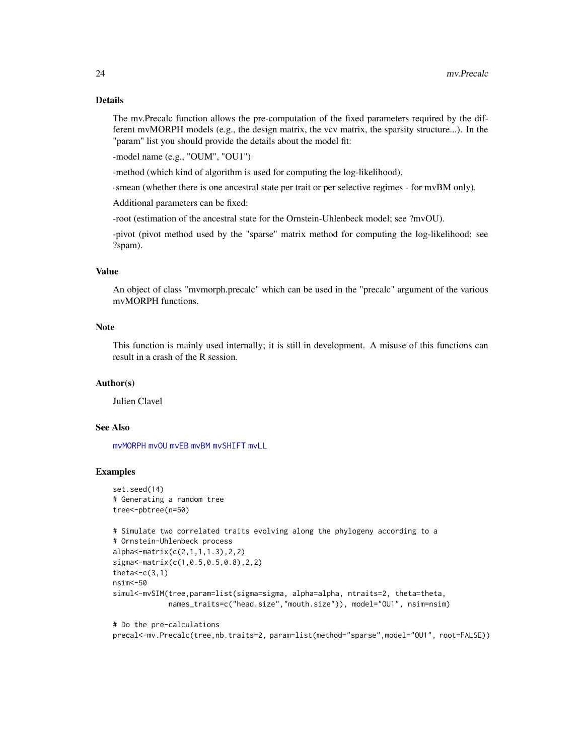## Details

The mv.Precalc function allows the pre-computation of the fixed parameters required by the different mvMORPH models (e.g., the design matrix, the vcv matrix, the sparsity structure...). In the "param" list you should provide the details about the model fit:

-model name (e.g., "OUM", "OU1")

-method (which kind of algorithm is used for computing the log-likelihood).

-smean (whether there is one ancestral state per trait or per selective regimes - for mvBM only).

Additional parameters can be fixed:

-root (estimation of the ancestral state for the Ornstein-Uhlenbeck model; see ?mvOU).

-pivot (pivot method used by the "sparse" matrix method for computing the log-likelihood; see ?spam).

## Value

An object of class "mvmorph.precalc" which can be used in the "precalc" argument of the various mvMORPH functions.

## Note

This function is mainly used internally; it is still in development. A misuse of this functions can result in a crash of the R session.

## Author(s)

Julien Clavel

## See Also

mvMORPH mvOU mvEB mvBM mvSHIFT mvLL

## Examples

```
set.seed(14)
# Generating a random tree
tree<-pbtree(n=50)

# Simulate two correlated traits evolving along the phylogeny according to a
# Ornstein-Uhlenbeck process
alpha<-matrix(c(2,1,1,1.3),2,2)
sigma<-matrix(c(1,0.5,0.5,0.8),2,2)
theta<-c(3,1)
nsim<-50
simul<-mvSIM(tree,param=list(sigma=sigma, alpha=alpha, ntraits=2, theta=theta,
             names_traits=c("head.size","mouth.size")), model="OU1", nsim=nsim)

# Do the pre-calculations
precal<-mv.Precalc(tree,nb.traits=2, param=list(method="sparse",model="OU1", root=FALSE))
```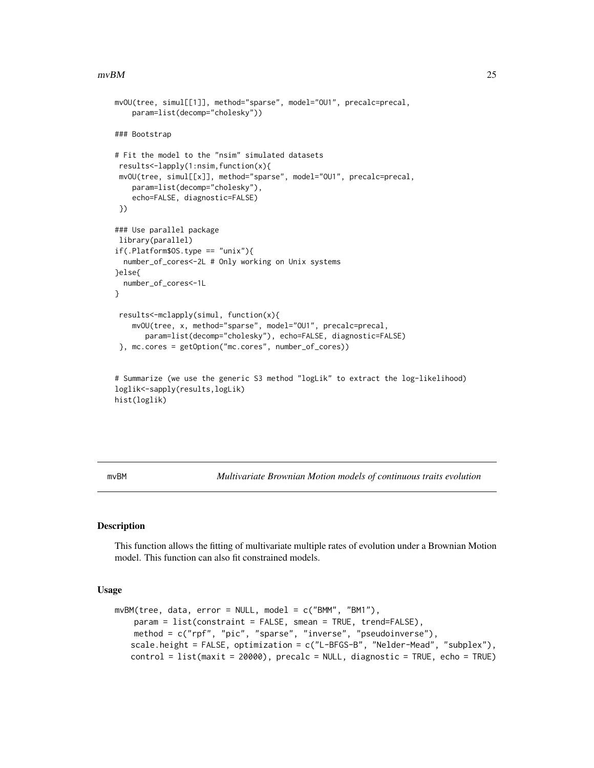```
mvOU(tree, simul[[1]], method="sparse", model="OU1", precalc=precal,
    param=list(decomp="cholesky"))

### Bootstrap

# Fit the model to the "nsim" simulated datasets
 results<-lapply(1:nsim,function(x){
 mvOU(tree, simul[[x]], method="sparse", model="OU1", precalc=precal,
    param=list(decomp="cholesky"),
    echo=FALSE, diagnostic=FALSE)
 })

### Use parallel package
 library(parallel)
if(.Platform$OS.type == "unix"){
  number_of_cores<-2L # Only working on Unix systems
}else{
  number_of_cores<-1L
}

 results<-mclapply(simul, function(x){
    mvOU(tree, x, method="sparse", model="OU1", precalc=precal,
       param=list(decomp="cholesky"), echo=FALSE, diagnostic=FALSE)
 }, mc.cores = getOption("mc.cores", number_of_cores))


# Summarize (we use the generic S3 method "logLik" to extract the log-likelihood)
loglik<-sapply(results,logLik)
hist(loglik)
```

## mvBM — *Multivariate Brownian Motion models of continuous traits evolution*

### Description

This function allows the fitting of multivariate multiple rates of evolution under a Brownian Motion model. This function can also fit constrained models.

### Usage

```
mvBM(tree, data, error = NULL, model = c("BMM", "BM1"),
     param = list(constraint = FALSE, smean = TRUE, trend=FALSE),
     method = c("rpf", "pic", "sparse", "inverse", "pseudoinverse"),
    scale.height = FALSE, optimization = c("L-BFGS-B", "Nelder-Mead", "subplex"),
    control = list(maxit = 20000), precalc = NULL, diagnostic = TRUE, echo = TRUE)
```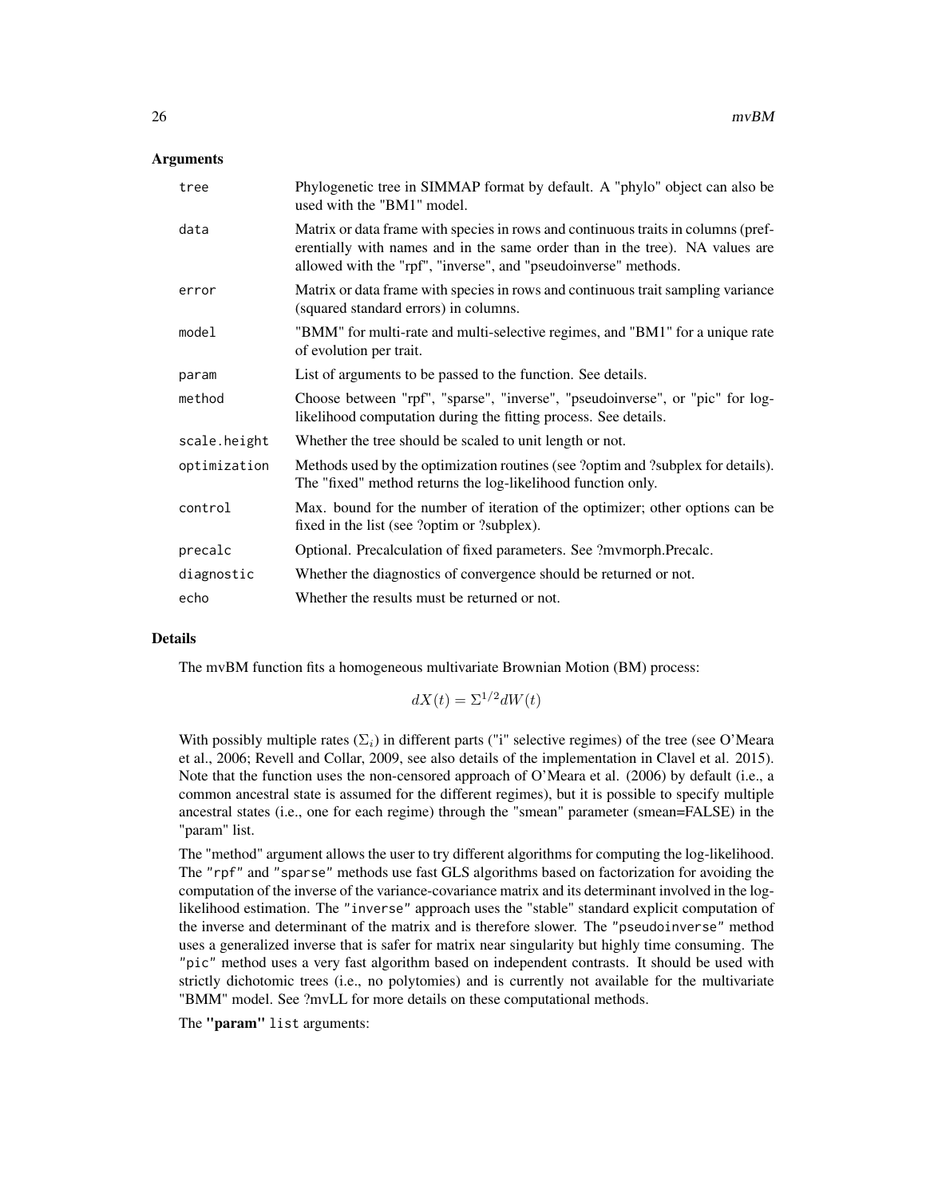## Arguments

| | |
|---|---|
| tree | Phylogenetic tree in SIMMAP format by default. A "phylo" object can also be used with the "BM1" model. |
| data | Matrix or data frame with species in rows and continuous traits in columns (preferentially with names and in the same order than in the tree). NA values are allowed with the "rpf", "inverse", and "pseudoinverse" methods. |
| error | Matrix or data frame with species in rows and continuous trait sampling variance (squared standard errors) in columns. |
| model | "BMM" for multi-rate and multi-selective regimes, and "BM1" for a unique rate of evolution per trait. |
| param | List of arguments to be passed to the function. See details. |
| method | Choose between "rpf", "sparse", "inverse", "pseudoinverse", or "pic" for log-likelihood computation during the fitting process. See details. |
| scale.height | Whether the tree should be scaled to unit length or not. |
| optimization | Methods used by the optimization routines (see ?optim and ?subplex for details). The "fixed" method returns the log-likelihood function only. |
| control | Max. bound for the number of iteration of the optimizer; other options can be fixed in the list (see ?optim or ?subplex). |
| precalc | Optional. Precalculation of fixed parameters. See ?mvmorph.Precalc. |
| diagnostic | Whether the diagnostics of convergence should be returned or not. |
| echo | Whether the results must be returned or not. |

## Details

The mvBM function fits a homogeneous multivariate Brownian Motion (BM) process:

$$dX(t) = \Sigma^{1/2} dW(t)$$

With possibly multiple rates ($\Sigma_i$) in different parts ("i" selective regimes) of the tree (see O'Meara et al., 2006; Revell and Collar, 2009, see also details of the implementation in Clavel et al. 2015). Note that the function uses the non-censored approach of O'Meara et al. (2006) by default (i.e., a common ancestral state is assumed for the different regimes), but it is possible to specify multiple ancestral states (i.e., one for each regime) through the "smean" parameter (smean=FALSE) in the "param" list.

The "method" argument allows the user to try different algorithms for computing the log-likelihood. The `"rpf"` and `"sparse"` methods use fast GLS algorithms based on factorization for avoiding the computation of the inverse of the variance-covariance matrix and its determinant involved in the log-likelihood estimation. The `"inverse"` approach uses the "stable" standard explicit computation of the inverse and determinant of the matrix and is therefore slower. The `"pseudoinverse"` method uses a generalized inverse that is safer for matrix near singularity but highly time consuming. The `"pic"` method uses a very fast algorithm based on independent contrasts. It should be used with strictly dichotomic trees (i.e., no polytomies) and is currently not available for the multivariate "BMM" model. See ?mvLL for more details on these computational methods.

The **"param"** `list` arguments: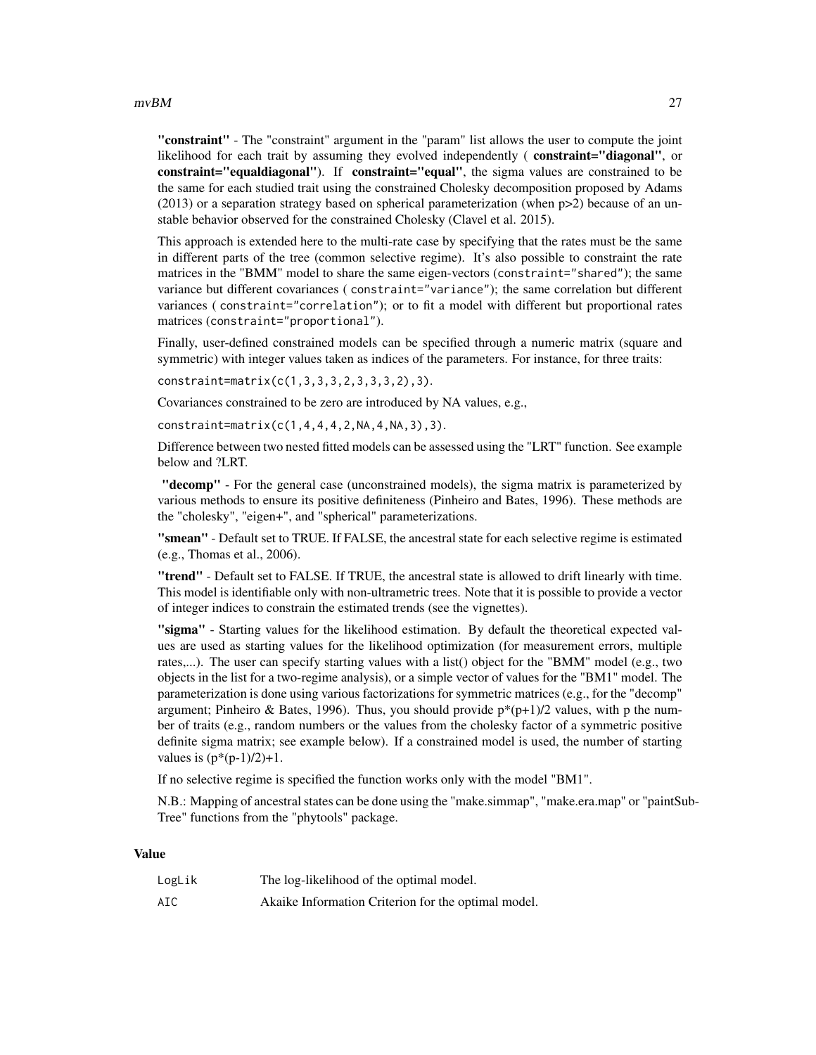**"constraint"** - The "constraint" argument in the "param" list allows the user to compute the joint likelihood for each trait by assuming they evolved independently ( **constraint="diagonal"**, or **constraint="equaldiagonal"**). If **constraint="equal"**, the sigma values are constrained to be the same for each studied trait using the constrained Cholesky decomposition proposed by Adams (2013) or a separation strategy based on spherical parameterization (when p>2) because of an unstable behavior observed for the constrained Cholesky (Clavel et al. 2015).

This approach is extended here to the multi-rate case by specifying that the rates must be the same in different parts of the tree (common selective regime). It's also possible to constraint the rate matrices in the "BMM" model to share the same eigen-vectors (`constraint="shared"`); the same variance but different covariances ( `constraint="variance"`); the same correlation but different variances ( `constraint="correlation"`); or to fit a model with different but proportional rates matrices (`constraint="proportional"`).

Finally, user-defined constrained models can be specified through a numeric matrix (square and symmetric) with integer values taken as indices of the parameters. For instance, for three traits:

`constraint=matrix(c(1,3,3,3,2,3,3,3,2),3)`.

Covariances constrained to be zero are introduced by NA values, e.g.,

`constraint=matrix(c(1,4,4,4,2,NA,4,NA,3),3)`.

Difference between two nested fitted models can be assessed using the "LRT" function. See example below and ?LRT.

**"decomp"** - For the general case (unconstrained models), the sigma matrix is parameterized by various methods to ensure its positive definiteness (Pinheiro and Bates, 1996). These methods are the "cholesky", "eigen+", and "spherical" parameterizations.

**"smean"** - Default set to TRUE. If FALSE, the ancestral state for each selective regime is estimated (e.g., Thomas et al., 2006).

**"trend"** - Default set to FALSE. If TRUE, the ancestral state is allowed to drift linearly with time. This model is identifiable only with non-ultrametric trees. Note that it is possible to provide a vector of integer indices to constrain the estimated trends (see the vignettes).

**"sigma"** - Starting values for the likelihood estimation. By default the theoretical expected values are used as starting values for the likelihood optimization (for measurement errors, multiple rates,...). The user can specify starting values with a list() object for the "BMM" model (e.g., two objects in the list for a two-regime analysis), or a simple vector of values for the "BM1" model. The parameterization is done using various factorizations for symmetric matrices (e.g., for the "decomp" argument; Pinheiro & Bates, 1996). Thus, you should provide $p*(p+1)/2$ values, with p the number of traits (e.g., random numbers or the values from the cholesky factor of a symmetric positive definite sigma matrix; see example below). If a constrained model is used, the number of starting values is $(p*(p-1)/2)+1$.

If no selective regime is specified the function works only with the model "BM1".

N.B.: Mapping of ancestral states can be done using the "make.simmap", "make.era.map" or "paintSubTree" functions from the "phytools" package.

## Value

| | |
|---|---|
| `LogLik` | The log-likelihood of the optimal model. |
| `AIC` | Akaike Information Criterion for the optimal model. |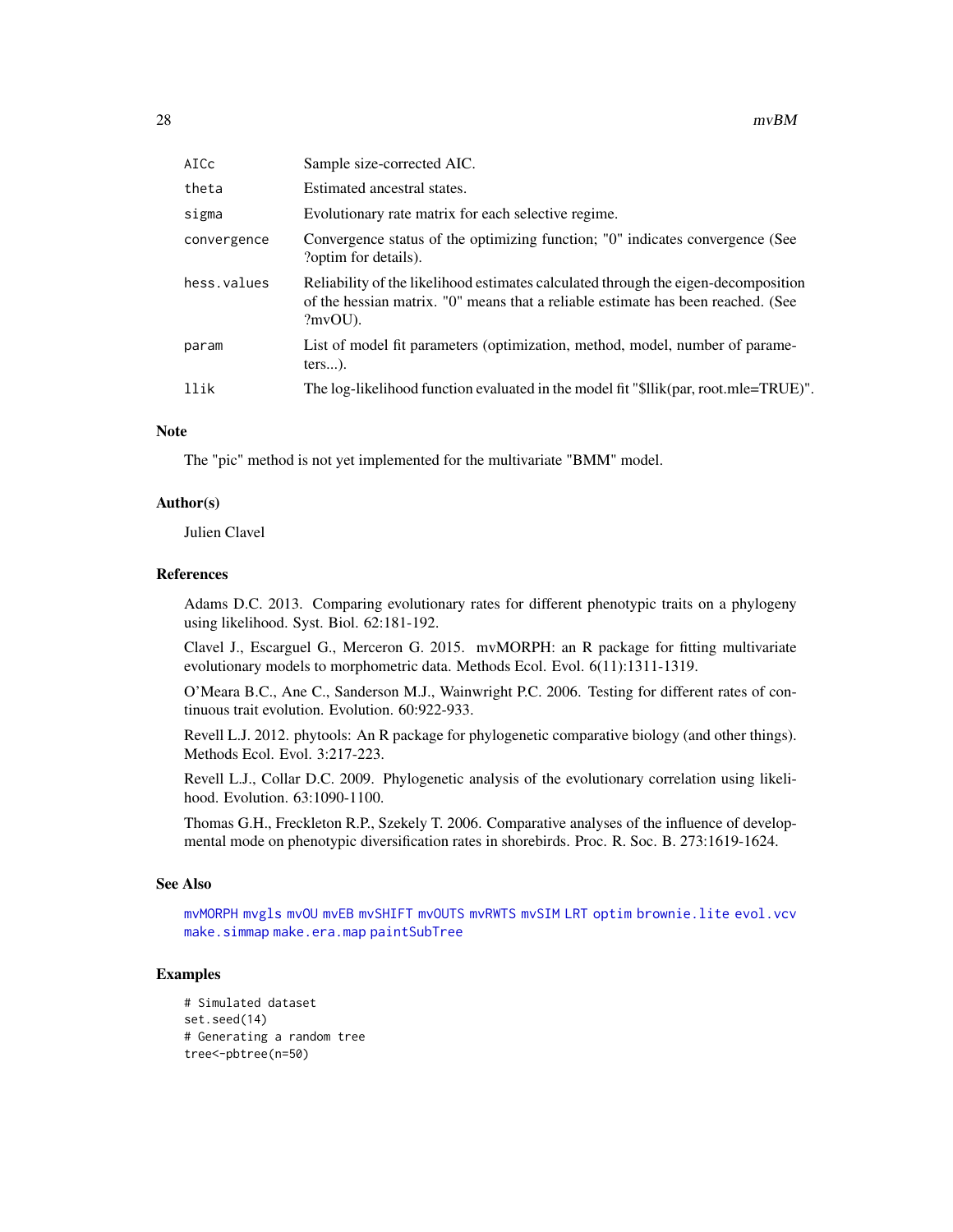| | |
|---|---|
| AICc | Sample size-corrected AIC. |
| theta | Estimated ancestral states. |
| sigma | Evolutionary rate matrix for each selective regime. |
| convergence | Convergence status of the optimizing function; "0" indicates convergence (See ?optim for details). |
| hess.values | Reliability of the likelihood estimates calculated through the eigen-decomposition of the hessian matrix. "0" means that a reliable estimate has been reached. (See ?mvOU). |
| param | List of model fit parameters (optimization, method, model, number of parameters...). |
| llik | The log-likelihood function evaluated in the model fit "$llik(par, root.mle=TRUE)". |

## Note

The "pic" method is not yet implemented for the multivariate "BMM" model.

## Author(s)

Julien Clavel

## References

Adams D.C. 2013. Comparing evolutionary rates for different phenotypic traits on a phylogeny using likelihood. Syst. Biol. 62:181-192.

Clavel J., Escarguel G., Merceron G. 2015. mvMORPH: an R package for fitting multivariate evolutionary models to morphometric data. Methods Ecol. Evol. 6(11):1311-1319.

O'Meara B.C., Ane C., Sanderson M.J., Wainwright P.C. 2006. Testing for different rates of continuous trait evolution. Evolution. 60:922-933.

Revell L.J. 2012. phytools: An R package for phylogenetic comparative biology (and other things). Methods Ecol. Evol. 3:217-223.

Revell L.J., Collar D.C. 2009. Phylogenetic analysis of the evolutionary correlation using likelihood. Evolution. 63:1090-1100.

Thomas G.H., Freckleton R.P., Szekely T. 2006. Comparative analyses of the influence of developmental mode on phenotypic diversification rates in shorebirds. Proc. R. Soc. B. 273:1619-1624.

## See Also

mvMORPH mvgls mvOU mvEB mvSHIFT mvOUTS mvRWTS mvSIM LRT optim brownie.lite evol.vcv make.simmap make.era.map paintSubTree

## Examples

```
# Simulated dataset
set.seed(14)
# Generating a random tree
tree<-pbtree(n=50)
```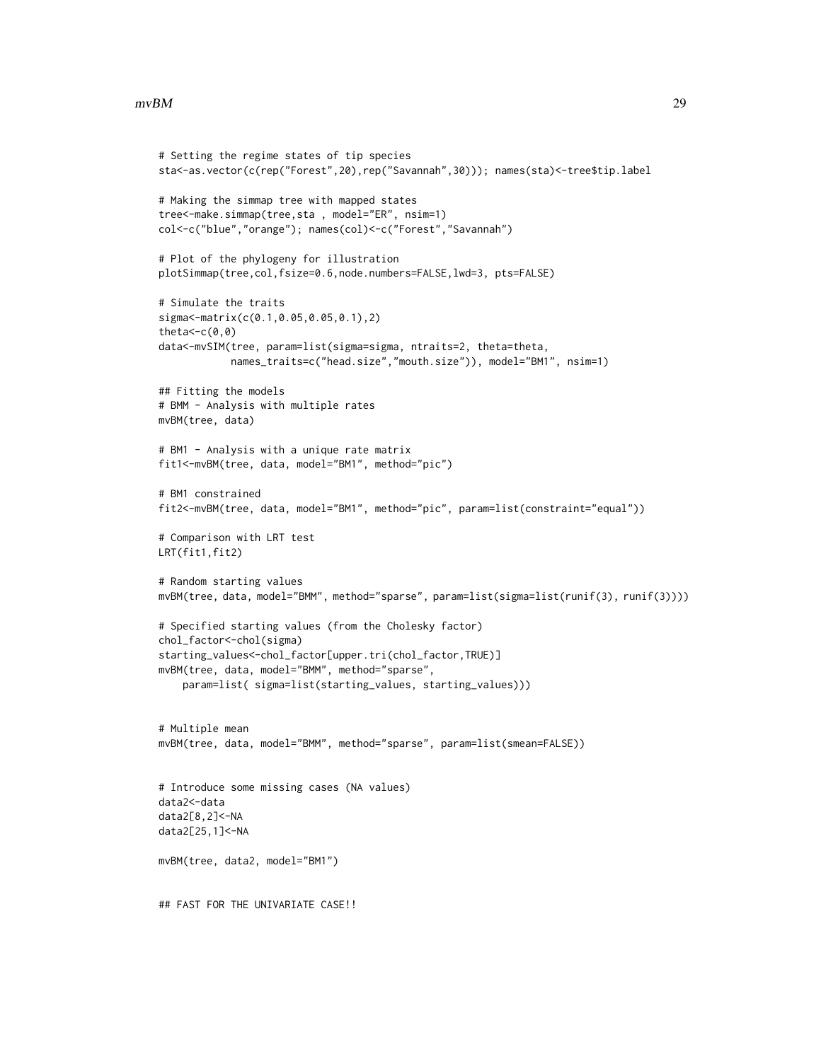```
# Setting the regime states of tip species
sta<-as.vector(c(rep("Forest",20),rep("Savannah",30))); names(sta)<-tree$tip.label

# Making the simmap tree with mapped states
tree<-make.simmap(tree,sta , model="ER", nsim=1)
col<-c("blue","orange"); names(col)<-c("Forest","Savannah")

# Plot of the phylogeny for illustration
plotSimmap(tree,col,fsize=0.6,node.numbers=FALSE,lwd=3, pts=FALSE)

# Simulate the traits
sigma<-matrix(c(0.1,0.05,0.05,0.1),2)
theta<-c(0,0)
data<-mvSIM(tree, param=list(sigma=sigma, ntraits=2, theta=theta,
            names_traits=c("head.size","mouth.size")), model="BM1", nsim=1)

## Fitting the models
# BMM - Analysis with multiple rates
mvBM(tree, data)

# BM1 - Analysis with a unique rate matrix
fit1<-mvBM(tree, data, model="BM1", method="pic")

# BM1 constrained
fit2<-mvBM(tree, data, model="BM1", method="pic", param=list(constraint="equal"))

# Comparison with LRT test
LRT(fit1,fit2)

# Random starting values
mvBM(tree, data, model="BMM", method="sparse", param=list(sigma=list(runif(3), runif(3))))

# Specified starting values (from the Cholesky factor)
chol_factor<-chol(sigma)
starting_values<-chol_factor[upper.tri(chol_factor,TRUE)]
mvBM(tree, data, model="BMM", method="sparse",
    param=list( sigma=list(starting_values, starting_values)))


# Multiple mean
mvBM(tree, data, model="BMM", method="sparse", param=list(smean=FALSE))


# Introduce some missing cases (NA values)
data2<-data
data2[8,2]<-NA
data2[25,1]<-NA

mvBM(tree, data2, model="BM1")


## FAST FOR THE UNIVARIATE CASE!!
```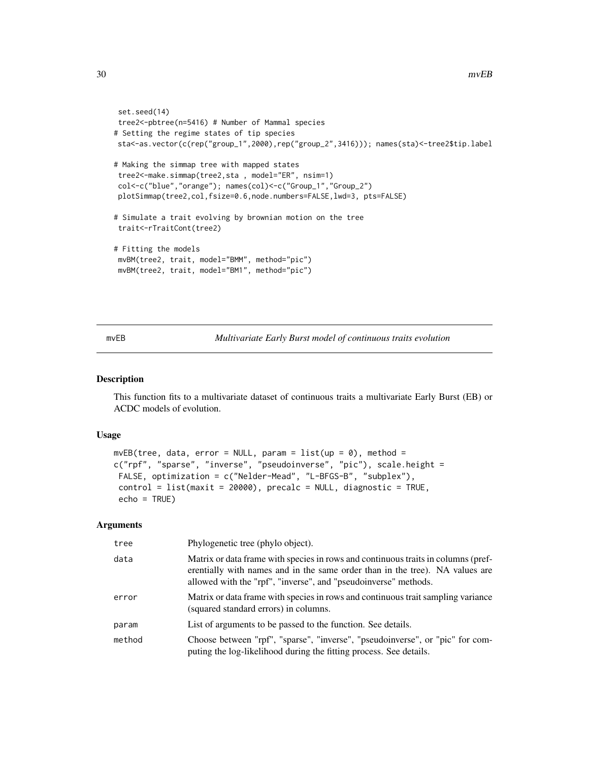```
set.seed(14)
tree2<-pbtree(n=5416) # Number of Mammal species
# Setting the regime states of tip species
sta<-as.vector(c(rep("group_1",2000),rep("group_2",3416))); names(sta)<-tree2$tip.label

# Making the simmap tree with mapped states
tree2<-make.simmap(tree2,sta , model="ER", nsim=1)
col<-c("blue","orange"); names(col)<-c("Group_1","Group_2")
plotSimmap(tree2,col,fsize=0.6,node.numbers=FALSE,lwd=3, pts=FALSE)

# Simulate a trait evolving by brownian motion on the tree
trait<-rTraitCont(tree2)

# Fitting the models
mvBM(tree2, trait, model="BMM", method="pic")
mvBM(tree2, trait, model="BM1", method="pic")
```

## mvEB — *Multivariate Early Burst model of continuous traits evolution*

### Description

This function fits to a multivariate dataset of continuous traits a multivariate Early Burst (EB) or ACDC models of evolution.

### Usage

```
mvEB(tree, data, error = NULL, param = list(up = 0), method =
c("rpf", "sparse", "inverse", "pseudoinverse", "pic"), scale.height =
 FALSE, optimization = c("Nelder-Mead", "L-BFGS-B", "subplex"),
 control = list(maxit = 20000), precalc = NULL, diagnostic = TRUE,
 echo = TRUE)
```

### Arguments

| | |
|---|---|
| tree | Phylogenetic tree (phylo object). |
| data | Matrix or data frame with species in rows and continuous traits in columns (preferentially with names and in the same order than in the tree). NA values are allowed with the "rpf", "inverse", and "pseudoinverse" methods. |
| error | Matrix or data frame with species in rows and continuous trait sampling variance (squared standard errors) in columns. |
| param | List of arguments to be passed to the function. See details. |
| method | Choose between "rpf", "sparse", "inverse", "pseudoinverse", or "pic" for computing the log-likelihood during the fitting process. See details. |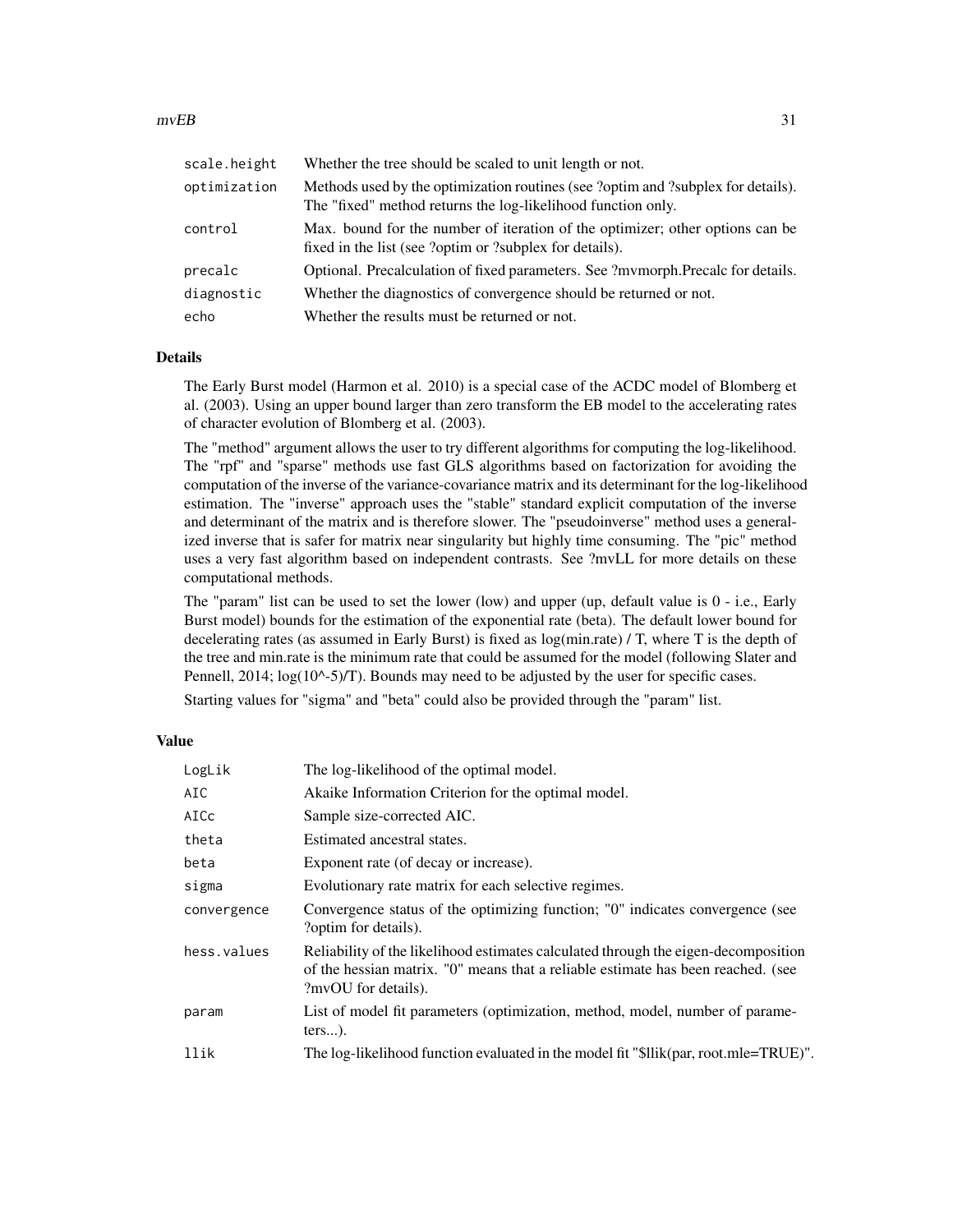| | |
|---|---|
| scale.height | Whether the tree should be scaled to unit length or not. |
| optimization | Methods used by the optimization routines (see ?optim and ?subplex for details). The "fixed" method returns the log-likelihood function only. |
| control | Max. bound for the number of iteration of the optimizer; other options can be fixed in the list (see ?optim or ?subplex for details). |
| precalc | Optional. Precalculation of fixed parameters. See ?mvmorph.Precalc for details. |
| diagnostic | Whether the diagnostics of convergence should be returned or not. |
| echo | Whether the results must be returned or not. |

## Details

The Early Burst model (Harmon et al. 2010) is a special case of the ACDC model of Blomberg et al. (2003). Using an upper bound larger than zero transform the EB model to the accelerating rates of character evolution of Blomberg et al. (2003).

The "method" argument allows the user to try different algorithms for computing the log-likelihood. The "rpf" and "sparse" methods use fast GLS algorithms based on factorization for avoiding the computation of the inverse of the variance-covariance matrix and its determinant for the log-likelihood estimation. The "inverse" approach uses the "stable" standard explicit computation of the inverse and determinant of the matrix and is therefore slower. The "pseudoinverse" method uses a generalized inverse that is safer for matrix near singularity but highly time consuming. The "pic" method uses a very fast algorithm based on independent contrasts. See ?mvLL for more details on these computational methods.

The "param" list can be used to set the lower (low) and upper (up, default value is 0 - i.e., Early Burst model) bounds for the estimation of the exponential rate (beta). The default lower bound for decelerating rates (as assumed in Early Burst) is fixed as log(min.rate) / T, where T is the depth of the tree and min.rate is the minimum rate that could be assumed for the model (following Slater and Pennell, 2014; log(10^-5)/T). Bounds may need to be adjusted by the user for specific cases.

Starting values for "sigma" and "beta" could also be provided through the "param" list.

## Value

| | |
|---|---|
| LogLik | The log-likelihood of the optimal model. |
| AIC | Akaike Information Criterion for the optimal model. |
| AICc | Sample size-corrected AIC. |
| theta | Estimated ancestral states. |
| beta | Exponent rate (of decay or increase). |
| sigma | Evolutionary rate matrix for each selective regimes. |
| convergence | Convergence status of the optimizing function; "0" indicates convergence (see ?optim for details). |
| hess.values | Reliability of the likelihood estimates calculated through the eigen-decomposition of the hessian matrix. "0" means that a reliable estimate has been reached. (see ?mvOU for details). |
| param | List of model fit parameters (optimization, method, model, number of parameters...). |
| llik | The log-likelihood function evaluated in the model fit "$llik(par, root.mle=TRUE)". |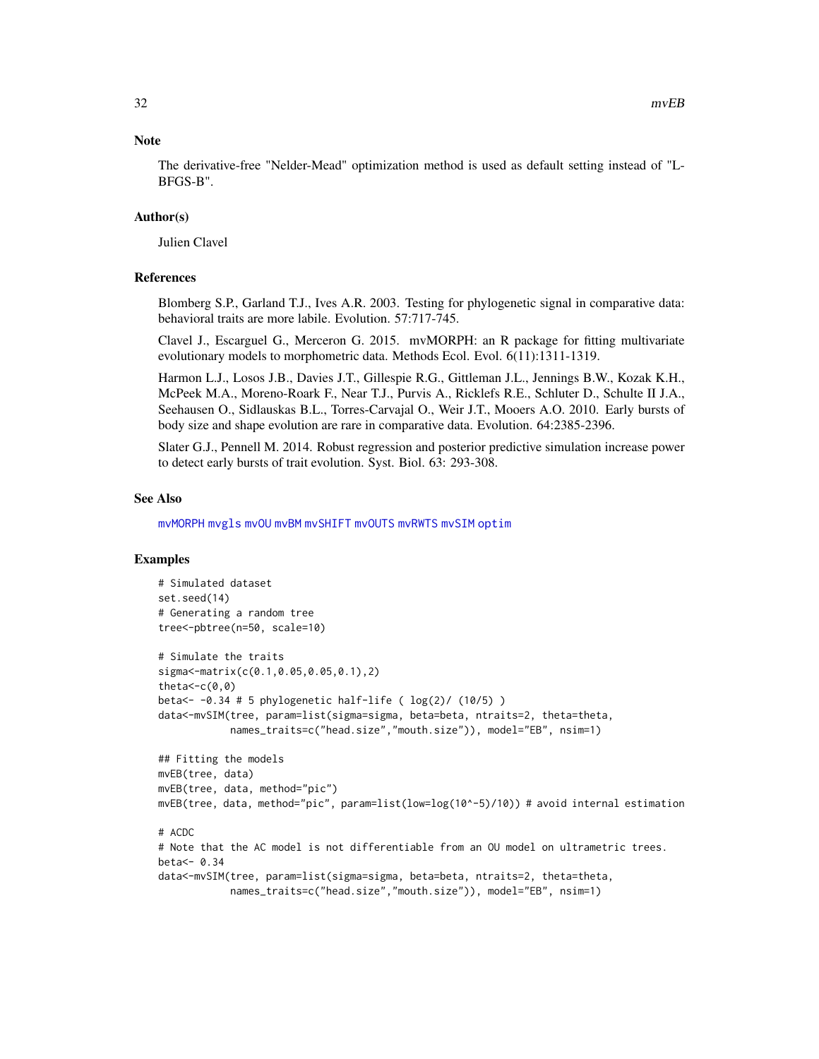## Note

The derivative-free "Nelder-Mead" optimization method is used as default setting instead of "L-BFGS-B".

## Author(s)

Julien Clavel

## References

Blomberg S.P., Garland T.J., Ives A.R. 2003. Testing for phylogenetic signal in comparative data: behavioral traits are more labile. Evolution. 57:717-745.

Clavel J., Escarguel G., Merceron G. 2015. mvMORPH: an R package for fitting multivariate evolutionary models to morphometric data. Methods Ecol. Evol. 6(11):1311-1319.

Harmon L.J., Losos J.B., Davies J.T., Gillespie R.G., Gittleman J.L., Jennings B.W., Kozak K.H., McPeek M.A., Moreno-Roark F., Near T.J., Purvis A., Ricklefs R.E., Schluter D., Schulte II J.A., Seehausen O., Sidlauskas B.L., Torres-Carvajal O., Weir J.T., Mooers A.O. 2010. Early bursts of body size and shape evolution are rare in comparative data. Evolution. 64:2385-2396.

Slater G.J., Pennell M. 2014. Robust regression and posterior predictive simulation increase power to detect early bursts of trait evolution. Syst. Biol. 63: 293-308.

## See Also

mvMORPH mvgls mvOU mvBM mvSHIFT mvOUTS mvRWTS mvSIM optim

## Examples

```
# Simulated dataset
set.seed(14)
# Generating a random tree
tree<-pbtree(n=50, scale=10)

# Simulate the traits
sigma<-matrix(c(0.1,0.05,0.05,0.1),2)
theta<-c(0,0)
beta<- -0.34 # 5 phylogenetic half-life ( log(2)/ (10/5) )
data<-mvSIM(tree, param=list(sigma=sigma, beta=beta, ntraits=2, theta=theta,
            names_traits=c("head.size","mouth.size")), model="EB", nsim=1)

## Fitting the models
mvEB(tree, data)
mvEB(tree, data, method="pic")
mvEB(tree, data, method="pic", param=list(low=log(10^-5)/10)) # avoid internal estimation

# ACDC
# Note that the AC model is not differentiable from an OU model on ultrametric trees.
beta<- 0.34
data<-mvSIM(tree, param=list(sigma=sigma, beta=beta, ntraits=2, theta=theta,
            names_traits=c("head.size","mouth.size")), model="EB", nsim=1)
```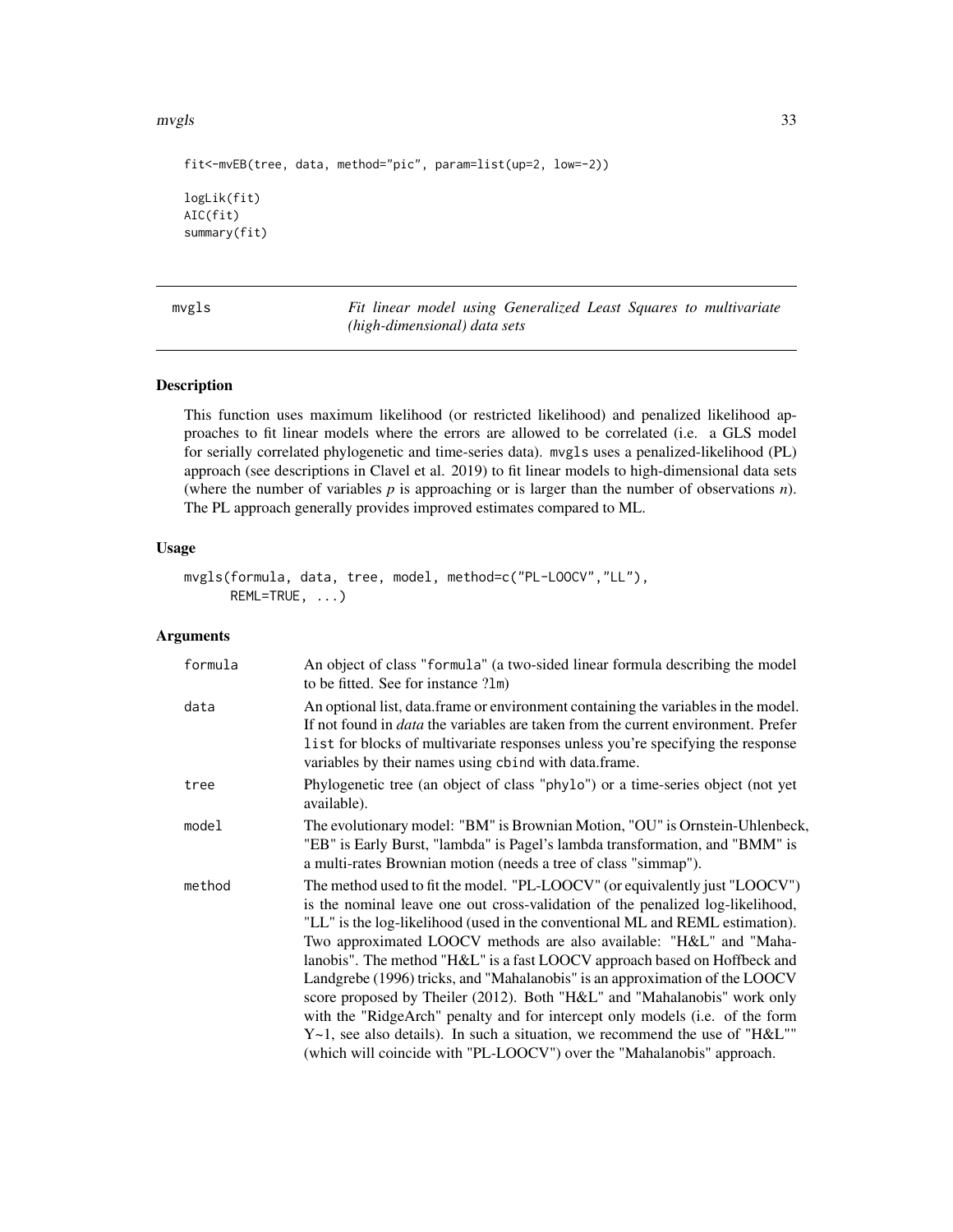```
fit<-mvEB(tree, data, method="pic", param=list(up=2, low=-2))

logLik(fit)
AIC(fit)
summary(fit)
```

## mvgls — *Fit linear model using Generalized Least Squares to multivariate (high-dimensional) data sets*

### Description

This function uses maximum likelihood (or restricted likelihood) and penalized likelihood approaches to fit linear models where the errors are allowed to be correlated (i.e. a GLS model for serially correlated phylogenetic and time-series data). `mvgls` uses a penalized-likelihood (PL) approach (see descriptions in Clavel et al. 2019) to fit linear models to high-dimensional data sets (where the number of variables $p$ is approaching or is larger than the number of observations $n$). The PL approach generally provides improved estimates compared to ML.

### Usage

```
mvgls(formula, data, tree, model, method=c("PL-LOOCV","LL"),
      REML=TRUE, ...)
```

### Arguments

| | |
|---|---|
| formula | An object of class "`formula`" (a two-sided linear formula describing the model to be fitted. See for instance `?lm`) |
| data | An optional list, data.frame or environment containing the variables in the model. If not found in *data* the variables are taken from the current environment. Prefer `list` for blocks of multivariate responses unless you're specifying the response variables by their names using `cbind` with data.frame. |
| tree | Phylogenetic tree (an object of class "`phylo`") or a time-series object (not yet available). |
| model | The evolutionary model: "BM" is Brownian Motion, "OU" is Ornstein-Uhlenbeck, "EB" is Early Burst, "lambda" is Pagel's lambda transformation, and "BMM" is a multi-rates Brownian motion (needs a tree of class "simmap"). |
| method | The method used to fit the model. "PL-LOOCV" (or equivalently just "LOOCV") is the nominal leave one out cross-validation of the penalized log-likelihood, "LL" is the log-likelihood (used in the conventional ML and REML estimation). Two approximated LOOCV methods are also available: "H&L" and "Mahalanobis". The method "H&L" is a fast LOOCV approach based on Hoffbeck and Landgrebe (1996) tricks, and "Mahalanobis" is an approximation of the LOOCV score proposed by Theiler (2012). Both "H&L" and "Mahalanobis" work only with the "RidgeArch" penalty and for intercept only models (i.e. of the form Y~1, see also details). In such a situation, we recommend the use of "H&L"" (which will coincide with "PL-LOOCV") over the "Mahalanobis" approach. |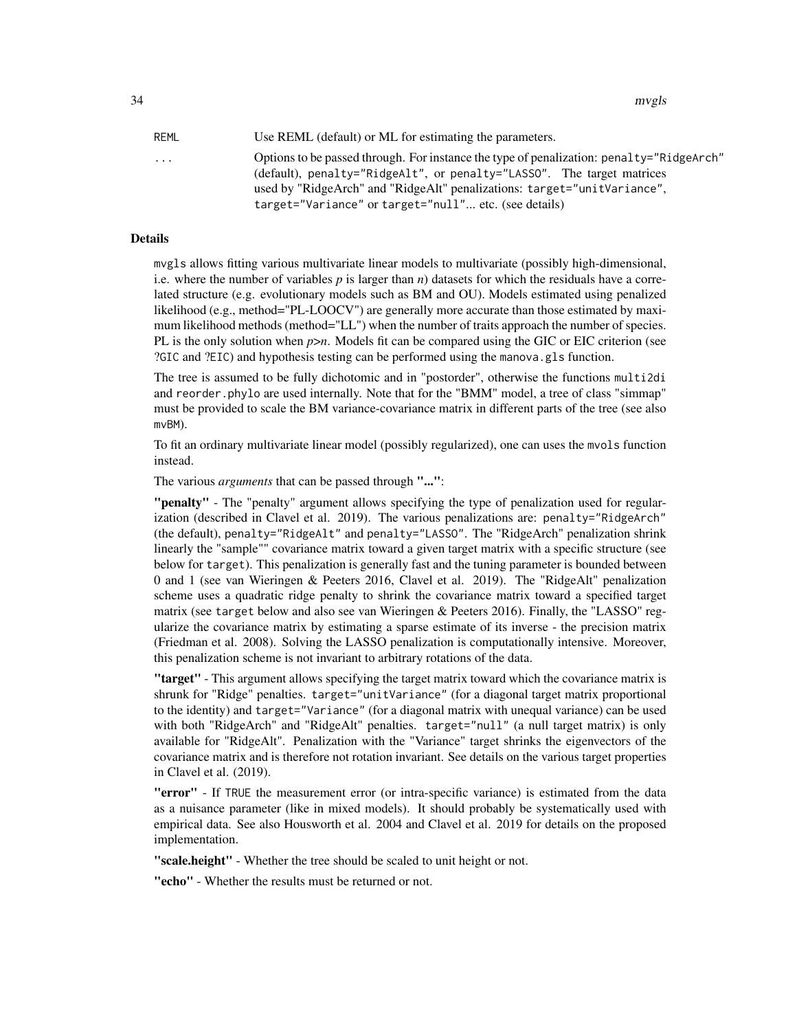| | |
|---|---|
| `REML` | Use REML (default) or ML for estimating the parameters. |
| `...` | Options to be passed through. For instance the type of penalization: `penalty="RidgeArch"` (default), `penalty="RidgeAlt"`, or `penalty="LASSO"`. The target matrices used by "RidgeArch" and "RidgeAlt" penalizations: `target="unitVariance"`, `target="Variance"` or `target="null"`... etc. (see details) |

## Details

`mvgls` allows fitting various multivariate linear models to multivariate (possibly high-dimensional, i.e. where the number of variables *p* is larger than *n*) datasets for which the residuals have a correlated structure (e.g. evolutionary models such as BM and OU). Models estimated using penalized likelihood (e.g., method="PL-LOOCV") are generally more accurate than those estimated by maximum likelihood methods (method="LL") when the number of traits approach the number of species. PL is the only solution when *p*>*n*. Models fit can be compared using the GIC or EIC criterion (see `?GIC` and `?EIC`) and hypothesis testing can be performed using the `manova.gls` function.

The tree is assumed to be fully dichotomic and in "postorder", otherwise the functions `multi2di` and `reorder.phylo` are used internally. Note that for the "BMM" model, a tree of class "simmap" must be provided to scale the BM variance-covariance matrix in different parts of the tree (see also `mvBM`).

To fit an ordinary multivariate linear model (possibly regularized), one can uses the `mvols` function instead.

The various *arguments* that can be passed through **"..."**:

**"penalty"** - The "penalty" argument allows specifying the type of penalization used for regularization (described in Clavel et al. 2019). The various penalizations are: `penalty="RidgeArch"` (the default), `penalty="RidgeAlt"` and `penalty="LASSO"`. The "RidgeArch" penalization shrink linearly the "sample"" covariance matrix toward a given target matrix with a specific structure (see below for `target`). This penalization is generally fast and the tuning parameter is bounded between 0 and 1 (see van Wieringen & Peeters 2016, Clavel et al. 2019). The "RidgeAlt" penalization scheme uses a quadratic ridge penalty to shrink the covariance matrix toward a specified target matrix (see `target` below and also see van Wieringen & Peeters 2016). Finally, the "LASSO" regularize the covariance matrix by estimating a sparse estimate of its inverse - the precision matrix (Friedman et al. 2008). Solving the LASSO penalization is computationally intensive. Moreover, this penalization scheme is not invariant to arbitrary rotations of the data.

**"target"** - This argument allows specifying the target matrix toward which the covariance matrix is shrunk for "Ridge" penalties. `target="unitVariance"` (for a diagonal target matrix proportional to the identity) and `target="Variance"` (for a diagonal matrix with unequal variance) can be used with both "RidgeArch" and "RidgeAlt" penalties. `target="null"` (a null target matrix) is only available for "RidgeAlt". Penalization with the "Variance" target shrinks the eigenvectors of the covariance matrix and is therefore not rotation invariant. See details on the various target properties in Clavel et al. (2019).

**"error"** - If `TRUE` the measurement error (or intra-specific variance) is estimated from the data as a nuisance parameter (like in mixed models). It should probably be systematically used with empirical data. See also Housworth et al. 2004 and Clavel et al. 2019 for details on the proposed implementation.

**"scale.height"** - Whether the tree should be scaled to unit height or not.

**"echo"** - Whether the results must be returned or not.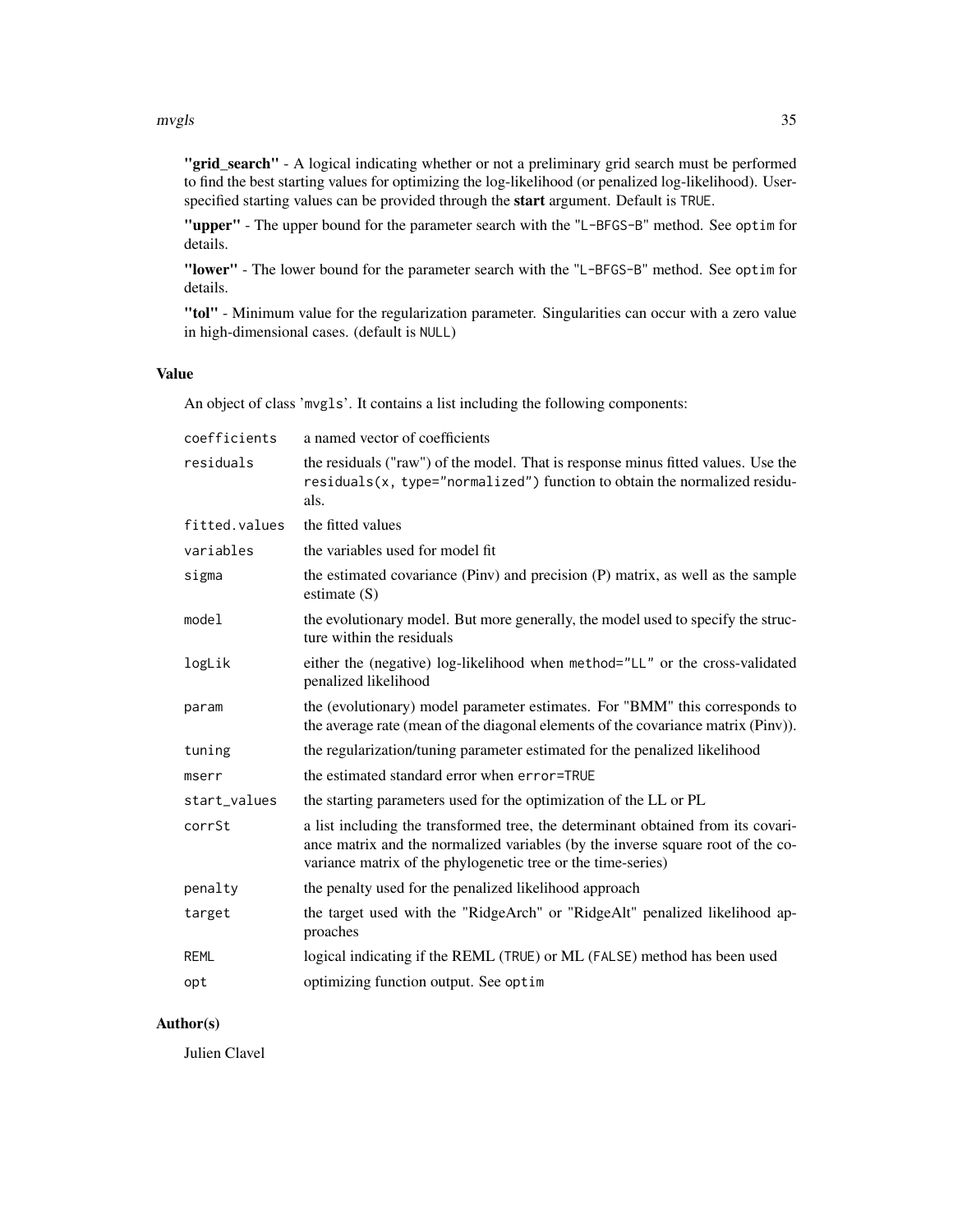**"grid_search"** - A logical indicating whether or not a preliminary grid search must be performed to find the best starting values for optimizing the log-likelihood (or penalized log-likelihood). User-specified starting values can be provided through the **start** argument. Default is `TRUE`.

**"upper"** - The upper bound for the parameter search with the `"L-BFGS-B"` method. See `optim` for details.

**"lower"** - The lower bound for the parameter search with the `"L-BFGS-B"` method. See `optim` for details.

**"tol"** - Minimum value for the regularization parameter. Singularities can occur with a zero value in high-dimensional cases. (default is `NULL`)

### Value

An object of class 'mvgls'. It contains a list including the following components:

| | |
|---|---|
| `coefficients` | a named vector of coefficients |
| `residuals` | the residuals ("raw") of the model. That is response minus fitted values. Use the `residuals(x, type="normalized")` function to obtain the normalized residuals. |
| `fitted.values` | the fitted values |
| `variables` | the variables used for model fit |
| `sigma` | the estimated covariance (Pinv) and precision (P) matrix, as well as the sample estimate (S) |
| `model` | the evolutionary model. But more generally, the model used to specify the structure within the residuals |
| `logLik` | either the (negative) log-likelihood when `method="LL"` or the cross-validated penalized likelihood |
| `param` | the (evolutionary) model parameter estimates. For "BMM" this corresponds to the average rate (mean of the diagonal elements of the covariance matrix (Pinv)). |
| `tuning` | the regularization/tuning parameter estimated for the penalized likelihood |
| `mserr` | the estimated standard error when `error=TRUE` |
| `start_values` | the starting parameters used for the optimization of the LL or PL |
| `corrSt` | a list including the transformed tree, the determinant obtained from its covariance matrix and the normalized variables (by the inverse square root of the covariance matrix of the phylogenetic tree or the time-series) |
| `penalty` | the penalty used for the penalized likelihood approach |
| `target` | the target used with the "RidgeArch" or "RidgeAlt" penalized likelihood approaches |
| `REML` | logical indicating if the REML (`TRUE`) or ML (`FALSE`) method has been used |
| `opt` | optimizing function output. See `optim` |

### Author(s)

Julien Clavel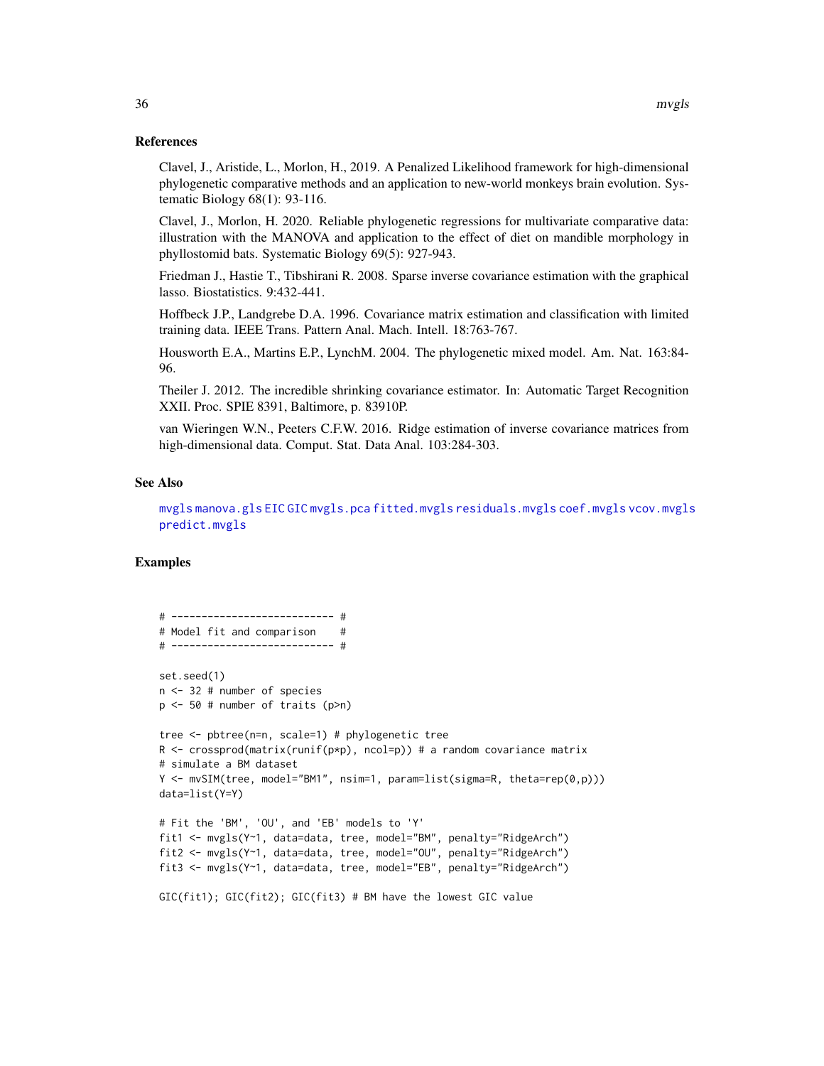## References

Clavel, J., Aristide, L., Morlon, H., 2019. A Penalized Likelihood framework for high-dimensional phylogenetic comparative methods and an application to new-world monkeys brain evolution. Systematic Biology 68(1): 93-116.

Clavel, J., Morlon, H. 2020. Reliable phylogenetic regressions for multivariate comparative data: illustration with the MANOVA and application to the effect of diet on mandible morphology in phyllostomid bats. Systematic Biology 69(5): 927-943.

Friedman J., Hastie T., Tibshirani R. 2008. Sparse inverse covariance estimation with the graphical lasso. Biostatistics. 9:432-441.

Hoffbeck J.P., Landgrebe D.A. 1996. Covariance matrix estimation and classification with limited training data. IEEE Trans. Pattern Anal. Mach. Intell. 18:763-767.

Housworth E.A., Martins E.P., LynchM. 2004. The phylogenetic mixed model. Am. Nat. 163:84-96.

Theiler J. 2012. The incredible shrinking covariance estimator. In: Automatic Target Recognition XXII. Proc. SPIE 8391, Baltimore, p. 83910P.

van Wieringen W.N., Peeters C.F.W. 2016. Ridge estimation of inverse covariance matrices from high-dimensional data. Comput. Stat. Data Anal. 103:284-303.

## See Also

mvgls manova.gls EIC GIC mvgls.pca fitted.mvgls residuals.mvgls coef.mvgls vcov.mvgls predict.mvgls

## Examples

```
# --------------------------- #
# Model fit and comparison    #
# --------------------------- #

set.seed(1)
n <- 32 # number of species
p <- 50 # number of traits (p>n)

tree <- pbtree(n=n, scale=1) # phylogenetic tree
R <- crossprod(matrix(runif(p*p), ncol=p)) # a random covariance matrix
# simulate a BM dataset
Y <- mvSIM(tree, model="BM1", nsim=1, param=list(sigma=R, theta=rep(0,p)))
data=list(Y=Y)

# Fit the 'BM', 'OU', and 'EB' models to 'Y'
fit1 <- mvgls(Y~1, data=data, tree, model="BM", penalty="RidgeArch")
fit2 <- mvgls(Y~1, data=data, tree, model="OU", penalty="RidgeArch")
fit3 <- mvgls(Y~1, data=data, tree, model="EB", penalty="RidgeArch")

GIC(fit1); GIC(fit2); GIC(fit3) # BM have the lowest GIC value
```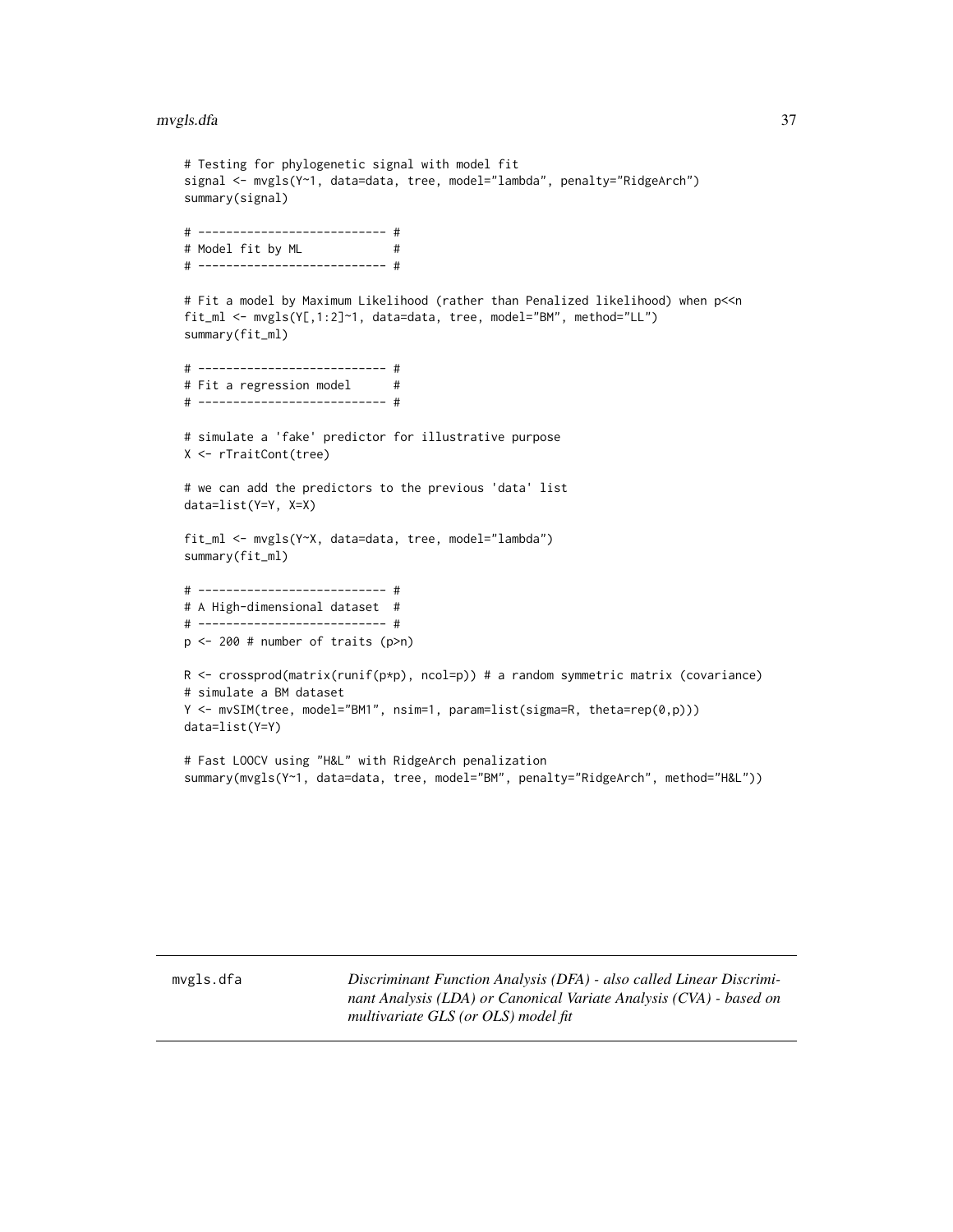```
# Testing for phylogenetic signal with model fit
signal <- mvgls(Y~1, data=data, tree, model="lambda", penalty="RidgeArch")
summary(signal)

# --------------------------- #
# Model fit by ML             #
# --------------------------- #

# Fit a model by Maximum Likelihood (rather than Penalized likelihood) when p<<n
fit_ml <- mvgls(Y[,1:2]~1, data=data, tree, model="BM", method="LL")
summary(fit_ml)

# --------------------------- #
# Fit a regression model      #
# --------------------------- #

# simulate a 'fake' predictor for illustrative purpose
X <- rTraitCont(tree)

# we can add the predictors to the previous 'data' list
data=list(Y=Y, X=X)

fit_ml <- mvgls(Y~X, data=data, tree, model="lambda")
summary(fit_ml)

# --------------------------- #
# A High-dimensional dataset  #
# --------------------------- #
p <- 200 # number of traits (p>n)

R <- crossprod(matrix(runif(p*p), ncol=p)) # a random symmetric matrix (covariance)
# simulate a BM dataset
Y <- mvSIM(tree, model="BM1", nsim=1, param=list(sigma=R, theta=rep(0,p)))
data=list(Y=Y)

# Fast LOOCV using "H&L" with RidgeArch penalization
summary(mvgls(Y~1, data=data, tree, model="BM", penalty="RidgeArch", method="H&L"))
```

## mvgls.dfa

*Discriminant Function Analysis (DFA) - also called Linear Discriminant Analysis (LDA) or Canonical Variate Analysis (CVA) - based on multivariate GLS (or OLS) model fit*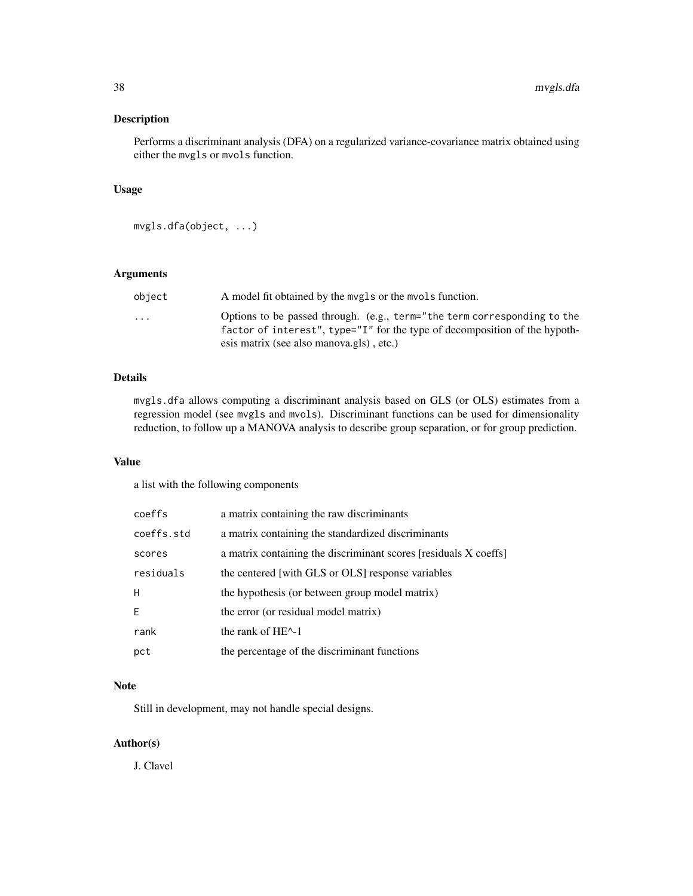## Description

Performs a discriminant analysis (DFA) on a regularized variance-covariance matrix obtained using either the `mvgls` or `mvols` function.

## Usage

```
mvgls.dfa(object, ...)
```

## Arguments

| | |
|---|---|
| `object` | A model fit obtained by the `mvgls` or the `mvols` function. |
| `...` | Options to be passed through. (e.g., `term="the term corresponding to the factor of interest"`, `type="I"` for the type of decomposition of the hypothesis matrix (see also manova.gls) , etc.) |

## Details

`mvgls.dfa` allows computing a discriminant analysis based on GLS (or OLS) estimates from a regression model (see `mvgls` and `mvols`). Discriminant functions can be used for dimensionality reduction, to follow up a MANOVA analysis to describe group separation, or for group prediction.

## Value

a list with the following components

| | |
|---|---|
| `coeffs` | a matrix containing the raw discriminants |
| `coeffs.std` | a matrix containing the standardized discriminants |
| `scores` | a matrix containing the discriminant scores [residuals X coeffs] |
| `residuals` | the centered [with GLS or OLS] response variables |
| `H` | the hypothesis (or between group model matrix) |
| `E` | the error (or residual model matrix) |
| `rank` | the rank of HE^-1 |
| `pct` | the percentage of the discriminant functions |

## Note

Still in development, may not handle special designs.

## Author(s)

J. Clavel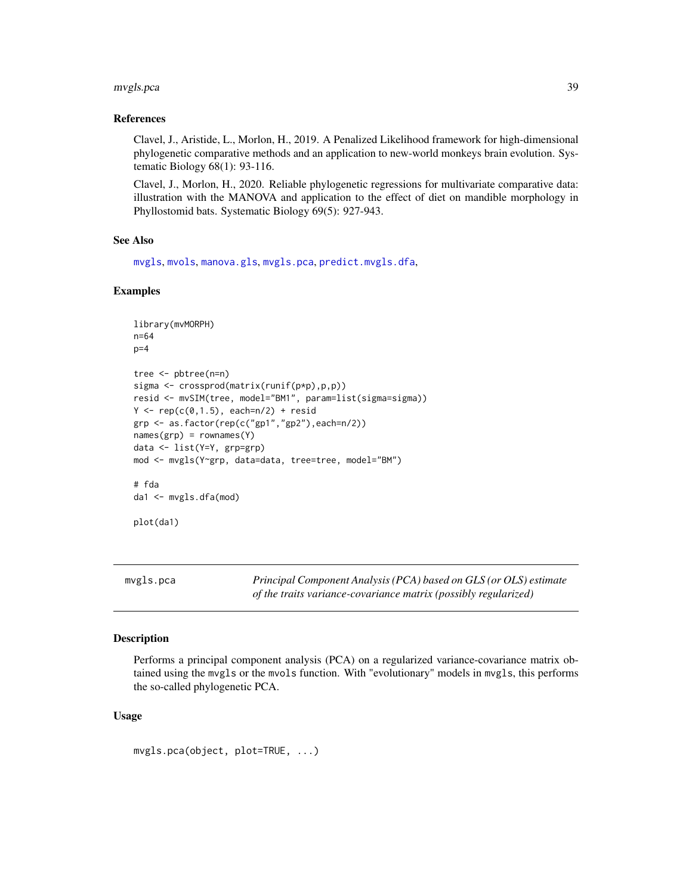### References

Clavel, J., Aristide, L., Morlon, H., 2019. A Penalized Likelihood framework for high-dimensional phylogenetic comparative methods and an application to new-world monkeys brain evolution. Systematic Biology 68(1): 93-116.

Clavel, J., Morlon, H., 2020. Reliable phylogenetic regressions for multivariate comparative data: illustration with the MANOVA and application to the effect of diet on mandible morphology in Phyllostomid bats. Systematic Biology 69(5): 927-943.

### See Also

mvgls, mvols, manova.gls, mvgls.pca, predict.mvgls.dfa,

### Examples

```
library(mvMORPH)
n=64
p=4

tree <- pbtree(n=n)
sigma <- crossprod(matrix(runif(p*p),p,p))
resid <- mvSIM(tree, model="BM1", param=list(sigma=sigma))
Y <- rep(c(0,1.5), each=n/2) + resid
grp <- as.factor(rep(c("gp1","gp2"),each=n/2))
names(grp) = rownames(Y)
data <- list(Y=Y, grp=grp)
mod <- mvgls(Y~grp, data=data, tree=tree, model="BM")

# fda
da1 <- mvgls.dfa(mod)

plot(da1)
```

---

## mvgls.pca — *Principal Component Analysis (PCA) based on GLS (or OLS) estimate of the traits variance-covariance matrix (possibly regularized)*

### Description

Performs a principal component analysis (PCA) on a regularized variance-covariance matrix obtained using the mvgls or the mvols function. With "evolutionary" models in mvgls, this performs the so-called phylogenetic PCA.

### Usage

```
mvgls.pca(object, plot=TRUE, ...)
```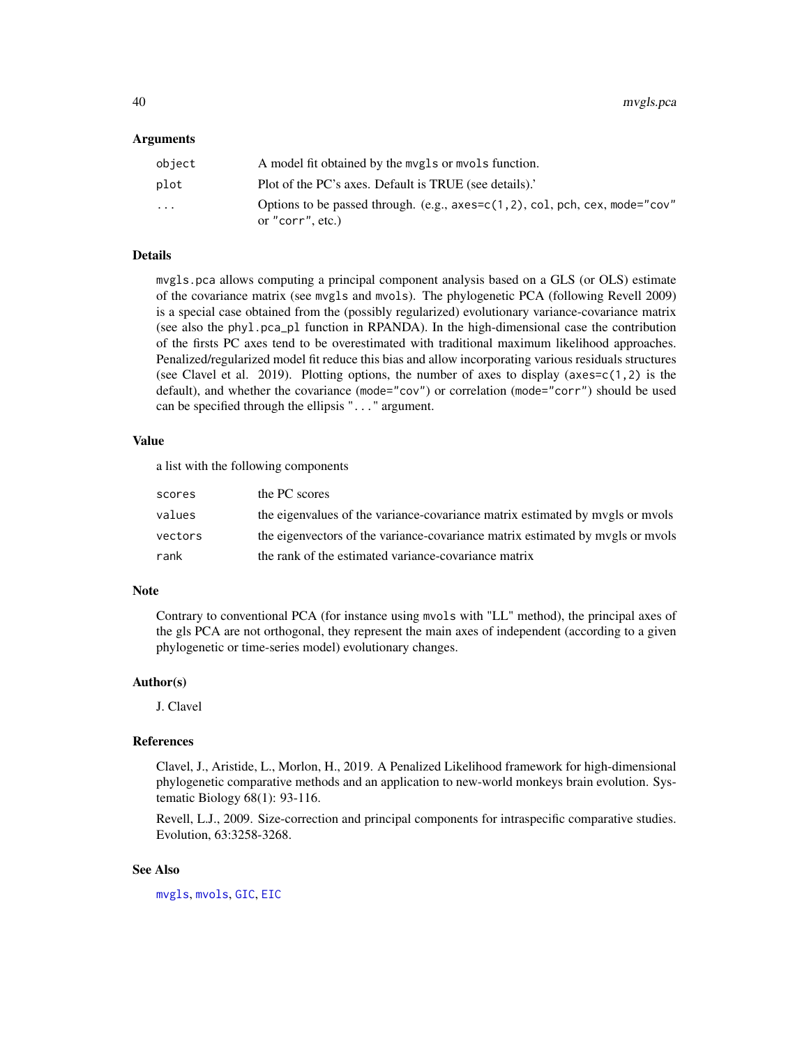### Arguments

| | |
|---|---|
| `object` | A model fit obtained by the `mvgls` or `mvols` function. |
| `plot` | Plot of the PC's axes. Default is TRUE (see details).' |
| `...` | Options to be passed through. (e.g., `axes=c(1,2)`, `col`, `pch`, `cex`, `mode="cov"` or `"corr"`, etc.) |

### Details

`mvgls.pca` allows computing a principal component analysis based on a GLS (or OLS) estimate of the covariance matrix (see `mvgls` and `mvols`). The phylogenetic PCA (following Revell 2009) is a special case obtained from the (possibly regularized) evolutionary variance-covariance matrix (see also the `phyl.pca_pl` function in RPANDA). In the high-dimensional case the contribution of the firsts PC axes tend to be overestimated with traditional maximum likelihood approaches. Penalized/regularized model fit reduce this bias and allow incorporating various residuals structures (see Clavel et al. 2019). Plotting options, the number of axes to display (`axes=c(1,2)` is the default), and whether the covariance (`mode="cov"`) or correlation (`mode="corr"`) should be used can be specified through the ellipsis "`...`" argument.

### Value

a list with the following components

| | |
|---|---|
| `scores` | the PC scores |
| `values` | the eigenvalues of the variance-covariance matrix estimated by mvgls or mvols |
| `vectors` | the eigenvectors of the variance-covariance matrix estimated by mvgls or mvols |
| `rank` | the rank of the estimated variance-covariance matrix |

### Note

Contrary to conventional PCA (for instance using `mvols` with "LL" method), the principal axes of the gls PCA are not orthogonal, they represent the main axes of independent (according to a given phylogenetic or time-series model) evolutionary changes.

### Author(s)

J. Clavel

### References

Clavel, J., Aristide, L., Morlon, H., 2019. A Penalized Likelihood framework for high-dimensional phylogenetic comparative methods and an application to new-world monkeys brain evolution. Systematic Biology 68(1): 93-116.

Revell, L.J., 2009. Size-correction and principal components for intraspecific comparative studies. Evolution, 63:3258-3268.

### See Also

`mvgls`, `mvols`, `GIC`, `EIC`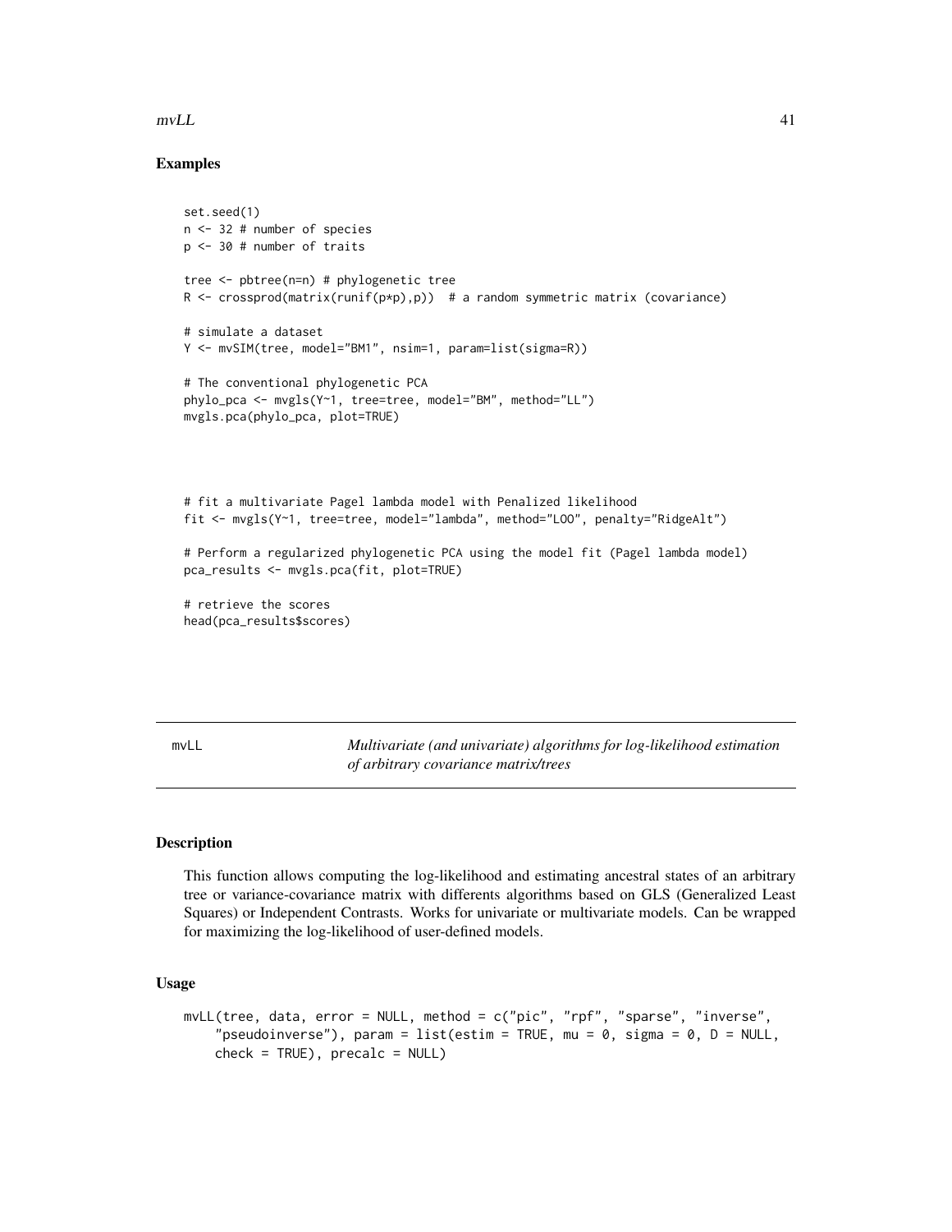## Examples

```
set.seed(1)
n <- 32 # number of species
p <- 30 # number of traits

tree <- pbtree(n=n) # phylogenetic tree
R <- crossprod(matrix(runif(p*p),p))  # a random symmetric matrix (covariance)

# simulate a dataset
Y <- mvSIM(tree, model="BM1", nsim=1, param=list(sigma=R))

# The conventional phylogenetic PCA
phylo_pca <- mvgls(Y~1, tree=tree, model="BM", method="LL")
mvgls.pca(phylo_pca, plot=TRUE)




# fit a multivariate Pagel lambda model with Penalized likelihood
fit <- mvgls(Y~1, tree=tree, model="lambda", method="LOO", penalty="RidgeAlt")

# Perform a regularized phylogenetic PCA using the model fit (Pagel lambda model)
pca_results <- mvgls.pca(fit, plot=TRUE)

# retrieve the scores
head(pca_results$scores)
```

---

# mvLL — *Multivariate (and univariate) algorithms for log-likelihood estimation of arbitrary covariance matrix/trees*

---

## Description

This function allows computing the log-likelihood and estimating ancestral states of an arbitrary tree or variance-covariance matrix with differents algorithms based on GLS (Generalized Least Squares) or Independent Contrasts. Works for univariate or multivariate models. Can be wrapped for maximizing the log-likelihood of user-defined models.

## Usage

```
mvLL(tree, data, error = NULL, method = c("pic", "rpf", "sparse", "inverse",
    "pseudoinverse"), param = list(estim = TRUE, mu = 0, sigma = 0, D = NULL,
    check = TRUE), precalc = NULL)
```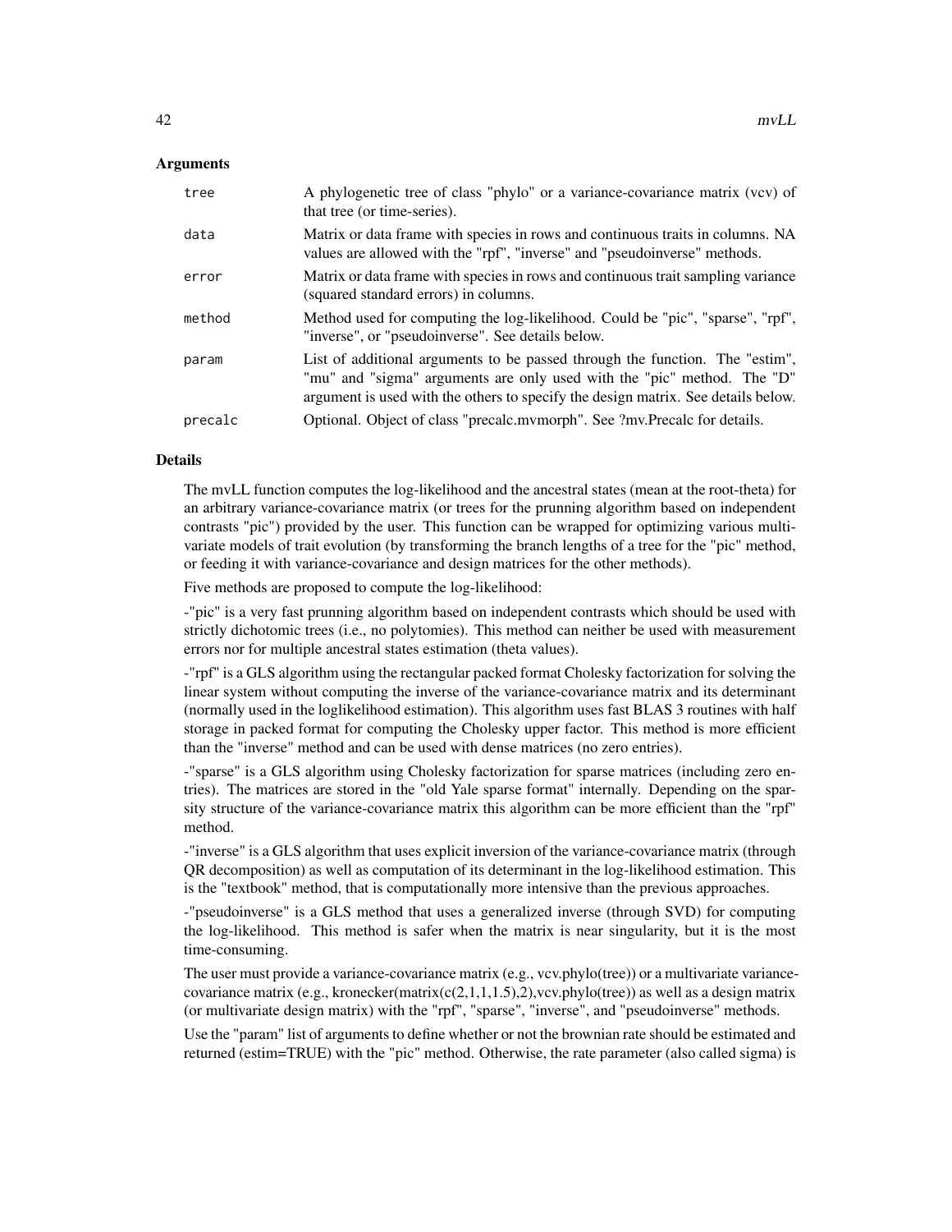### Arguments

| | |
|---|---|
| tree | A phylogenetic tree of class "phylo" or a variance-covariance matrix (vcv) of that tree (or time-series). |
| data | Matrix or data frame with species in rows and continuous traits in columns. NA values are allowed with the "rpf", "inverse" and "pseudoinverse" methods. |
| error | Matrix or data frame with species in rows and continuous trait sampling variance (squared standard errors) in columns. |
| method | Method used for computing the log-likelihood. Could be "pic", "sparse", "rpf", "inverse", or "pseudoinverse". See details below. |
| param | List of additional arguments to be passed through the function. The "estim", "mu" and "sigma" arguments are only used with the "pic" method. The "D" argument is used with the others to specify the design matrix. See details below. |
| precalc | Optional. Object of class "precalc.mvmorph". See ?mv.Precalc for details. |

### Details

The mvLL function computes the log-likelihood and the ancestral states (mean at the root-theta) for an arbitrary variance-covariance matrix (or trees for the prunning algorithm based on independent contrasts "pic") provided by the user. This function can be wrapped for optimizing various multivariate models of trait evolution (by transforming the branch lengths of a tree for the "pic" method, or feeding it with variance-covariance and design matrices for the other methods).

Five methods are proposed to compute the log-likelihood:

-"pic" is a very fast prunning algorithm based on independent contrasts which should be used with strictly dichotomic trees (i.e., no polytomies). This method can neither be used with measurement errors nor for multiple ancestral states estimation (theta values).

-"rpf" is a GLS algorithm using the rectangular packed format Cholesky factorization for solving the linear system without computing the inverse of the variance-covariance matrix and its determinant (normally used in the loglikelihood estimation). This algorithm uses fast BLAS 3 routines with half storage in packed format for computing the Cholesky upper factor. This method is more efficient than the "inverse" method and can be used with dense matrices (no zero entries).

-"sparse" is a GLS algorithm using Cholesky factorization for sparse matrices (including zero entries). The matrices are stored in the "old Yale sparse format" internally. Depending on the sparsity structure of the variance-covariance matrix this algorithm can be more efficient than the "rpf" method.

-"inverse" is a GLS algorithm that uses explicit inversion of the variance-covariance matrix (through QR decomposition) as well as computation of its determinant in the log-likelihood estimation. This is the "textbook" method, that is computationally more intensive than the previous approaches.

-"pseudoinverse" is a GLS method that uses a generalized inverse (through SVD) for computing the log-likelihood. This method is safer when the matrix is near singularity, but it is the most time-consuming.

The user must provide a variance-covariance matrix (e.g., vcv.phylo(tree)) or a multivariate variance-covariance matrix (e.g., kronecker(matrix(c(2,1,1,1.5),2),vcv.phylo(tree)) as well as a design matrix (or multivariate design matrix) with the "rpf", "sparse", "inverse", and "pseudoinverse" methods.

Use the "param" list of arguments to define whether or not the brownian rate should be estimated and returned (estim=TRUE) with the "pic" method. Otherwise, the rate parameter (also called sigma) is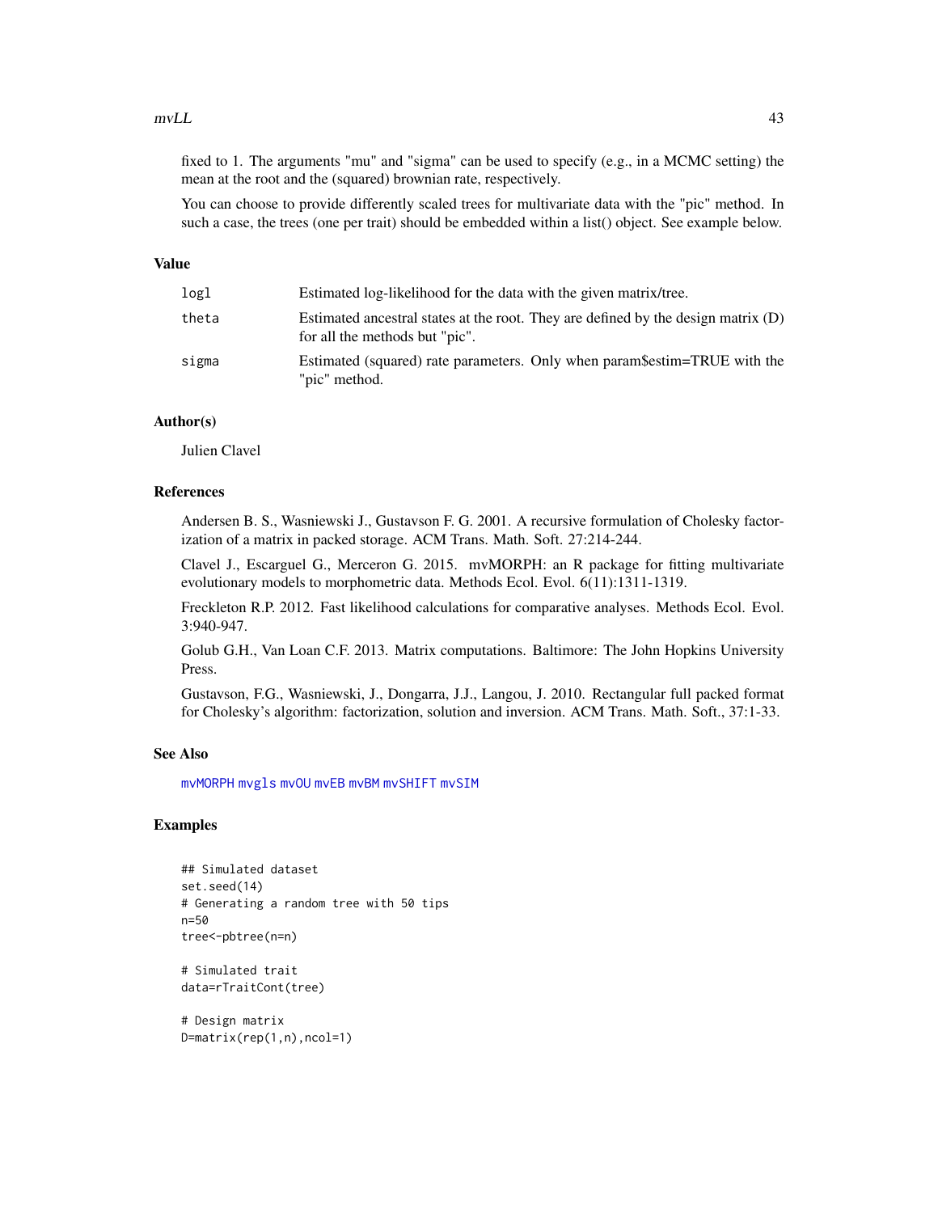fixed to 1. The arguments "mu" and "sigma" can be used to specify (e.g., in a MCMC setting) the mean at the root and the (squared) brownian rate, respectively.

You can choose to provide differently scaled trees for multivariate data with the "pic" method. In such a case, the trees (one per trait) should be embedded within a list() object. See example below.

## Value

| | |
|---|---|
| logl | Estimated log-likelihood for the data with the given matrix/tree. |
| theta | Estimated ancestral states at the root. They are defined by the design matrix (D) for all the methods but "pic". |
| sigma | Estimated (squared) rate parameters. Only when param$estim=TRUE with the "pic" method. |

## Author(s)

Julien Clavel

## References

Andersen B. S., Wasniewski J., Gustavson F. G. 2001. A recursive formulation of Cholesky factorization of a matrix in packed storage. ACM Trans. Math. Soft. 27:214-244.

Clavel J., Escarguel G., Merceron G. 2015. mvMORPH: an R package for fitting multivariate evolutionary models to morphometric data. Methods Ecol. Evol. 6(11):1311-1319.

Freckleton R.P. 2012. Fast likelihood calculations for comparative analyses. Methods Ecol. Evol. 3:940-947.

Golub G.H., Van Loan C.F. 2013. Matrix computations. Baltimore: The John Hopkins University Press.

Gustavson, F.G., Wasniewski, J., Dongarra, J.J., Langou, J. 2010. Rectangular full packed format for Cholesky's algorithm: factorization, solution and inversion. ACM Trans. Math. Soft., 37:1-33.

## See Also

mvMORPH mvgls mvOU mvEB mvBM mvSHIFT mvSIM

## Examples

```
## Simulated dataset
set.seed(14)
# Generating a random tree with 50 tips
n=50
tree<-pbtree(n=n)

# Simulated trait
data=rTraitCont(tree)

# Design matrix
D=matrix(rep(1,n),ncol=1)
```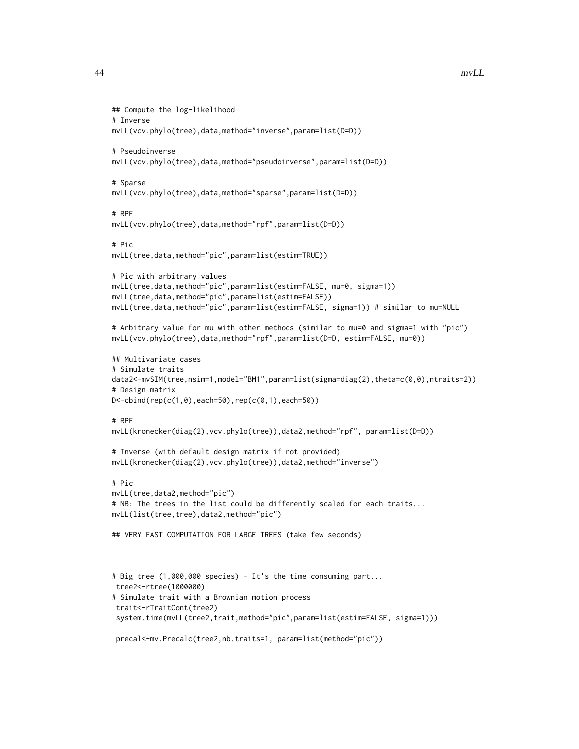```
## Compute the log-likelihood
# Inverse
mvLL(vcv.phylo(tree),data,method="inverse",param=list(D=D))

# Pseudoinverse
mvLL(vcv.phylo(tree),data,method="pseudoinverse",param=list(D=D))

# Sparse
mvLL(vcv.phylo(tree),data,method="sparse",param=list(D=D))

# RPF
mvLL(vcv.phylo(tree),data,method="rpf",param=list(D=D))

# Pic
mvLL(tree,data,method="pic",param=list(estim=TRUE))

# Pic with arbitrary values
mvLL(tree,data,method="pic",param=list(estim=FALSE, mu=0, sigma=1))
mvLL(tree,data,method="pic",param=list(estim=FALSE))
mvLL(tree,data,method="pic",param=list(estim=FALSE, sigma=1)) # similar to mu=NULL

# Arbitrary value for mu with other methods (similar to mu=0 and sigma=1 with "pic")
mvLL(vcv.phylo(tree),data,method="rpf",param=list(D=D, estim=FALSE, mu=0))

## Multivariate cases
# Simulate traits
data2<-mvSIM(tree,nsim=1,model="BM1",param=list(sigma=diag(2),theta=c(0,0),ntraits=2))
# Design matrix
D<-cbind(rep(c(1,0),each=50),rep(c(0,1),each=50))

# RPF
mvLL(kronecker(diag(2),vcv.phylo(tree)),data2,method="rpf", param=list(D=D))

# Inverse (with default design matrix if not provided)
mvLL(kronecker(diag(2),vcv.phylo(tree)),data2,method="inverse")

# Pic
mvLL(tree,data2,method="pic")
# NB: The trees in the list could be differently scaled for each traits...
mvLL(list(tree,tree),data2,method="pic")

## VERY FAST COMPUTATION FOR LARGE TREES (take few seconds)



# Big tree (1,000,000 species) - It's the time consuming part...
 tree2<-rtree(1000000)
# Simulate trait with a Brownian motion process
 trait<-rTraitCont(tree2)
 system.time(mvLL(tree2,trait,method="pic",param=list(estim=FALSE, sigma=1)))

 precal<-mv.Precalc(tree2,nb.traits=1, param=list(method="pic"))
```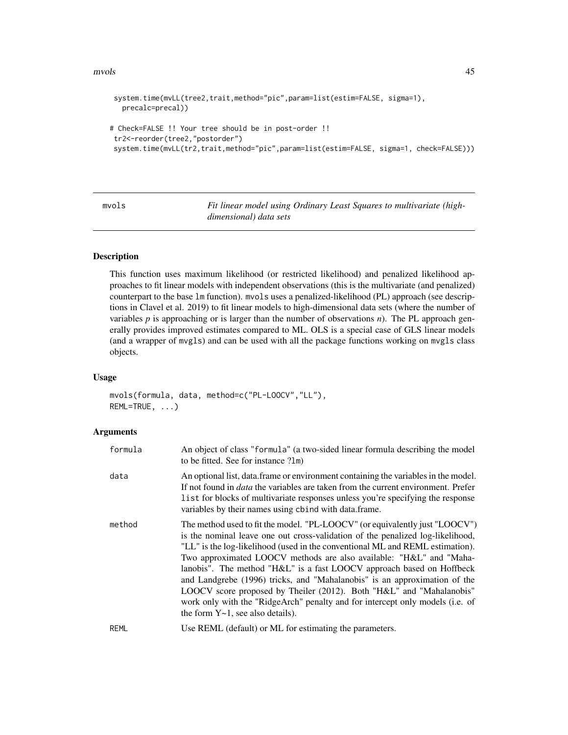```
 system.time(mvLL(tree2,trait,method="pic",param=list(estim=FALSE, sigma=1),
   precalc=precal))

# Check=FALSE !! Your tree should be in post-order !!
 tr2<-reorder(tree2,"postorder")
 system.time(mvLL(tr2,trait,method="pic",param=list(estim=FALSE, sigma=1, check=FALSE)))
```

---

## mvols — *Fit linear model using Ordinary Least Squares to multivariate (high-dimensional) data sets*

---

### Description

This function uses maximum likelihood (or restricted likelihood) and penalized likelihood approaches to fit linear models with independent observations (this is the multivariate (and penalized) counterpart to the base `lm` function). `mvols` uses a penalized-likelihood (PL) approach (see descriptions in Clavel et al. 2019) to fit linear models to high-dimensional data sets (where the number of variables *p* is approaching or is larger than the number of observations *n*). The PL approach generally provides improved estimates compared to ML. OLS is a special case of GLS linear models (and a wrapper of `mvgls`) and can be used with all the package functions working on `mvgls` class objects.

### Usage

```
mvols(formula, data, method=c("PL-LOOCV","LL"),
REML=TRUE, ...)
```

### Arguments

| | |
|---|---|
| `formula` | An object of class "`formula`" (a two-sided linear formula describing the model to be fitted. See for instance `?lm`) |
| `data` | An optional list, data.frame or environment containing the variables in the model. If not found in *data* the variables are taken from the current environment. Prefer `list` for blocks of multivariate responses unless you're specifying the response variables by their names using `cbind` with data.frame. |
| `method` | The method used to fit the model. "PL-LOOCV" (or equivalently just "LOOCV") is the nominal leave one out cross-validation of the penalized log-likelihood, "LL" is the log-likelihood (used in the conventional ML and REML estimation). Two approximated LOOCV methods are also available: "H&L" and "Mahalanobis". The method "H&L" is a fast LOOCV approach based on Hoffbeck and Landgrebe (1996) tricks, and "Mahalanobis" is an approximation of the LOOCV score proposed by Theiler (2012). Both "H&L" and "Mahalanobis" work only with the "RidgeArch" penalty and for intercept only models (i.e. of the form Y~1, see also details). |
| `REML` | Use REML (default) or ML for estimating the parameters. |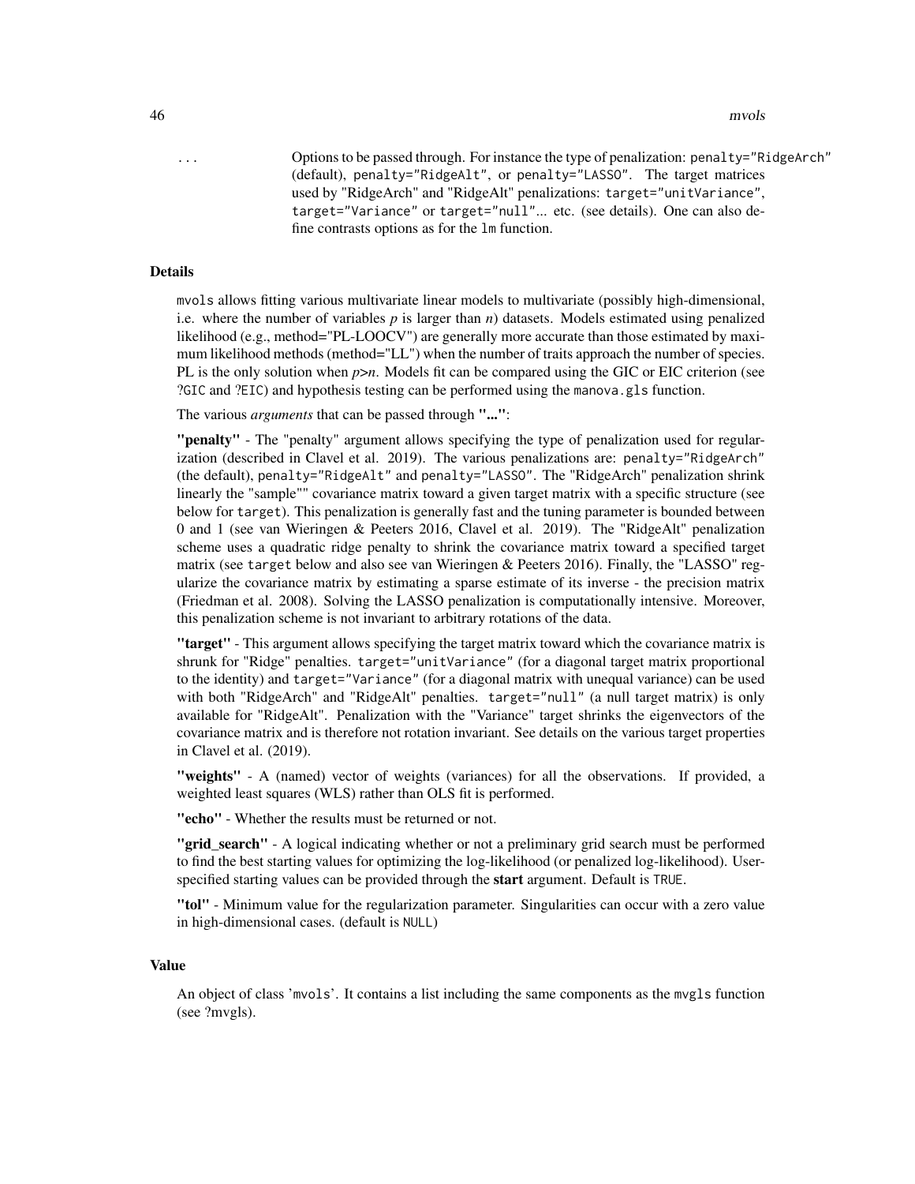... Options to be passed through. For instance the type of penalization: `penalty="RidgeArch"` (default), `penalty="RidgeAlt"`, or `penalty="LASSO"`. The target matrices used by "RidgeArch" and "RidgeAlt" penalizations: `target="unitVariance"`, `target="Variance"` or `target="null"`... etc. (see details). One can also define contrasts options as for the `lm` function.

### Details

`mvols` allows fitting various multivariate linear models to multivariate (possibly high-dimensional, i.e. where the number of variables *p* is larger than *n*) datasets. Models estimated using penalized likelihood (e.g., method="PL-LOOCV") are generally more accurate than those estimated by maximum likelihood methods (method="LL") when the number of traits approach the number of species. PL is the only solution when *p*>*n*. Models fit can be compared using the GIC or EIC criterion (see `?GIC` and `?EIC`) and hypothesis testing can be performed using the `manova.gls` function.

The various *arguments* that can be passed through **"..."**:

**"penalty"** - The "penalty" argument allows specifying the type of penalization used for regularization (described in Clavel et al. 2019). The various penalizations are: `penalty="RidgeArch"` (the default), `penalty="RidgeAlt"` and `penalty="LASSO"`. The "RidgeArch" penalization shrink linearly the "sample"" covariance matrix toward a given target matrix with a specific structure (see below for `target`). This penalization is generally fast and the tuning parameter is bounded between 0 and 1 (see van Wieringen & Peeters 2016, Clavel et al. 2019). The "RidgeAlt" penalization scheme uses a quadratic ridge penalty to shrink the covariance matrix toward a specified target matrix (see `target` below and also see van Wieringen & Peeters 2016). Finally, the "LASSO" regularize the covariance matrix by estimating a sparse estimate of its inverse - the precision matrix (Friedman et al. 2008). Solving the LASSO penalization is computationally intensive. Moreover, this penalization scheme is not invariant to arbitrary rotations of the data.

**"target"** - This argument allows specifying the target matrix toward which the covariance matrix is shrunk for "Ridge" penalties. `target="unitVariance"` (for a diagonal target matrix proportional to the identity) and `target="Variance"` (for a diagonal matrix with unequal variance) can be used with both "RidgeArch" and "RidgeAlt" penalties. `target="null"` (a null target matrix) is only available for "RidgeAlt". Penalization with the "Variance" target shrinks the eigenvectors of the covariance matrix and is therefore not rotation invariant. See details on the various target properties in Clavel et al. (2019).

**"weights"** - A (named) vector of weights (variances) for all the observations. If provided, a weighted least squares (WLS) rather than OLS fit is performed.

**"echo"** - Whether the results must be returned or not.

**"grid_search"** - A logical indicating whether or not a preliminary grid search must be performed to find the best starting values for optimizing the log-likelihood (or penalized log-likelihood). User-specified starting values can be provided through the **start** argument. Default is `TRUE`.

**"tol"** - Minimum value for the regularization parameter. Singularities can occur with a zero value in high-dimensional cases. (default is `NULL`)

### Value

An object of class 'mvols'. It contains a list including the same components as the `mvgls` function (see ?mvgls).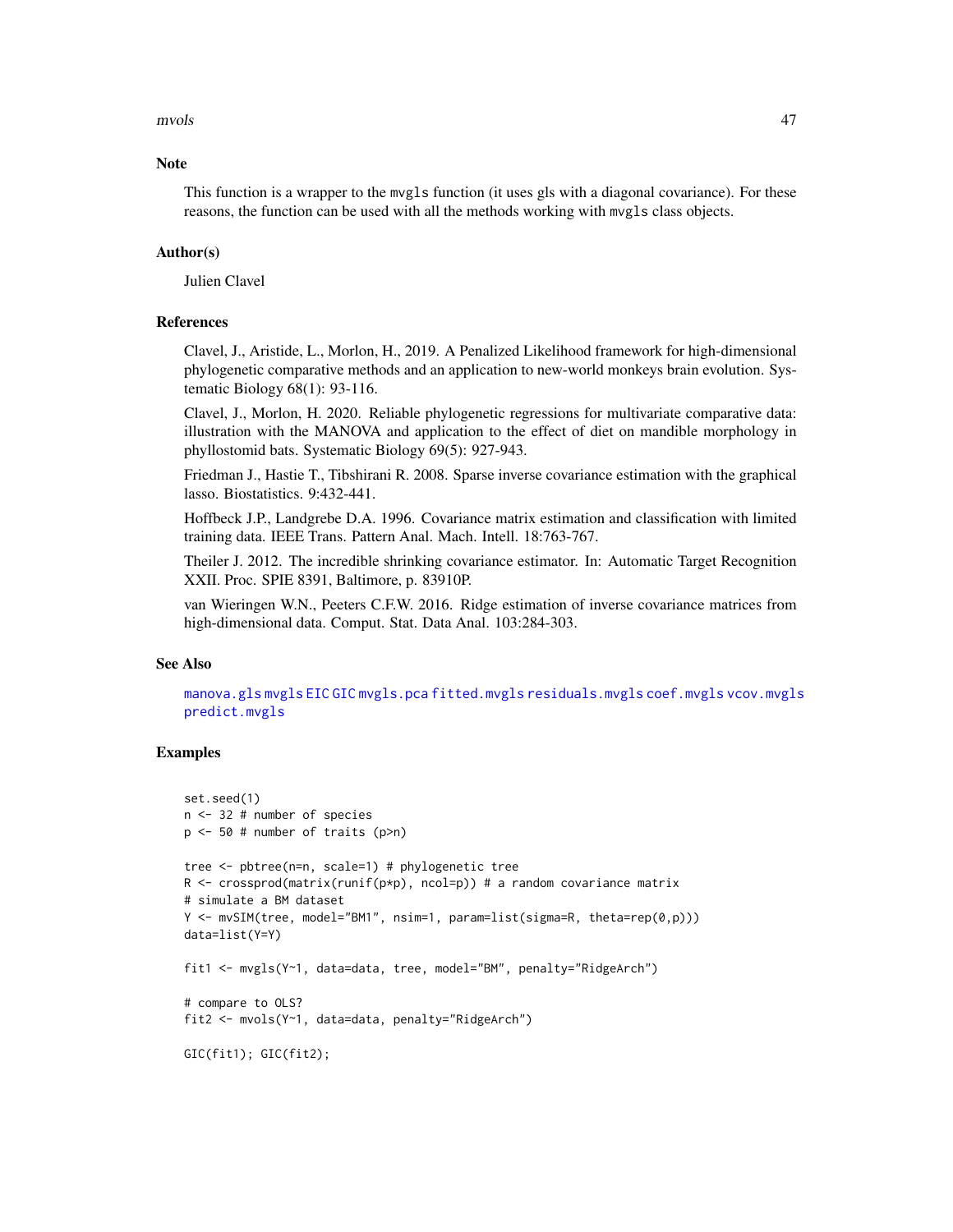## Note

This function is a wrapper to the `mvgls` function (it uses gls with a diagonal covariance). For these reasons, the function can be used with all the methods working with `mvgls` class objects.

## Author(s)

Julien Clavel

## References

Clavel, J., Aristide, L., Morlon, H., 2019. A Penalized Likelihood framework for high-dimensional phylogenetic comparative methods and an application to new-world monkeys brain evolution. Systematic Biology 68(1): 93-116.

Clavel, J., Morlon, H. 2020. Reliable phylogenetic regressions for multivariate comparative data: illustration with the MANOVA and application to the effect of diet on mandible morphology in phyllostomid bats. Systematic Biology 69(5): 927-943.

Friedman J., Hastie T., Tibshirani R. 2008. Sparse inverse covariance estimation with the graphical lasso. Biostatistics. 9:432-441.

Hoffbeck J.P., Landgrebe D.A. 1996. Covariance matrix estimation and classification with limited training data. IEEE Trans. Pattern Anal. Mach. Intell. 18:763-767.

Theiler J. 2012. The incredible shrinking covariance estimator. In: Automatic Target Recognition XXII. Proc. SPIE 8391, Baltimore, p. 83910P.

van Wieringen W.N., Peeters C.F.W. 2016. Ridge estimation of inverse covariance matrices from high-dimensional data. Comput. Stat. Data Anal. 103:284-303.

## See Also

`manova.gls` `mvgls` `EIC` `GIC` `mvgls.pca` `fitted.mvgls` `residuals.mvgls` `coef.mvgls` `vcov.mvgls` `predict.mvgls`

## Examples

```
set.seed(1)
n <- 32 # number of species
p <- 50 # number of traits (p>n)

tree <- pbtree(n=n, scale=1) # phylogenetic tree
R <- crossprod(matrix(runif(p*p), ncol=p)) # a random covariance matrix
# simulate a BM dataset
Y <- mvSIM(tree, model="BM1", nsim=1, param=list(sigma=R, theta=rep(0,p)))
data=list(Y=Y)

fit1 <- mvgls(Y~1, data=data, tree, model="BM", penalty="RidgeArch")

# compare to OLS?
fit2 <- mvols(Y~1, data=data, penalty="RidgeArch")

GIC(fit1); GIC(fit2);
```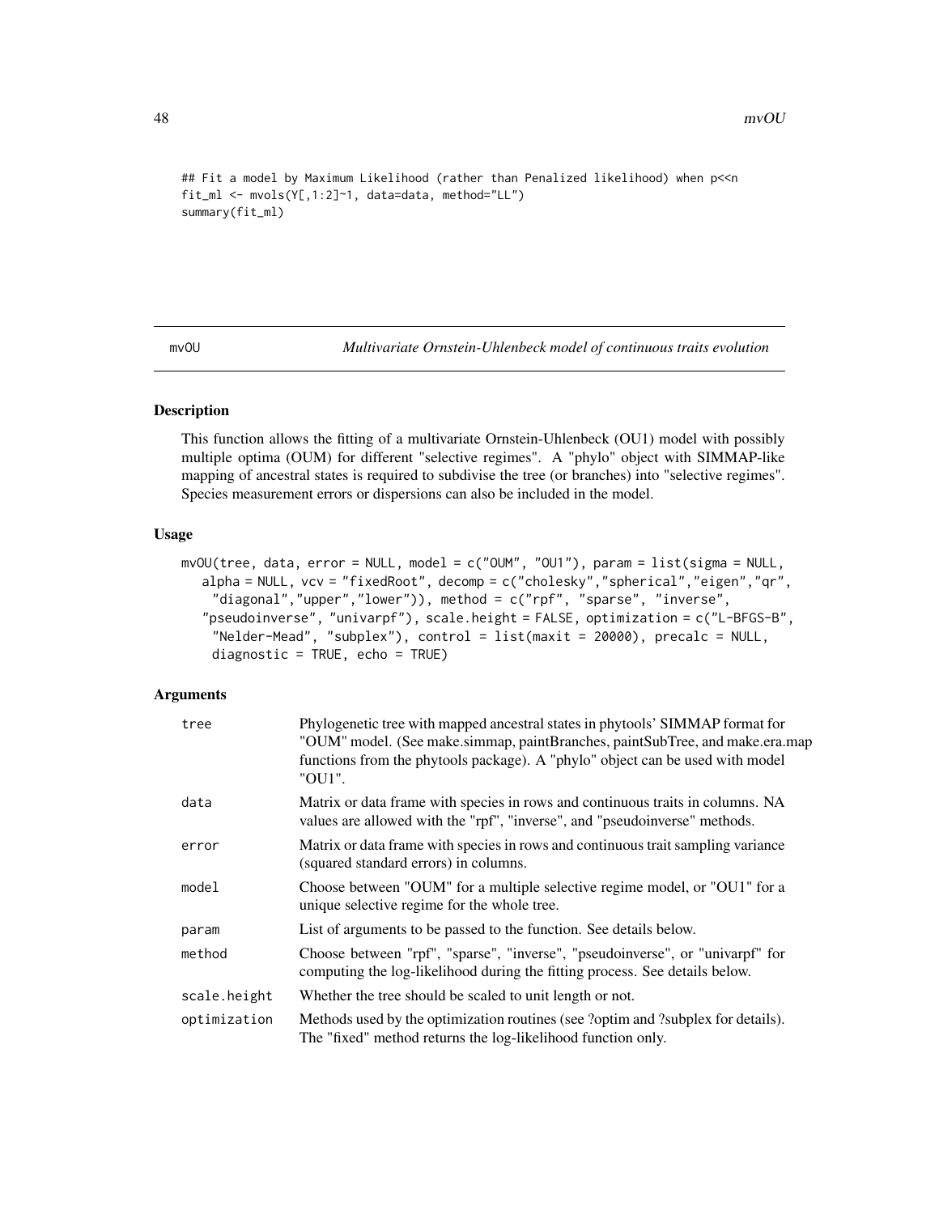```
## Fit a model by Maximum Likelihood (rather than Penalized likelihood) when p<<n
fit_ml <- mvols(Y[,1:2]~1, data=data, method="LL")
summary(fit_ml)
```

## mvOU — *Multivariate Ornstein-Uhlenbeck model of continuous traits evolution*

### Description

This function allows the fitting of a multivariate Ornstein-Uhlenbeck (OU1) model with possibly multiple optima (OUM) for different "selective regimes". A "phylo" object with SIMMAP-like mapping of ancestral states is required to subdivise the tree (or branches) into "selective regimes". Species measurement errors or dispersions can also be included in the model.

### Usage

```
mvOU(tree, data, error = NULL, model = c("OUM", "OU1"), param = list(sigma = NULL,
   alpha = NULL, vcv = "fixedRoot", decomp = c("cholesky","spherical","eigen","qr",
    "diagonal","upper","lower")), method = c("rpf", "sparse", "inverse",
   "pseudoinverse", "univarpf"), scale.height = FALSE, optimization = c("L-BFGS-B",
    "Nelder-Mead", "subplex"), control = list(maxit = 20000), precalc = NULL,
    diagnostic = TRUE, echo = TRUE)
```

### Arguments

| | |
|---|---|
| tree | Phylogenetic tree with mapped ancestral states in phytools' SIMMAP format for "OUM" model. (See make.simmap, paintBranches, paintSubTree, and make.era.map functions from the phytools package). A "phylo" object can be used with model "OU1". |
| data | Matrix or data frame with species in rows and continuous traits in columns. NA values are allowed with the "rpf", "inverse", and "pseudoinverse" methods. |
| error | Matrix or data frame with species in rows and continuous trait sampling variance (squared standard errors) in columns. |
| model | Choose between "OUM" for a multiple selective regime model, or "OU1" for a unique selective regime for the whole tree. |
| param | List of arguments to be passed to the function. See details below. |
| method | Choose between "rpf", "sparse", "inverse", "pseudoinverse", or "univarpf" for computing the log-likelihood during the fitting process. See details below. |
| scale.height | Whether the tree should be scaled to unit length or not. |
| optimization | Methods used by the optimization routines (see ?optim and ?subplex for details). The "fixed" method returns the log-likelihood function only. |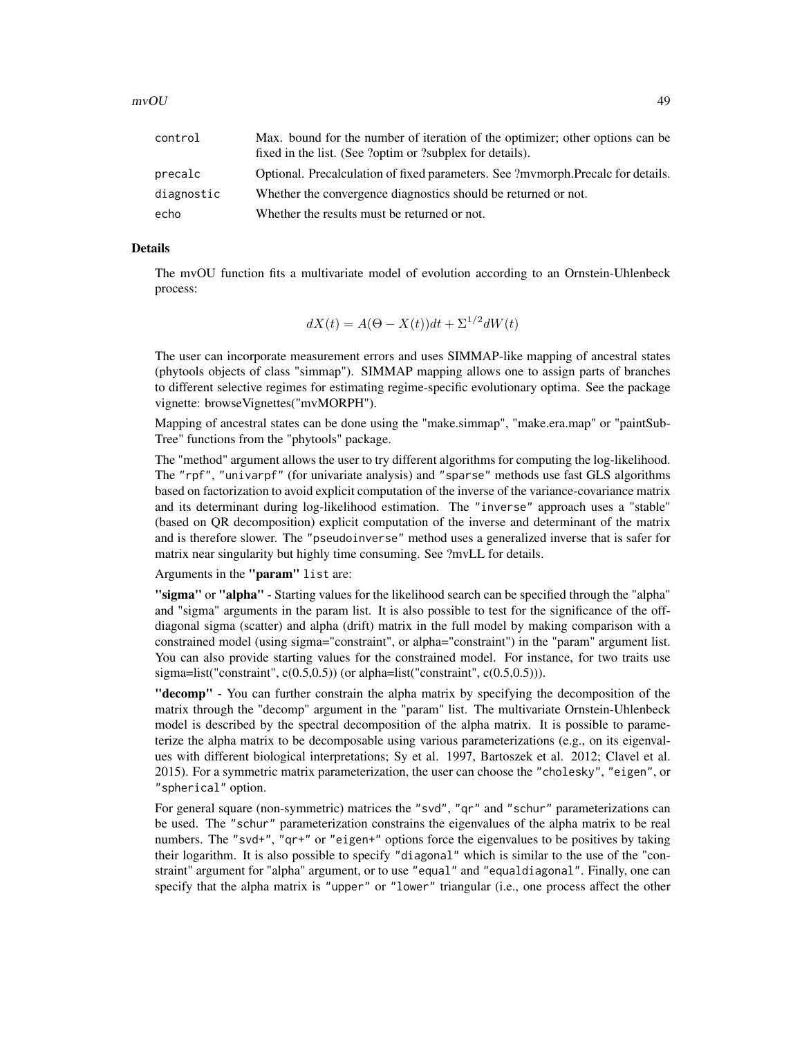| | |
|---|---|
| `control` | Max. bound for the number of iteration of the optimizer; other options can be fixed in the list. (See ?optim or ?subplex for details). |
| `precalc` | Optional. Precalculation of fixed parameters. See ?mvmorph.Precalc for details. |
| `diagnostic` | Whether the convergence diagnostics should be returned or not. |
| `echo` | Whether the results must be returned or not. |

## Details

The mvOU function fits a multivariate model of evolution according to an Ornstein-Uhlenbeck process:

$$dX(t) = A(\Theta - X(t))dt + \Sigma^{1/2} dW(t)$$

The user can incorporate measurement errors and uses SIMMAP-like mapping of ancestral states (phytools objects of class "simmap"). SIMMAP mapping allows one to assign parts of branches to different selective regimes for estimating regime-specific evolutionary optima. See the package vignette: browseVignettes("mvMORPH").

Mapping of ancestral states can be done using the "make.simmap", "make.era.map" or "paintSubTree" functions from the "phytools" package.

The "method" argument allows the user to try different algorithms for computing the log-likelihood. The `"rpf"`, `"univarpf"` (for univariate analysis) and `"sparse"` methods use fast GLS algorithms based on factorization to avoid explicit computation of the inverse of the variance-covariance matrix and its determinant during log-likelihood estimation. The `"inverse"` approach uses a "stable" (based on QR decomposition) explicit computation of the inverse and determinant of the matrix and is therefore slower. The `"pseudoinverse"` method uses a generalized inverse that is safer for matrix near singularity but highly time consuming. See ?mvLL for details.

Arguments in the **"param"** `list` are:

**"sigma"** or **"alpha"** - Starting values for the likelihood search can be specified through the "alpha" and "sigma" arguments in the param list. It is also possible to test for the significance of the off-diagonal sigma (scatter) and alpha (drift) matrix in the full model by making comparison with a constrained model (using sigma="constraint", or alpha="constraint") in the "param" argument list. You can also provide starting values for the constrained model. For instance, for two traits use sigma=list("constraint", c(0.5,0.5)) (or alpha=list("constraint", c(0.5,0.5))).

**"decomp"** - You can further constrain the alpha matrix by specifying the decomposition of the matrix through the "decomp" argument in the "param" list. The multivariate Ornstein-Uhlenbeck model is described by the spectral decomposition of the alpha matrix. It is possible to parameterize the alpha matrix to be decomposable using various parameterizations (e.g., on its eigenvalues with different biological interpretations; Sy et al. 1997, Bartoszek et al. 2012; Clavel et al. 2015). For a symmetric matrix parameterization, the user can choose the `"cholesky"`, `"eigen"`, or `"spherical"` option.

For general square (non-symmetric) matrices the `"svd"`, `"qr"` and `"schur"` parameterizations can be used. The `"schur"` parameterization constrains the eigenvalues of the alpha matrix to be real numbers. The `"svd+"`, `"qr+"` or `"eigen+"` options force the eigenvalues to be positives by taking their logarithm. It is also possible to specify `"diagonal"` which is similar to the use of the "constraint" argument for "alpha" argument, or to use `"equal"` and `"equaldiagonal"`. Finally, one can specify that the alpha matrix is `"upper"` or `"lower"` triangular (i.e., one process affect the other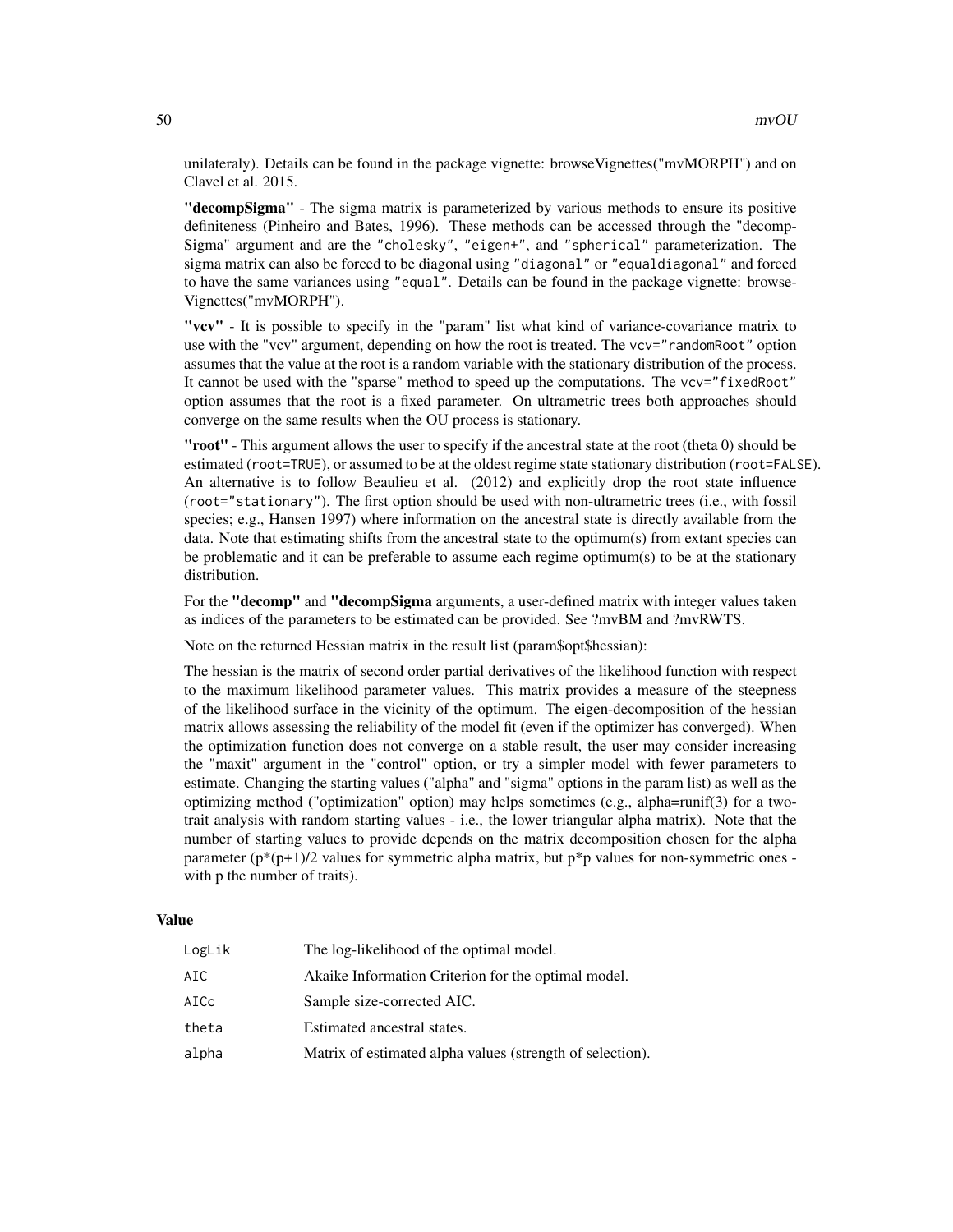unilateraly). Details can be found in the package vignette: browseVignettes("mvMORPH") and on Clavel et al. 2015.

**"decompSigma"** - The sigma matrix is parameterized by various methods to ensure its positive definiteness (Pinheiro and Bates, 1996). These methods can be accessed through the "decompSigma" argument and are the `"cholesky"`, `"eigen+"`, and `"spherical"` parameterization. The sigma matrix can also be forced to be diagonal using `"diagonal"` or `"equaldiagonal"` and forced to have the same variances using `"equal"`. Details can be found in the package vignette: browseVignettes("mvMORPH").

**"vcv"** - It is possible to specify in the "param" list what kind of variance-covariance matrix to use with the "vcv" argument, depending on how the root is treated. The `vcv="randomRoot"` option assumes that the value at the root is a random variable with the stationary distribution of the process. It cannot be used with the "sparse" method to speed up the computations. The `vcv="fixedRoot"` option assumes that the root is a fixed parameter. On ultrametric trees both approaches should converge on the same results when the OU process is stationary.

**"root"** - This argument allows the user to specify if the ancestral state at the root (theta 0) should be estimated (`root=TRUE`), or assumed to be at the oldest regime state stationary distribution (`root=FALSE`). An alternative is to follow Beaulieu et al. (2012) and explicitly drop the root state influence (`root="stationary"`). The first option should be used with non-ultrametric trees (i.e., with fossil species; e.g., Hansen 1997) where information on the ancestral state is directly available from the data. Note that estimating shifts from the ancestral state to the optimum(s) from extant species can be problematic and it can be preferable to assume each regime optimum(s) to be at the stationary distribution.

For the **"decomp"** and **"decompSigma** arguments, a user-defined matrix with integer values taken as indices of the parameters to be estimated can be provided. See ?mvBM and ?mvRWTS.

Note on the returned Hessian matrix in the result list (param$opt$hessian):

The hessian is the matrix of second order partial derivatives of the likelihood function with respect to the maximum likelihood parameter values. This matrix provides a measure of the steepness of the likelihood surface in the vicinity of the optimum. The eigen-decomposition of the hessian matrix allows assessing the reliability of the model fit (even if the optimizer has converged). When the optimization function does not converge on a stable result, the user may consider increasing the "maxit" argument in the "control" option, or try a simpler model with fewer parameters to estimate. Changing the starting values ("alpha" and "sigma" options in the param list) as well as the optimizing method ("optimization" option) may helps sometimes (e.g., alpha=runif(3) for a two-trait analysis with random starting values - i.e., the lower triangular alpha matrix). Note that the number of starting values to provide depends on the matrix decomposition chosen for the alpha parameter (p*(p+1)/2 values for symmetric alpha matrix, but p*p values for non-symmetric ones - with p the number of traits).

### Value

| | |
|---|---|
| `LogLik` | The log-likelihood of the optimal model. |
| `AIC` | Akaike Information Criterion for the optimal model. |
| `AICc` | Sample size-corrected AIC. |
| `theta` | Estimated ancestral states. |
| `alpha` | Matrix of estimated alpha values (strength of selection). |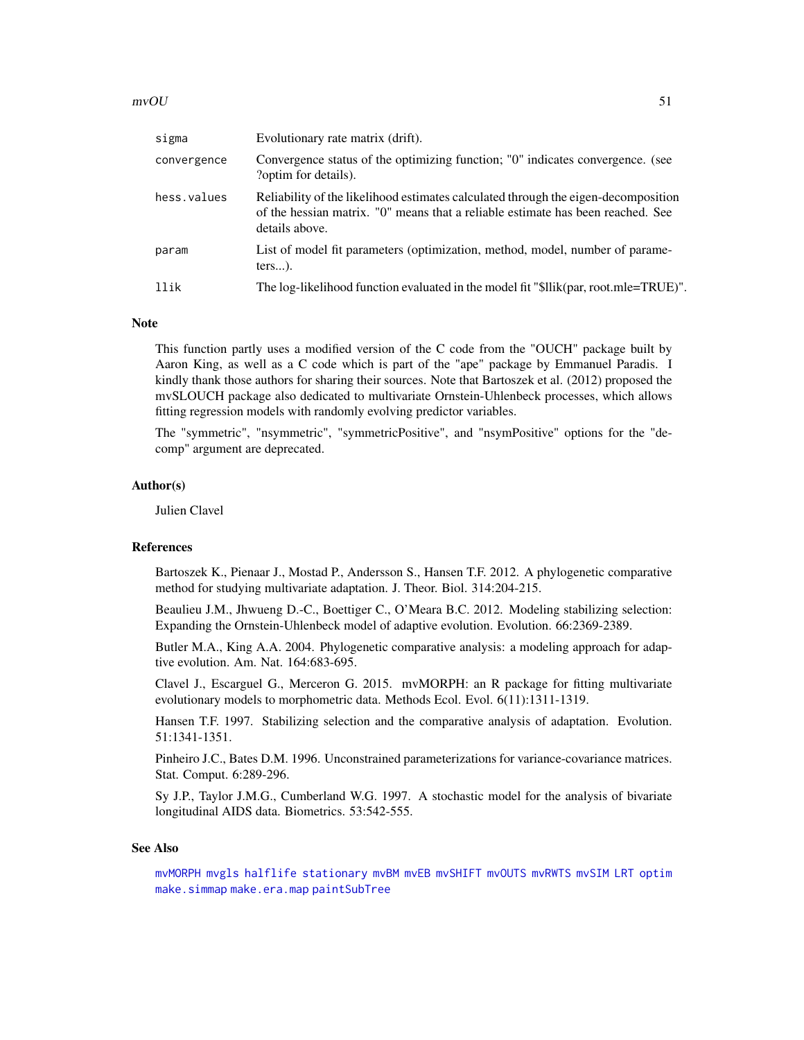| | |
|---|---|
| `sigma` | Evolutionary rate matrix (drift). |
| `convergence` | Convergence status of the optimizing function; "0" indicates convergence. (see ?optim for details). |
| `hess.values` | Reliability of the likelihood estimates calculated through the eigen-decomposition of the hessian matrix. "0" means that a reliable estimate has been reached. See details above. |
| `param` | List of model fit parameters (optimization, method, model, number of parameters...). |
| `llik` | The log-likelihood function evaluated in the model fit "$llik(par, root.mle=TRUE)". |

## Note

This function partly uses a modified version of the C code from the "OUCH" package built by Aaron King, as well as a C code which is part of the "ape" package by Emmanuel Paradis. I kindly thank those authors for sharing their sources. Note that Bartoszek et al. (2012) proposed the mvSLOUCH package also dedicated to multivariate Ornstein-Uhlenbeck processes, which allows fitting regression models with randomly evolving predictor variables.

The "symmetric", "nsymmetric", "symmetricPositive", and "nsymPositive" options for the "decomp" argument are deprecated.

## Author(s)

Julien Clavel

## References

Bartoszek K., Pienaar J., Mostad P., Andersson S., Hansen T.F. 2012. A phylogenetic comparative method for studying multivariate adaptation. J. Theor. Biol. 314:204-215.

Beaulieu J.M., Jhwueng D.-C., Boettiger C., O'Meara B.C. 2012. Modeling stabilizing selection: Expanding the Ornstein-Uhlenbeck model of adaptive evolution. Evolution. 66:2369-2389.

Butler M.A., King A.A. 2004. Phylogenetic comparative analysis: a modeling approach for adaptive evolution. Am. Nat. 164:683-695.

Clavel J., Escarguel G., Merceron G. 2015. mvMORPH: an R package for fitting multivariate evolutionary models to morphometric data. Methods Ecol. Evol. 6(11):1311-1319.

Hansen T.F. 1997. Stabilizing selection and the comparative analysis of adaptation. Evolution. 51:1341-1351.

Pinheiro J.C., Bates D.M. 1996. Unconstrained parameterizations for variance-covariance matrices. Stat. Comput. 6:289-296.

Sy J.P., Taylor J.M.G., Cumberland W.G. 1997. A stochastic model for the analysis of bivariate longitudinal AIDS data. Biometrics. 53:542-555.

## See Also

`mvMORPH` `mvgls` `halflife` `stationary` `mvBM` `mvEB` `mvSHIFT` `mvOUTS` `mvRWTS` `mvSIM` `LRT` `optim` `make.simmap` `make.era.map` `paintSubTree`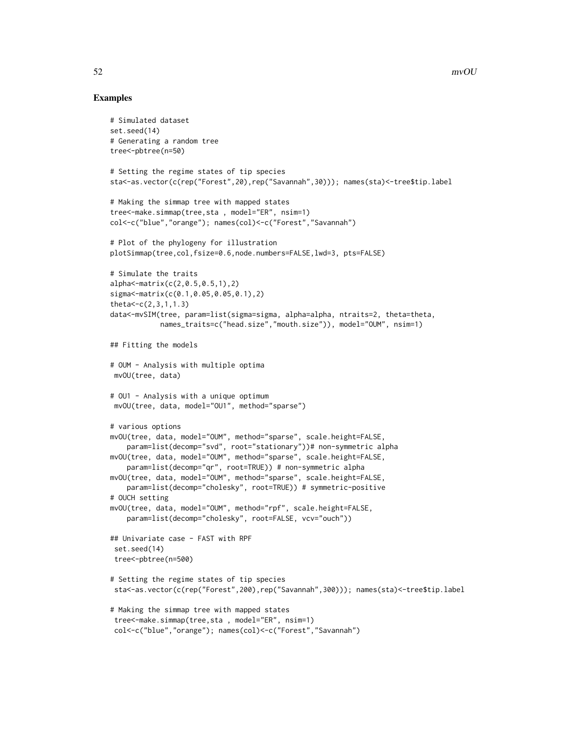## Examples

```
# Simulated dataset
set.seed(14)
# Generating a random tree
tree<-pbtree(n=50)

# Setting the regime states of tip species
sta<-as.vector(c(rep("Forest",20),rep("Savannah",30))); names(sta)<-tree$tip.label

# Making the simmap tree with mapped states
tree<-make.simmap(tree,sta , model="ER", nsim=1)
col<-c("blue","orange"); names(col)<-c("Forest","Savannah")

# Plot of the phylogeny for illustration
plotSimmap(tree,col,fsize=0.6,node.numbers=FALSE,lwd=3, pts=FALSE)

# Simulate the traits
alpha<-matrix(c(2,0.5,0.5,1),2)
sigma<-matrix(c(0.1,0.05,0.05,0.1),2)
theta<-c(2,3,1,1.3)
data<-mvSIM(tree, param=list(sigma=sigma, alpha=alpha, ntraits=2, theta=theta,
            names_traits=c("head.size","mouth.size")), model="OUM", nsim=1)

## Fitting the models

# OUM - Analysis with multiple optima
 mvOU(tree, data)

# OU1 - Analysis with a unique optimum
 mvOU(tree, data, model="OU1", method="sparse")

# various options
mvOU(tree, data, model="OUM", method="sparse", scale.height=FALSE,
    param=list(decomp="svd", root="stationary"))# non-symmetric alpha
mvOU(tree, data, model="OUM", method="sparse", scale.height=FALSE,
    param=list(decomp="qr", root=TRUE)) # non-symmetric alpha
mvOU(tree, data, model="OUM", method="sparse", scale.height=FALSE,
    param=list(decomp="cholesky", root=TRUE)) # symmetric-positive
# OUCH setting
mvOU(tree, data, model="OUM", method="rpf", scale.height=FALSE,
    param=list(decomp="cholesky", root=FALSE, vcv="ouch"))

## Univariate case - FAST with RPF
 set.seed(14)
 tree<-pbtree(n=500)

# Setting the regime states of tip species
 sta<-as.vector(c(rep("Forest",200),rep("Savannah",300))); names(sta)<-tree$tip.label

# Making the simmap tree with mapped states
 tree<-make.simmap(tree,sta , model="ER", nsim=1)
 col<-c("blue","orange"); names(col)<-c("Forest","Savannah")
```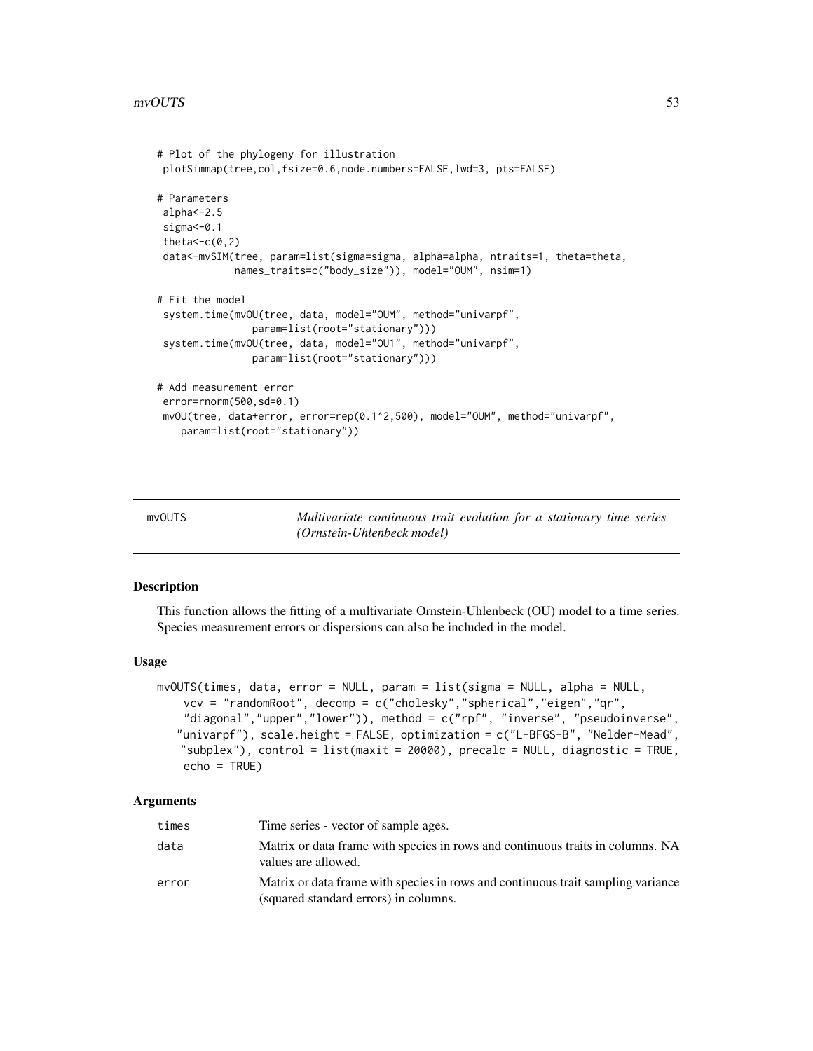```
# Plot of the phylogeny for illustration
 plotSimmap(tree,col,fsize=0.6,node.numbers=FALSE,lwd=3, pts=FALSE)

# Parameters
 alpha<-2.5
 sigma<-0.1
 theta<-c(0,2)
 data<-mvSIM(tree, param=list(sigma=sigma, alpha=alpha, ntraits=1, theta=theta,
             names_traits=c("body_size")), model="OUM", nsim=1)

# Fit the model
 system.time(mvOU(tree, data, model="OUM", method="univarpf",
                param=list(root="stationary")))
 system.time(mvOU(tree, data, model="OU1", method="univarpf",
                param=list(root="stationary")))

# Add measurement error
 error=rnorm(500,sd=0.1)
 mvOU(tree, data+error, error=rep(0.1^2,500), model="OUM", method="univarpf",
    param=list(root="stationary"))
```

---

## mvOUTS — *Multivariate continuous trait evolution for a stationary time series (Ornstein-Uhlenbeck model)*

### Description

This function allows the fitting of a multivariate Ornstein-Uhlenbeck (OU) model to a time series. Species measurement errors or dispersions can also be included in the model.

### Usage

```
mvOUTS(times, data, error = NULL, param = list(sigma = NULL, alpha = NULL,
    vcv = "randomRoot", decomp = c("cholesky","spherical","eigen","qr",
    "diagonal","upper","lower")), method = c("rpf", "inverse", "pseudoinverse",
   "univarpf"), scale.height = FALSE, optimization = c("L-BFGS-B", "Nelder-Mead",
   "subplex"), control = list(maxit = 20000), precalc = NULL, diagnostic = TRUE,
    echo = TRUE)
```

### Arguments

| | |
|---|---|
| `times` | Time series - vector of sample ages. |
| `data` | Matrix or data frame with species in rows and continuous traits in columns. NA values are allowed. |
| `error` | Matrix or data frame with species in rows and continuous trait sampling variance (squared standard errors) in columns. |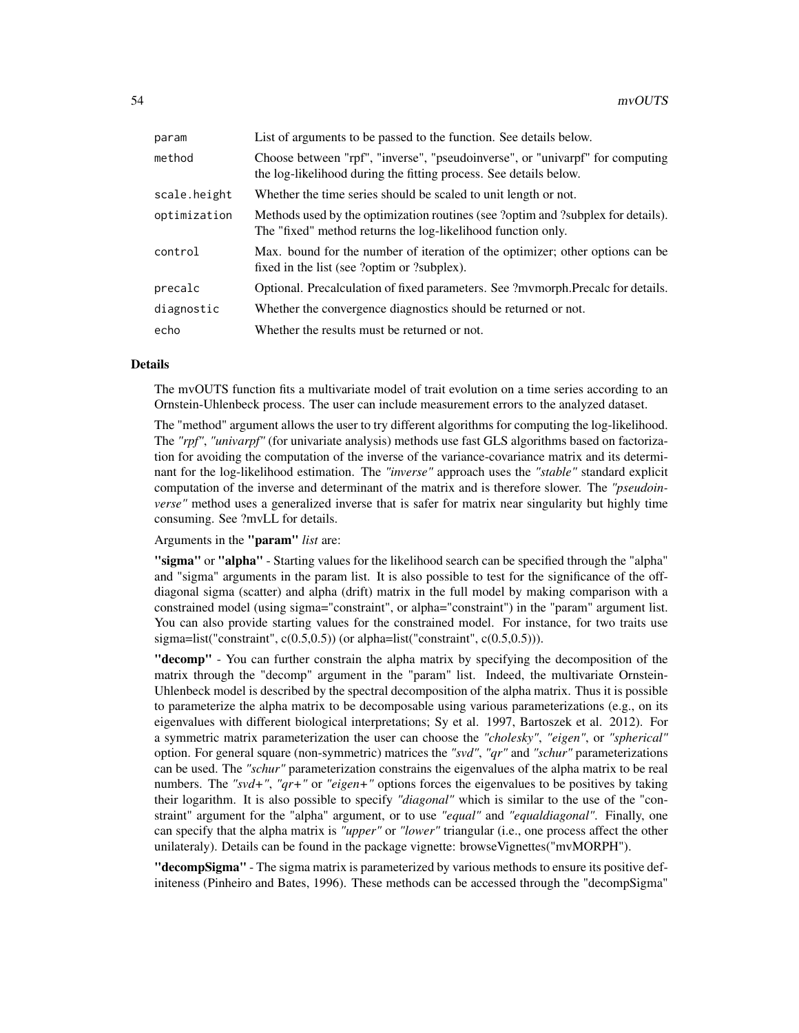| | |
|---|---|
| `param` | List of arguments to be passed to the function. See details below. |
| `method` | Choose between "rpf", "inverse", "pseudoinverse", or "univarpf" for computing the log-likelihood during the fitting process. See details below. |
| `scale.height` | Whether the time series should be scaled to unit length or not. |
| `optimization` | Methods used by the optimization routines (see ?optim and ?subplex for details). The "fixed" method returns the log-likelihood function only. |
| `control` | Max. bound for the number of iteration of the optimizer; other options can be fixed in the list (see ?optim or ?subplex). |
| `precalc` | Optional. Precalculation of fixed parameters. See ?mvmorph.Precalc for details. |
| `diagnostic` | Whether the convergence diagnostics should be returned or not. |
| `echo` | Whether the results must be returned or not. |

## Details

The mvOUTS function fits a multivariate model of trait evolution on a time series according to an Ornstein-Uhlenbeck process. The user can include measurement errors to the analyzed dataset.

The "method" argument allows the user to try different algorithms for computing the log-likelihood. The *"rpf"*, *"univarpf"* (for univariate analysis) methods use fast GLS algorithms based on factorization for avoiding the computation of the inverse of the variance-covariance matrix and its determinant for the log-likelihood estimation. The *"inverse"* approach uses the *"stable"* standard explicit computation of the inverse and determinant of the matrix and is therefore slower. The *"pseudoinverse"* method uses a generalized inverse that is safer for matrix near singularity but highly time consuming. See ?mvLL for details.

Arguments in the **"param"** *list* are:

**"sigma"** or **"alpha"** - Starting values for the likelihood search can be specified through the "alpha" and "sigma" arguments in the param list. It is also possible to test for the significance of the off-diagonal sigma (scatter) and alpha (drift) matrix in the full model by making comparison with a constrained model (using sigma="constraint", or alpha="constraint") in the "param" argument list. You can also provide starting values for the constrained model. For instance, for two traits use sigma=list("constraint", c(0.5,0.5)) (or alpha=list("constraint", c(0.5,0.5))).

**"decomp"** - You can further constrain the alpha matrix by specifying the decomposition of the matrix through the "decomp" argument in the "param" list. Indeed, the multivariate Ornstein-Uhlenbeck model is described by the spectral decomposition of the alpha matrix. Thus it is possible to parameterize the alpha matrix to be decomposable using various parameterizations (e.g., on its eigenvalues with different biological interpretations; Sy et al. 1997, Bartoszek et al. 2012). For a symmetric matrix parameterization the user can choose the *"cholesky"*, *"eigen"*, or *"spherical"* option. For general square (non-symmetric) matrices the *"svd"*, *"qr"* and *"schur"* parameterizations can be used. The *"schur"* parameterization constrains the eigenvalues of the alpha matrix to be real numbers. The *"svd+"*, *"qr+"* or *"eigen+"* options forces the eigenvalues to be positives by taking their logarithm. It is also possible to specify *"diagonal"* which is similar to the use of the "constraint" argument for the "alpha" argument, or to use *"equal"* and *"equaldiagonal"*. Finally, one can specify that the alpha matrix is *"upper"* or *"lower"* triangular (i.e., one process affect the other unilateraly). Details can be found in the package vignette: browseVignettes("mvMORPH").

**"decompSigma"** - The sigma matrix is parameterized by various methods to ensure its positive definiteness (Pinheiro and Bates, 1996). These methods can be accessed through the "decompSigma"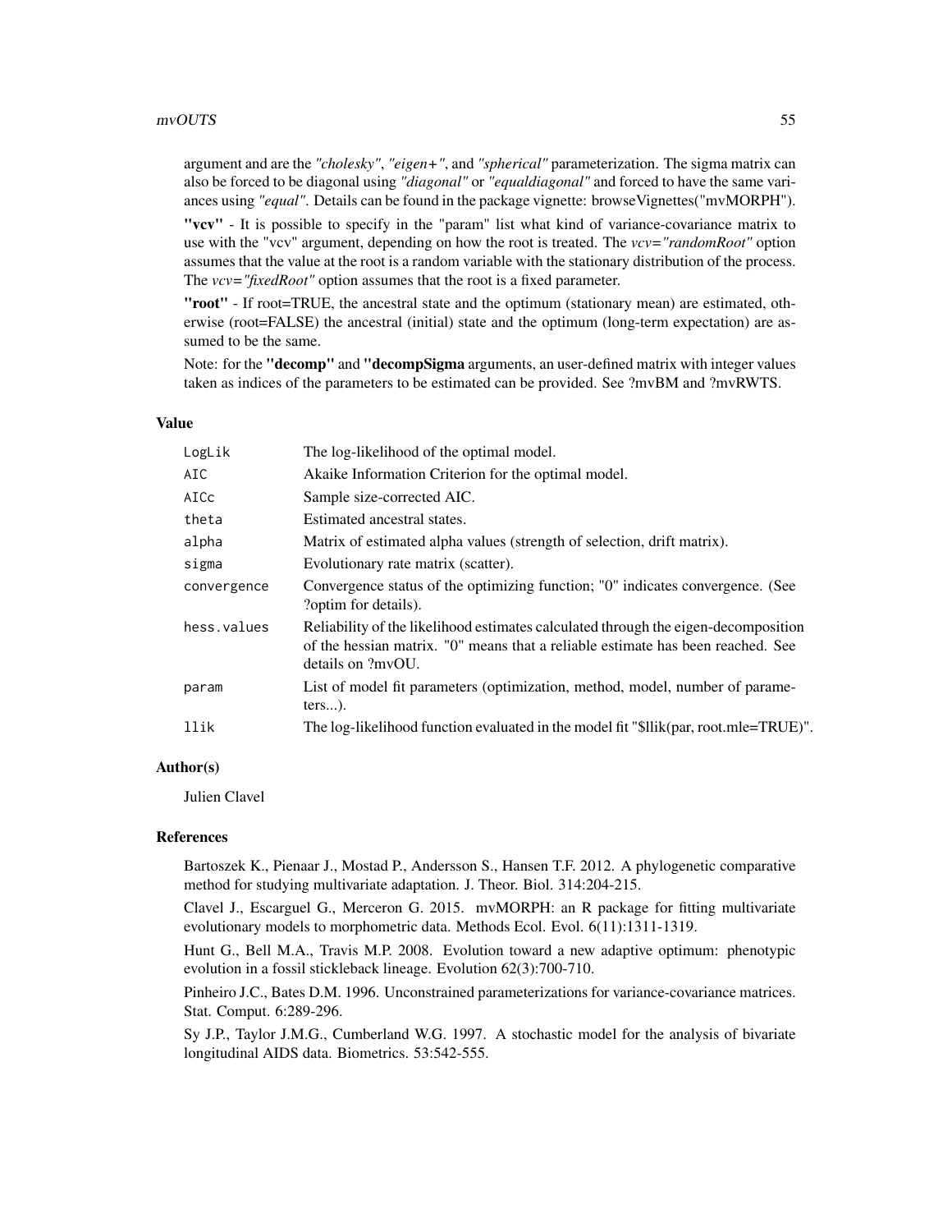argument and are the *"cholesky"*, *"eigen+"*, and *"spherical"* parameterization. The sigma matrix can also be forced to be diagonal using *"diagonal"* or *"equaldiagonal"* and forced to have the same variances using *"equal"*. Details can be found in the package vignette: browseVignettes("mvMORPH").

**"vcv"** - It is possible to specify in the "param" list what kind of variance-covariance matrix to use with the "vcv" argument, depending on how the root is treated. The *vcv="randomRoot"* option assumes that the value at the root is a random variable with the stationary distribution of the process. The *vcv="fixedRoot"* option assumes that the root is a fixed parameter.

**"root"** - If root=TRUE, the ancestral state and the optimum (stationary mean) are estimated, otherwise (root=FALSE) the ancestral (initial) state and the optimum (long-term expectation) are assumed to be the same.

Note: for the **"decomp"** and **"decompSigma** arguments, an user-defined matrix with integer values taken as indices of the parameters to be estimated can be provided. See ?mvBM and ?mvRWTS.

### Value

| | |
|---|---|
| `LogLik` | The log-likelihood of the optimal model. |
| `AIC` | Akaike Information Criterion for the optimal model. |
| `AICc` | Sample size-corrected AIC. |
| `theta` | Estimated ancestral states. |
| `alpha` | Matrix of estimated alpha values (strength of selection, drift matrix). |
| `sigma` | Evolutionary rate matrix (scatter). |
| `convergence` | Convergence status of the optimizing function; "0" indicates convergence. (See ?optim for details). |
| `hess.values` | Reliability of the likelihood estimates calculated through the eigen-decomposition of the hessian matrix. "0" means that a reliable estimate has been reached. See details on ?mvOU. |
| `param` | List of model fit parameters (optimization, method, model, number of parameters...). |
| `llik` | The log-likelihood function evaluated in the model fit "$llik(par, root.mle=TRUE)". |

### Author(s)

Julien Clavel

### References

Bartoszek K., Pienaar J., Mostad P., Andersson S., Hansen T.F. 2012. A phylogenetic comparative method for studying multivariate adaptation. J. Theor. Biol. 314:204-215.

Clavel J., Escarguel G., Merceron G. 2015. mvMORPH: an R package for fitting multivariate evolutionary models to morphometric data. Methods Ecol. Evol. 6(11):1311-1319.

Hunt G., Bell M.A., Travis M.P. 2008. Evolution toward a new adaptive optimum: phenotypic evolution in a fossil stickleback lineage. Evolution 62(3):700-710.

Pinheiro J.C., Bates D.M. 1996. Unconstrained parameterizations for variance-covariance matrices. Stat. Comput. 6:289-296.

Sy J.P., Taylor J.M.G., Cumberland W.G. 1997. A stochastic model for the analysis of bivariate longitudinal AIDS data. Biometrics. 53:542-555.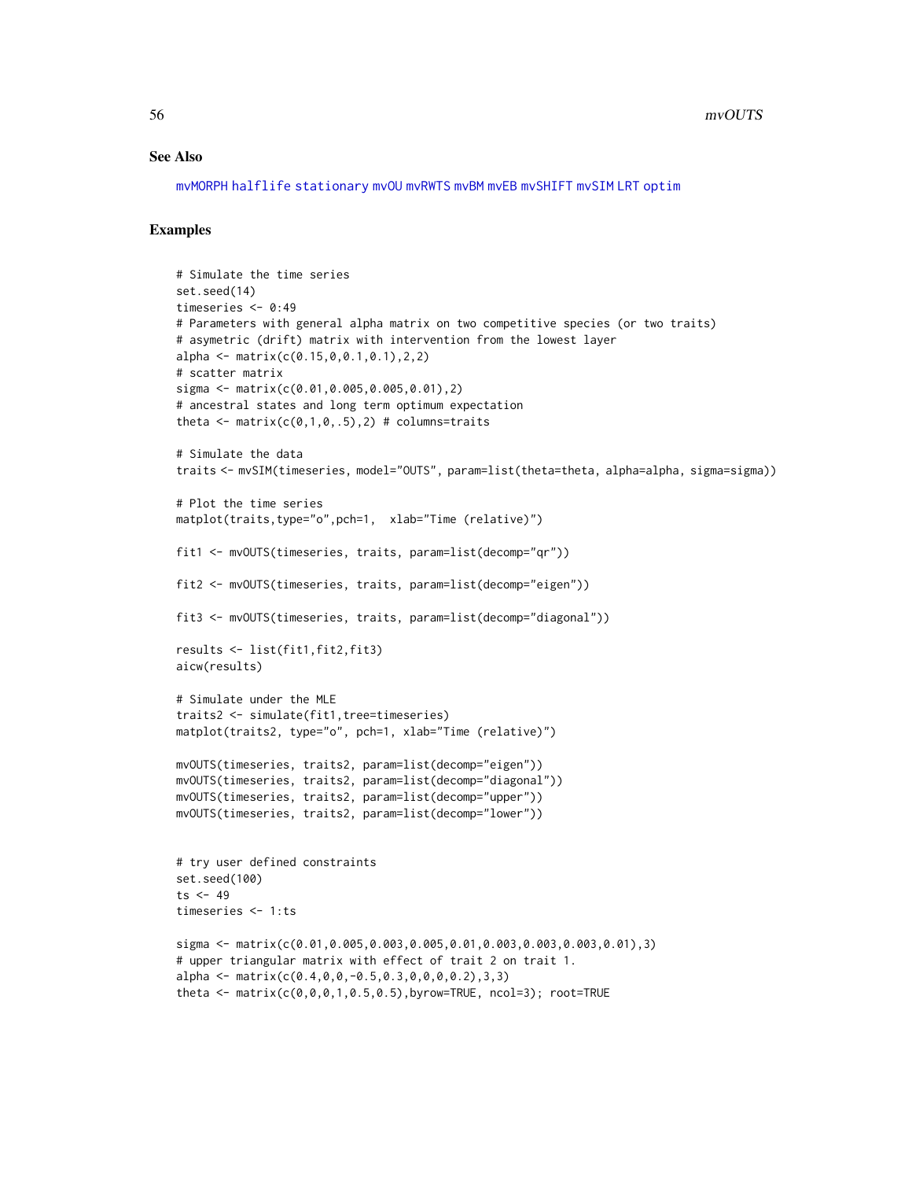## See Also

mvMORPH halflife stationary mvOU mvRWTS mvBM mvEB mvSHIFT mvSIM LRT optim

## Examples

```
# Simulate the time series
set.seed(14)
timeseries <- 0:49
# Parameters with general alpha matrix on two competitive species (or two traits)
# asymetric (drift) matrix with intervention from the lowest layer
alpha <- matrix(c(0.15,0,0.1,0.1),2,2)
# scatter matrix
sigma <- matrix(c(0.01,0.005,0.005,0.01),2)
# ancestral states and long term optimum expectation
theta <- matrix(c(0,1,0,.5),2) # columns=traits

# Simulate the data
traits <- mvSIM(timeseries, model="OUTS", param=list(theta=theta, alpha=alpha, sigma=sigma))

# Plot the time series
matplot(traits,type="o",pch=1,  xlab="Time (relative)")

fit1 <- mvOUTS(timeseries, traits, param=list(decomp="qr"))

fit2 <- mvOUTS(timeseries, traits, param=list(decomp="eigen"))

fit3 <- mvOUTS(timeseries, traits, param=list(decomp="diagonal"))

results <- list(fit1,fit2,fit3)
aicw(results)

# Simulate under the MLE
traits2 <- simulate(fit1,tree=timeseries)
matplot(traits2, type="o", pch=1, xlab="Time (relative)")

mvOUTS(timeseries, traits2, param=list(decomp="eigen"))
mvOUTS(timeseries, traits2, param=list(decomp="diagonal"))
mvOUTS(timeseries, traits2, param=list(decomp="upper"))
mvOUTS(timeseries, traits2, param=list(decomp="lower"))


# try user defined constraints
set.seed(100)
ts <- 49
timeseries <- 1:ts

sigma <- matrix(c(0.01,0.005,0.003,0.005,0.01,0.003,0.003,0.003,0.01),3)
# upper triangular matrix with effect of trait 2 on trait 1.
alpha <- matrix(c(0.4,0,0,-0.5,0.3,0,0,0,0.2),3,3)
theta <- matrix(c(0,0,0,1,0.5,0.5),byrow=TRUE, ncol=3); root=TRUE
```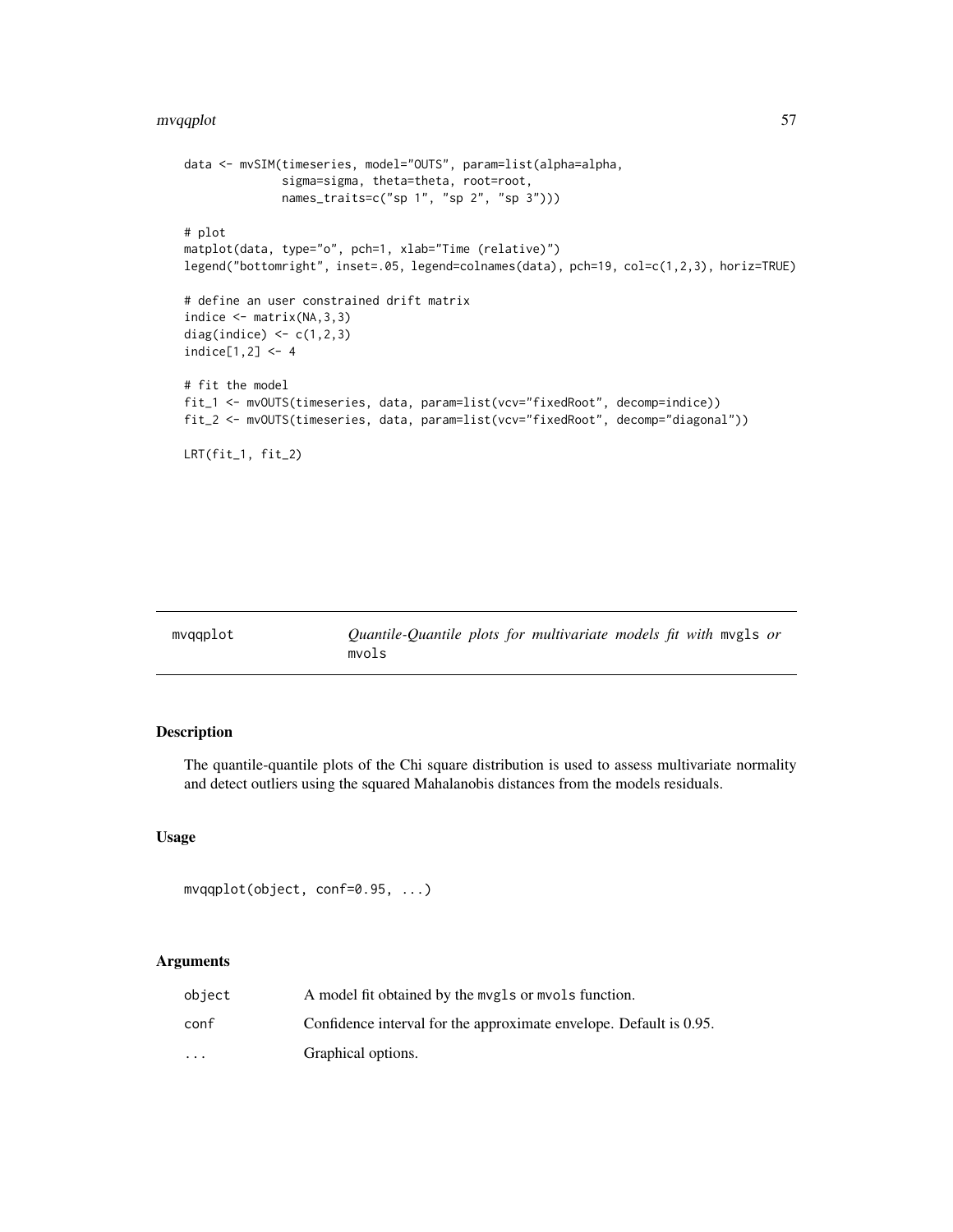```
data <- mvSIM(timeseries, model="OUTS", param=list(alpha=alpha,
              sigma=sigma, theta=theta, root=root,
              names_traits=c("sp 1", "sp 2", "sp 3")))

# plot
matplot(data, type="o", pch=1, xlab="Time (relative)")
legend("bottomright", inset=.05, legend=colnames(data), pch=19, col=c(1,2,3), horiz=TRUE)

# define an user constrained drift matrix
indice <- matrix(NA,3,3)
diag(indice) <- c(1,2,3)
indice[1,2] <- 4

# fit the model
fit_1 <- mvOUTS(timeseries, data, param=list(vcv="fixedRoot", decomp=indice))
fit_2 <- mvOUTS(timeseries, data, param=list(vcv="fixedRoot", decomp="diagonal"))

LRT(fit_1, fit_2)
```

# mvqqplot — *Quantile-Quantile plots for multivariate models fit with* `mvgls` *or* `mvols`

## Description

The quantile-quantile plots of the Chi square distribution is used to assess multivariate normality and detect outliers using the squared Mahalanobis distances from the models residuals.

## Usage

```
mvqqplot(object, conf=0.95, ...)
```

## Arguments

| | |
|---|---|
| `object` | A model fit obtained by the `mvgls` or `mvols` function. |
| `conf` | Confidence interval for the approximate envelope. Default is 0.95. |
| `...` | Graphical options. |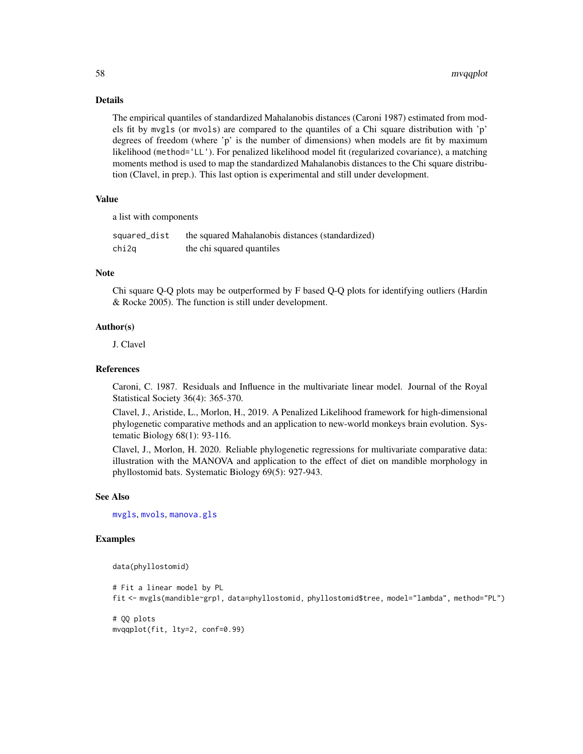## Details

The empirical quantiles of standardized Mahalanobis distances (Caroni 1987) estimated from models fit by `mvgls` (or `mvols`) are compared to the quantiles of a Chi square distribution with 'p' degrees of freedom (where 'p' is the number of dimensions) when models are fit by maximum likelihood (`method='LL'`). For penalized likelihood model fit (regularized covariance), a matching moments method is used to map the standardized Mahalanobis distances to the Chi square distribution (Clavel, in prep.). This last option is experimental and still under development.

## Value

a list with components

| | |
|---|---|
| `squared_dist` | the squared Mahalanobis distances (standardized) |
| `chi2q` | the chi squared quantiles |

## Note

Chi square Q-Q plots may be outperformed by F based Q-Q plots for identifying outliers (Hardin & Rocke 2005). The function is still under development.

## Author(s)

J. Clavel

## References

Caroni, C. 1987. Residuals and Influence in the multivariate linear model. Journal of the Royal Statistical Society 36(4): 365-370.

Clavel, J., Aristide, L., Morlon, H., 2019. A Penalized Likelihood framework for high-dimensional phylogenetic comparative methods and an application to new-world monkeys brain evolution. Systematic Biology 68(1): 93-116.

Clavel, J., Morlon, H. 2020. Reliable phylogenetic regressions for multivariate comparative data: illustration with the MANOVA and application to the effect of diet on mandible morphology in phyllostomid bats. Systematic Biology 69(5): 927-943.

## See Also

`mvgls`, `mvols`, `manova.gls`

## Examples

```
data(phyllostomid)

# Fit a linear model by PL
fit <- mvgls(mandible~grp1, data=phyllostomid, phyllostomid$tree, model="lambda", method="PL")

# QQ plots
mvqqplot(fit, lty=2, conf=0.99)
```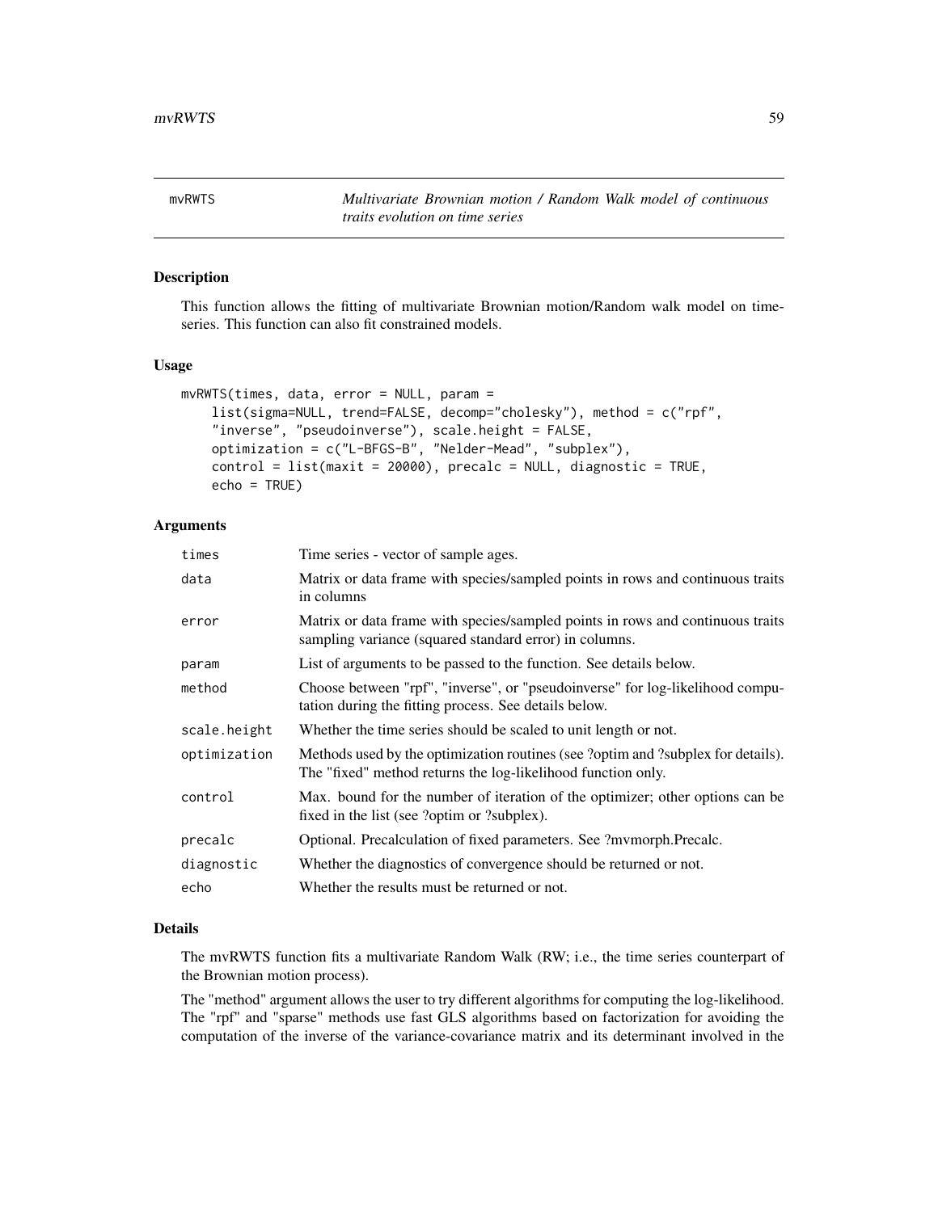# mvRWTS — *Multivariate Brownian motion / Random Walk model of continuous traits evolution on time series*

## Description

This function allows the fitting of multivariate Brownian motion/Random walk model on time-series. This function can also fit constrained models.

## Usage

```
mvRWTS(times, data, error = NULL, param =
    list(sigma=NULL, trend=FALSE, decomp="cholesky"), method = c("rpf",
    "inverse", "pseudoinverse"), scale.height = FALSE,
    optimization = c("L-BFGS-B", "Nelder-Mead", "subplex"),
    control = list(maxit = 20000), precalc = NULL, diagnostic = TRUE,
    echo = TRUE)
```

## Arguments

| | |
|---|---|
| `times` | Time series - vector of sample ages. |
| `data` | Matrix or data frame with species/sampled points in rows and continuous traits in columns |
| `error` | Matrix or data frame with species/sampled points in rows and continuous traits sampling variance (squared standard error) in columns. |
| `param` | List of arguments to be passed to the function. See details below. |
| `method` | Choose between "rpf", "inverse", or "pseudoinverse" for log-likelihood computation during the fitting process. See details below. |
| `scale.height` | Whether the time series should be scaled to unit length or not. |
| `optimization` | Methods used by the optimization routines (see ?optim and ?subplex for details). The "fixed" method returns the log-likelihood function only. |
| `control` | Max. bound for the number of iteration of the optimizer; other options can be fixed in the list (see ?optim or ?subplex). |
| `precalc` | Optional. Precalculation of fixed parameters. See ?mvmorph.Precalc. |
| `diagnostic` | Whether the diagnostics of convergence should be returned or not. |
| `echo` | Whether the results must be returned or not. |

## Details

The mvRWTS function fits a multivariate Random Walk (RW; i.e., the time series counterpart of the Brownian motion process).

The "method" argument allows the user to try different algorithms for computing the log-likelihood. The "rpf" and "sparse" methods use fast GLS algorithms based on factorization for avoiding the computation of the inverse of the variance-covariance matrix and its determinant involved in the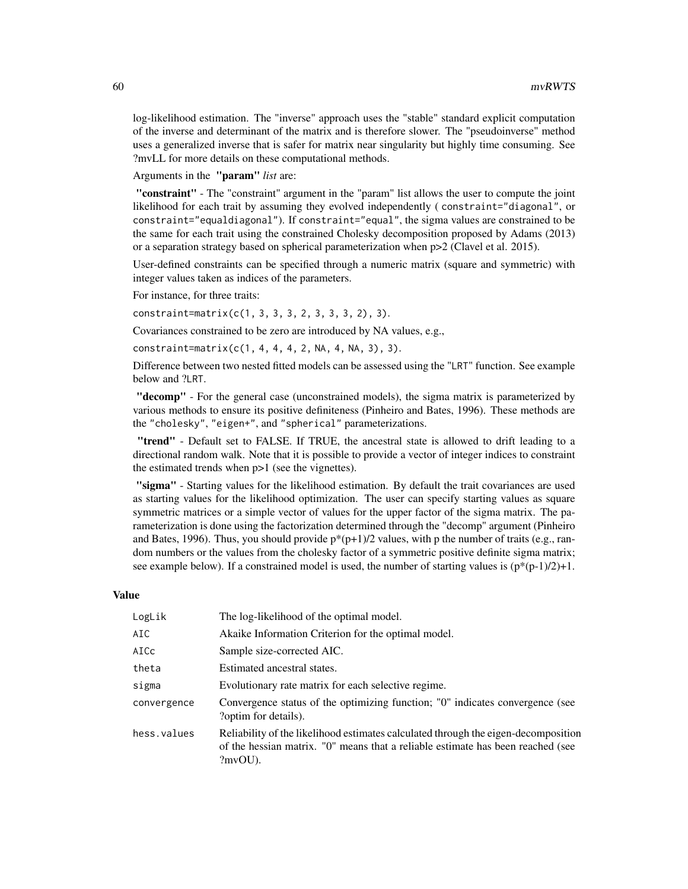log-likelihood estimation. The "inverse" approach uses the "stable" standard explicit computation of the inverse and determinant of the matrix and is therefore slower. The "pseudoinverse" method uses a generalized inverse that is safer for matrix near singularity but highly time consuming. See ?mvLL for more details on these computational methods.

Arguments in the **"param"** *list* are:

**"constraint"** - The "constraint" argument in the "param" list allows the user to compute the joint likelihood for each trait by assuming they evolved independently ( `constraint="diagonal"`, or `constraint="equaldiagonal"`). If `constraint="equal"`, the sigma values are constrained to be the same for each trait using the constrained Cholesky decomposition proposed by Adams (2013) or a separation strategy based on spherical parameterization when p>2 (Clavel et al. 2015).

User-defined constraints can be specified through a numeric matrix (square and symmetric) with integer values taken as indices of the parameters.

For instance, for three traits:

`constraint=matrix(c(1, 3, 3, 3, 2, 3, 3, 3, 2), 3)`.

Covariances constrained to be zero are introduced by NA values, e.g.,

`constraint=matrix(c(1, 4, 4, 4, 2, NA, 4, NA, 3), 3)`.

Difference between two nested fitted models can be assessed using the "`LRT`" function. See example below and ?`LRT`.

**"decomp"** - For the general case (unconstrained models), the sigma matrix is parameterized by various methods to ensure its positive definiteness (Pinheiro and Bates, 1996). These methods are the `"cholesky"`, `"eigen+"`, and `"spherical"` parameterizations.

**"trend"** - Default set to FALSE. If TRUE, the ancestral state is allowed to drift leading to a directional random walk. Note that it is possible to provide a vector of integer indices to constraint the estimated trends when p>1 (see the vignettes).

**"sigma"** - Starting values for the likelihood estimation. By default the trait covariances are used as starting values for the likelihood optimization. The user can specify starting values as square symmetric matrices or a simple vector of values for the upper factor of the sigma matrix. The parameterization is done using the factorization determined through the "decomp" argument (Pinheiro and Bates, 1996). Thus, you should provide p*(p+1)/2 values, with p the number of traits (e.g., random numbers or the values from the cholesky factor of a symmetric positive definite sigma matrix; see example below). If a constrained model is used, the number of starting values is (p*(p-1)/2)+1.

## Value

| | |
|---|---|
| `LogLik` | The log-likelihood of the optimal model. |
| `AIC` | Akaike Information Criterion for the optimal model. |
| `AICc` | Sample size-corrected AIC. |
| `theta` | Estimated ancestral states. |
| `sigma` | Evolutionary rate matrix for each selective regime. |
| `convergence` | Convergence status of the optimizing function; "0" indicates convergence (see ?optim for details). |
| `hess.values` | Reliability of the likelihood estimates calculated through the eigen-decomposition of the hessian matrix. "0" means that a reliable estimate has been reached (see ?mvOU). |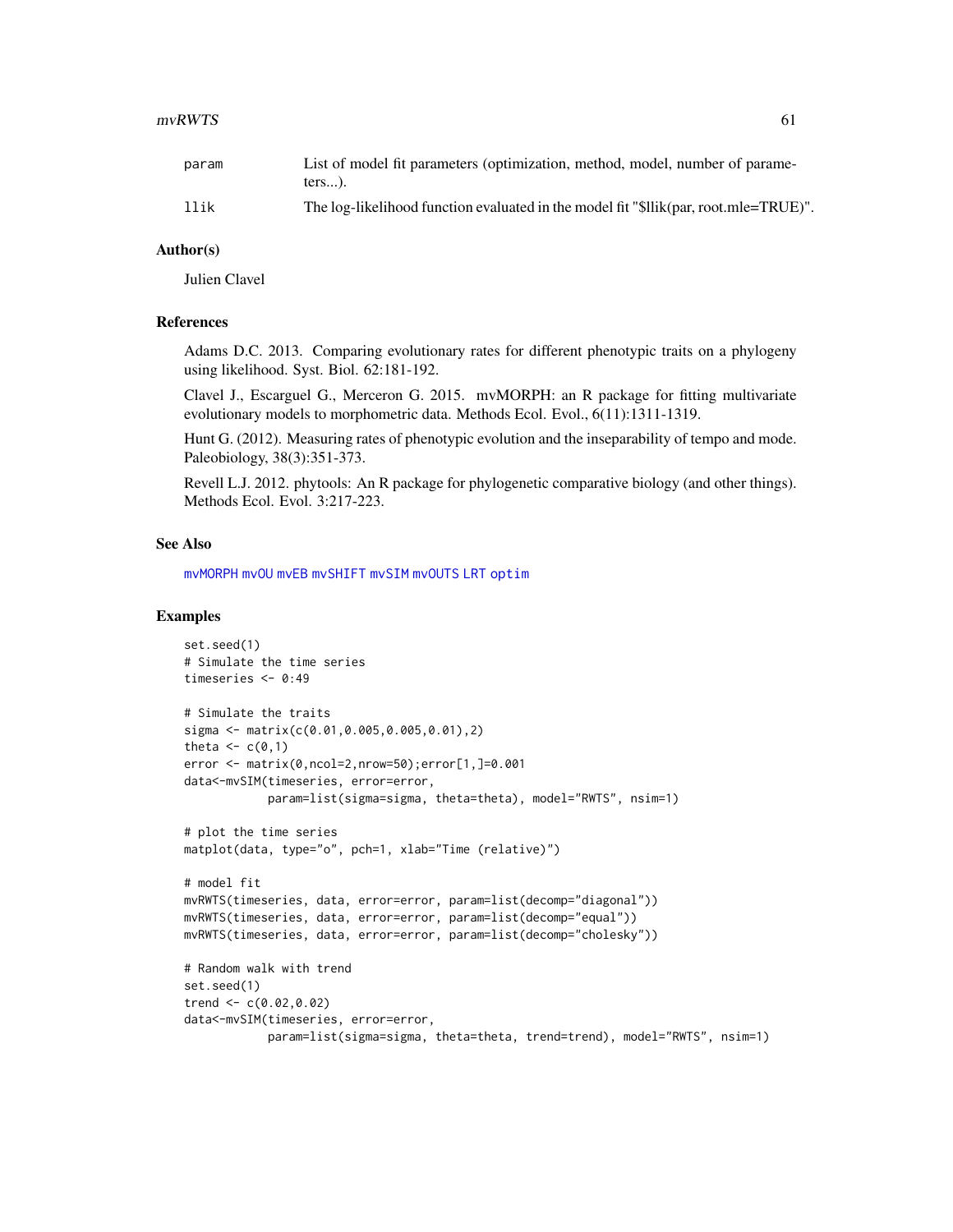| | |
|---|---|
| param | List of model fit parameters (optimization, method, model, number of parameters...). |
| llik | The log-likelihood function evaluated in the model fit "$llik(par, root.mle=TRUE)". |

## Author(s)

Julien Clavel

## References

Adams D.C. 2013. Comparing evolutionary rates for different phenotypic traits on a phylogeny using likelihood. Syst. Biol. 62:181-192.

Clavel J., Escarguel G., Merceron G. 2015. mvMORPH: an R package for fitting multivariate evolutionary models to morphometric data. Methods Ecol. Evol., 6(11):1311-1319.

Hunt G. (2012). Measuring rates of phenotypic evolution and the inseparability of tempo and mode. Paleobiology, 38(3):351-373.

Revell L.J. 2012. phytools: An R package for phylogenetic comparative biology (and other things). Methods Ecol. Evol. 3:217-223.

## See Also

mvMORPH mvOU mvEB mvSHIFT mvSIM mvOUTS LRT optim

## Examples

```
set.seed(1)
# Simulate the time series
timeseries <- 0:49

# Simulate the traits
sigma <- matrix(c(0.01,0.005,0.005,0.01),2)
theta <- c(0,1)
error <- matrix(0,ncol=2,nrow=50);error[1,]=0.001
data<-mvSIM(timeseries, error=error,
            param=list(sigma=sigma, theta=theta), model="RWTS", nsim=1)

# plot the time series
matplot(data, type="o", pch=1, xlab="Time (relative)")

# model fit
mvRWTS(timeseries, data, error=error, param=list(decomp="diagonal"))
mvRWTS(timeseries, data, error=error, param=list(decomp="equal"))
mvRWTS(timeseries, data, error=error, param=list(decomp="cholesky"))

# Random walk with trend
set.seed(1)
trend <- c(0.02,0.02)
data<-mvSIM(timeseries, error=error,
            param=list(sigma=sigma, theta=theta, trend=trend), model="RWTS", nsim=1)
```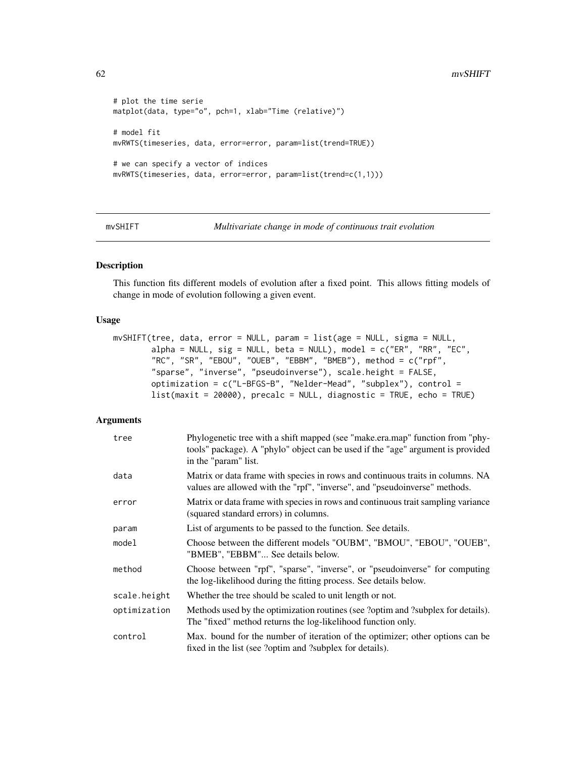```
# plot the time serie
matplot(data, type="o", pch=1, xlab="Time (relative)")

# model fit
mvRWTS(timeseries, data, error=error, param=list(trend=TRUE))

# we can specify a vector of indices
mvRWTS(timeseries, data, error=error, param=list(trend=c(1,1)))
```

---

mvSHIFT *Multivariate change in mode of continuous trait evolution*

---

## Description

This function fits different models of evolution after a fixed point. This allows fitting models of change in mode of evolution following a given event.

## Usage

```
mvSHIFT(tree, data, error = NULL, param = list(age = NULL, sigma = NULL,
        alpha = NULL, sig = NULL, beta = NULL), model = c("ER", "RR", "EC",
        "RC", "SR", "EBOU", "OUEB", "EBBM", "BMEB"), method = c("rpf",
        "sparse", "inverse", "pseudoinverse"), scale.height = FALSE,
        optimization = c("L-BFGS-B", "Nelder-Mead", "subplex"), control =
        list(maxit = 20000), precalc = NULL, diagnostic = TRUE, echo = TRUE)
```

## Arguments

| | |
|---|---|
| tree | Phylogenetic tree with a shift mapped (see "make.era.map" function from "phytools" package). A "phylo" object can be used if the "age" argument is provided in the "param" list. |
| data | Matrix or data frame with species in rows and continuous traits in columns. NA values are allowed with the "rpf", "inverse", and "pseudoinverse" methods. |
| error | Matrix or data frame with species in rows and continuous trait sampling variance (squared standard errors) in columns. |
| param | List of arguments to be passed to the function. See details. |
| model | Choose between the different models "OUBM", "BMOU", "EBOU", "OUEB", "BMEB", "EBBM"... See details below. |
| method | Choose between "rpf", "sparse", "inverse", or "pseudoinverse" for computing the log-likelihood during the fitting process. See details below. |
| scale.height | Whether the tree should be scaled to unit length or not. |
| optimization | Methods used by the optimization routines (see ?optim and ?subplex for details). The "fixed" method returns the log-likelihood function only. |
| control | Max. bound for the number of iteration of the optimizer; other options can be fixed in the list (see ?optim and ?subplex for details). |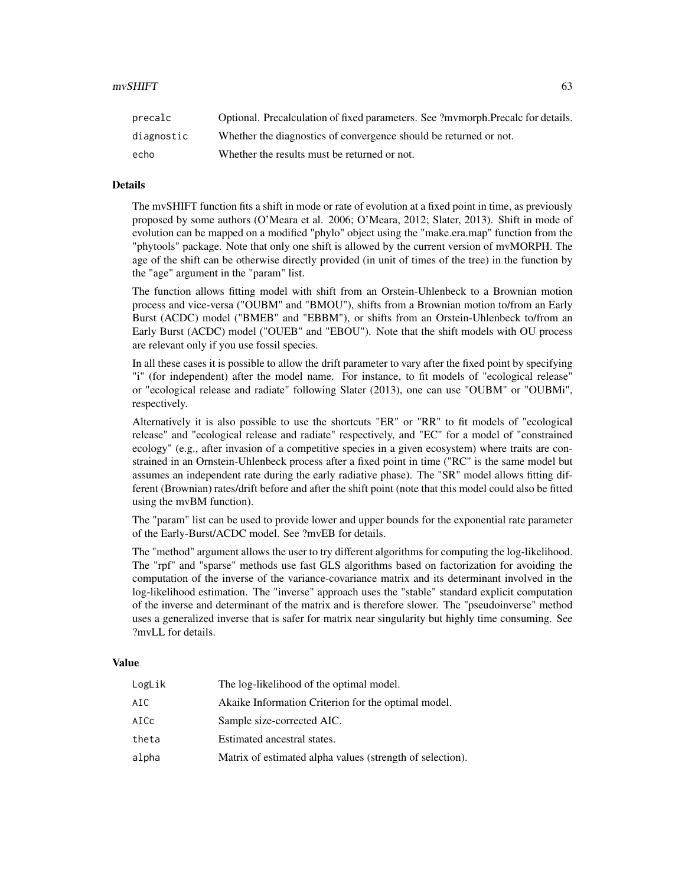| | |
|---|---|
| precalc | Optional. Precalculation of fixed parameters. See ?mvmorph.Precalc for details. |
| diagnostic | Whether the diagnostics of convergence should be returned or not. |
| echo | Whether the results must be returned or not. |

## Details

The mvSHIFT function fits a shift in mode or rate of evolution at a fixed point in time, as previously proposed by some authors (O'Meara et al. 2006; O'Meara, 2012; Slater, 2013). Shift in mode of evolution can be mapped on a modified "phylo" object using the "make.era.map" function from the "phytools" package. Note that only one shift is allowed by the current version of mvMORPH. The age of the shift can be otherwise directly provided (in unit of times of the tree) in the function by the "age" argument in the "param" list.

The function allows fitting model with shift from an Orstein-Uhlenbeck to a Brownian motion process and vice-versa ("OUBM" and "BMOU"), shifts from a Brownian motion to/from an Early Burst (ACDC) model ("BMEB" and "EBBM"), or shifts from an Orstein-Uhlenbeck to/from an Early Burst (ACDC) model ("OUEB" and "EBOU"). Note that the shift models with OU process are relevant only if you use fossil species.

In all these cases it is possible to allow the drift parameter to vary after the fixed point by specifying "i" (for independent) after the model name. For instance, to fit models of "ecological release" or "ecological release and radiate" following Slater (2013), one can use "OUBM" or "OUBMi", respectively.

Alternatively it is also possible to use the shortcuts "ER" or "RR" to fit models of "ecological release" and "ecological release and radiate" respectively, and "EC" for a model of "constrained ecology" (e.g., after invasion of a competitive species in a given ecosystem) where traits are constrained in an Ornstein-Uhlenbeck process after a fixed point in time ("RC" is the same model but assumes an independent rate during the early radiative phase). The "SR" model allows fitting different (Brownian) rates/drift before and after the shift point (note that this model could also be fitted using the mvBM function).

The "param" list can be used to provide lower and upper bounds for the exponential rate parameter of the Early-Burst/ACDC model. See ?mvEB for details.

The "method" argument allows the user to try different algorithms for computing the log-likelihood. The "rpf" and "sparse" methods use fast GLS algorithms based on factorization for avoiding the computation of the inverse of the variance-covariance matrix and its determinant involved in the log-likelihood estimation. The "inverse" approach uses the "stable" standard explicit computation of the inverse and determinant of the matrix and is therefore slower. The "pseudoinverse" method uses a generalized inverse that is safer for matrix near singularity but highly time consuming. See ?mvLL for details.

## Value

| | |
|---|---|
| LogLik | The log-likelihood of the optimal model. |
| AIC | Akaike Information Criterion for the optimal model. |
| AICc | Sample size-corrected AIC. |
| theta | Estimated ancestral states. |
| alpha | Matrix of estimated alpha values (strength of selection). |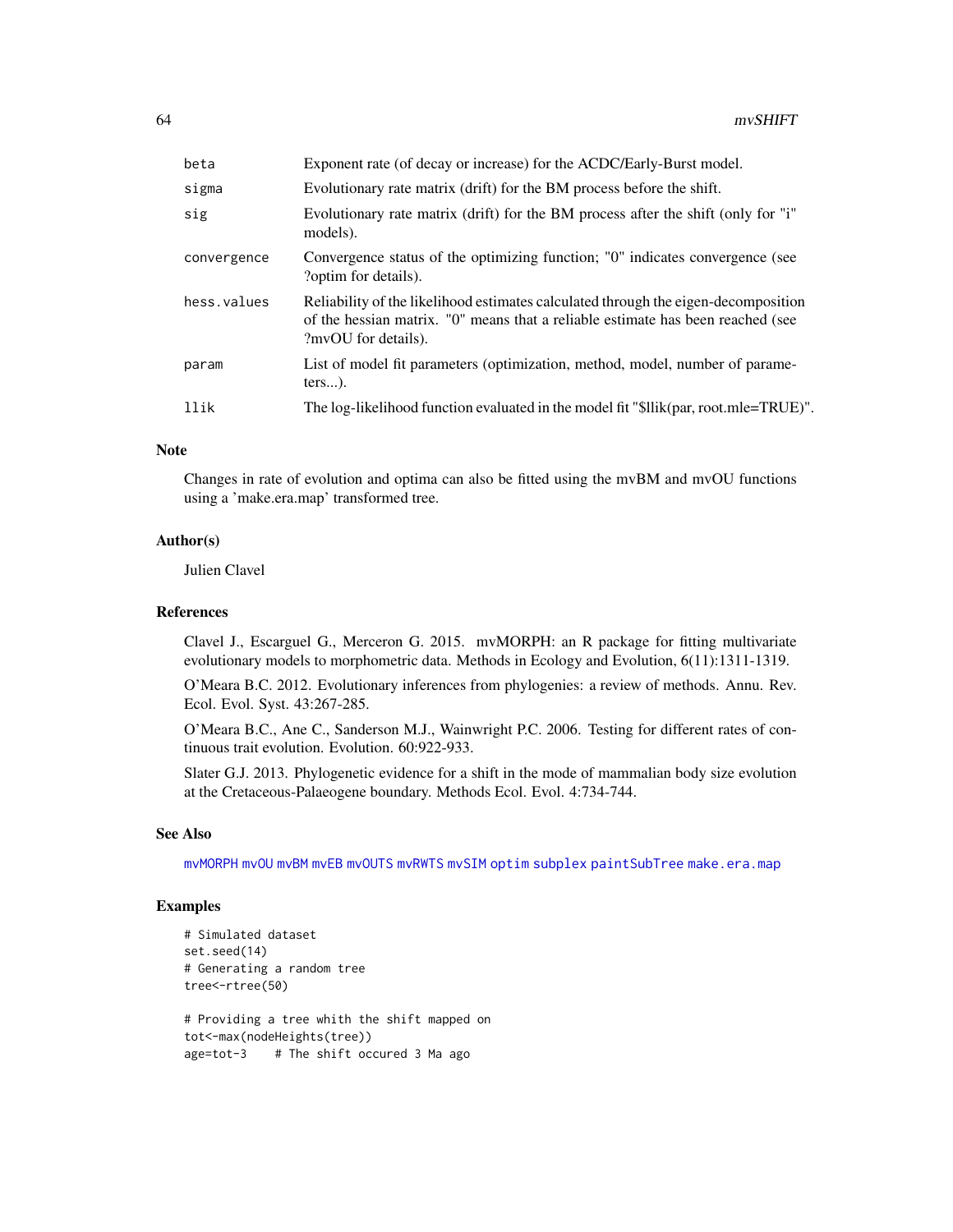| | |
|---|---|
| beta | Exponent rate (of decay or increase) for the ACDC/Early-Burst model. |
| sigma | Evolutionary rate matrix (drift) for the BM process before the shift. |
| sig | Evolutionary rate matrix (drift) for the BM process after the shift (only for "i" models). |
| convergence | Convergence status of the optimizing function; "0" indicates convergence (see ?optim for details). |
| hess.values | Reliability of the likelihood estimates calculated through the eigen-decomposition of the hessian matrix. "0" means that a reliable estimate has been reached (see ?mvOU for details). |
| param | List of model fit parameters (optimization, method, model, number of parameters...). |
| llik | The log-likelihood function evaluated in the model fit "$llik(par, root.mle=TRUE)". |

## Note

Changes in rate of evolution and optima can also be fitted using the mvBM and mvOU functions using a 'make.era.map' transformed tree.

## Author(s)

Julien Clavel

## References

Clavel J., Escarguel G., Merceron G. 2015. mvMORPH: an R package for fitting multivariate evolutionary models to morphometric data. Methods in Ecology and Evolution, 6(11):1311-1319.

O'Meara B.C. 2012. Evolutionary inferences from phylogenies: a review of methods. Annu. Rev. Ecol. Evol. Syst. 43:267-285.

O'Meara B.C., Ane C., Sanderson M.J., Wainwright P.C. 2006. Testing for different rates of continuous trait evolution. Evolution. 60:922-933.

Slater G.J. 2013. Phylogenetic evidence for a shift in the mode of mammalian body size evolution at the Cretaceous-Palaeogene boundary. Methods Ecol. Evol. 4:734-744.

## See Also

mvMORPH mvOU mvBM mvEB mvOUTS mvRWTS mvSIM optim subplex paintSubTree make.era.map

## Examples

```
# Simulated dataset
set.seed(14)
# Generating a random tree
tree<-rtree(50)

# Providing a tree whith the shift mapped on
tot<-max(nodeHeights(tree))
age=tot-3    # The shift occured 3 Ma ago
```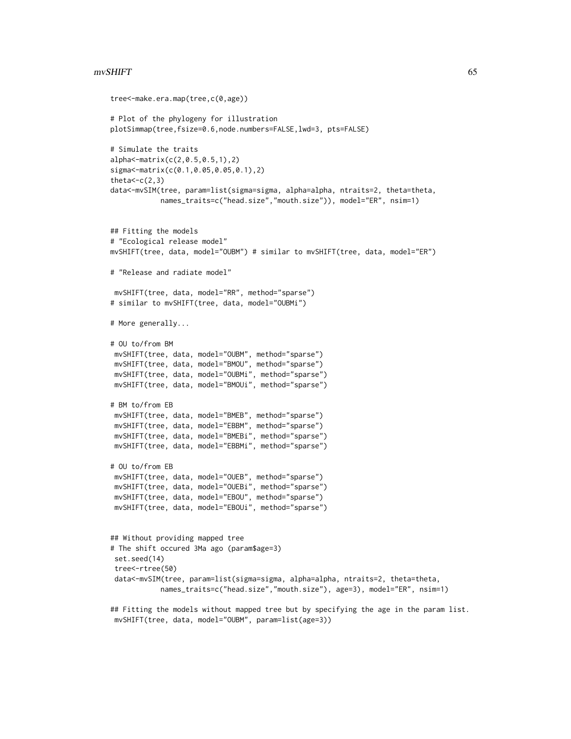```
tree<-make.era.map(tree,c(0,age))

# Plot of the phylogeny for illustration
plotSimmap(tree,fsize=0.6,node.numbers=FALSE,lwd=3, pts=FALSE)

# Simulate the traits
alpha<-matrix(c(2,0.5,0.5,1),2)
sigma<-matrix(c(0.1,0.05,0.05,0.1),2)
theta<-c(2,3)
data<-mvSIM(tree, param=list(sigma=sigma, alpha=alpha, ntraits=2, theta=theta,
            names_traits=c("head.size","mouth.size")), model="ER", nsim=1)


## Fitting the models
# "Ecological release model"
mvSHIFT(tree, data, model="OUBM") # similar to mvSHIFT(tree, data, model="ER")

# "Release and radiate model"

 mvSHIFT(tree, data, model="RR", method="sparse")
# similar to mvSHIFT(tree, data, model="OUBMi")

# More generally...

# OU to/from BM
 mvSHIFT(tree, data, model="OUBM", method="sparse")
 mvSHIFT(tree, data, model="BMOU", method="sparse")
 mvSHIFT(tree, data, model="OUBMi", method="sparse")
 mvSHIFT(tree, data, model="BMOUi", method="sparse")

# BM to/from EB
 mvSHIFT(tree, data, model="BMEB", method="sparse")
 mvSHIFT(tree, data, model="EBBM", method="sparse")
 mvSHIFT(tree, data, model="BMEBi", method="sparse")
 mvSHIFT(tree, data, model="EBBMi", method="sparse")

# OU to/from EB
 mvSHIFT(tree, data, model="OUEB", method="sparse")
 mvSHIFT(tree, data, model="OUEBi", method="sparse")
 mvSHIFT(tree, data, model="EBOU", method="sparse")
 mvSHIFT(tree, data, model="EBOUi", method="sparse")


## Without providing mapped tree
# The shift occured 3Ma ago (param$age=3)
 set.seed(14)
 tree<-rtree(50)
 data<-mvSIM(tree, param=list(sigma=sigma, alpha=alpha, ntraits=2, theta=theta,
            names_traits=c("head.size","mouth.size"), age=3), model="ER", nsim=1)

## Fitting the models without mapped tree but by specifying the age in the param list.
 mvSHIFT(tree, data, model="OUBM", param=list(age=3))
```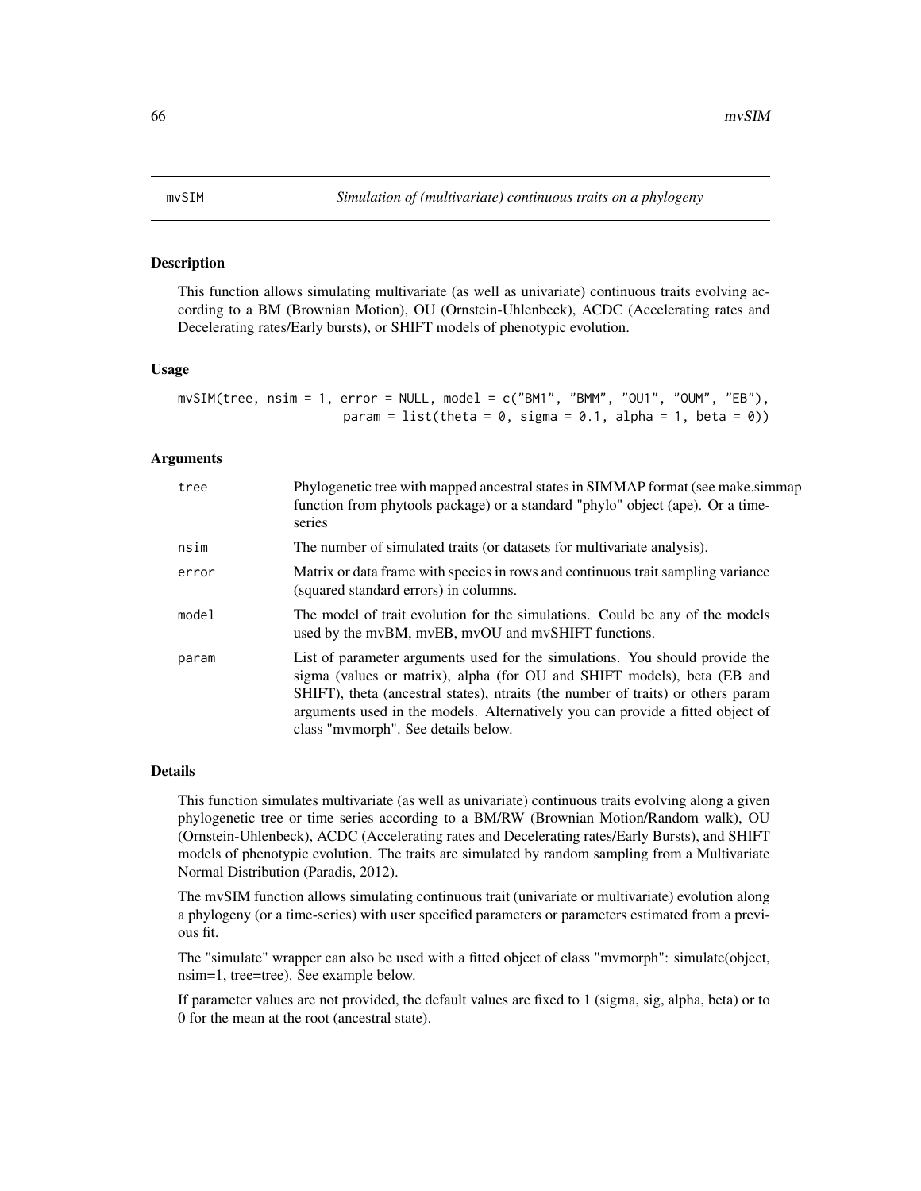# mvSIM

*Simulation of (multivariate) continuous traits on a phylogeny*

## Description

This function allows simulating multivariate (as well as univariate) continuous traits evolving according to a BM (Brownian Motion), OU (Ornstein-Uhlenbeck), ACDC (Accelerating rates and Decelerating rates/Early bursts), or SHIFT models of phenotypic evolution.

## Usage

```
mvSIM(tree, nsim = 1, error = NULL, model = c("BM1", "BMM", "OU1", "OUM", "EB"),
                      param = list(theta = 0, sigma = 0.1, alpha = 1, beta = 0))
```

## Arguments

| | |
|---|---|
| tree | Phylogenetic tree with mapped ancestral states in SIMMAP format (see make.simmap function from phytools package) or a standard "phylo" object (ape). Or a time-series |
| nsim | The number of simulated traits (or datasets for multivariate analysis). |
| error | Matrix or data frame with species in rows and continuous trait sampling variance (squared standard errors) in columns. |
| model | The model of trait evolution for the simulations. Could be any of the models used by the mvBM, mvEB, mvOU and mvSHIFT functions. |
| param | List of parameter arguments used for the simulations. You should provide the sigma (values or matrix), alpha (for OU and SHIFT models), beta (EB and SHIFT), theta (ancestral states), ntraits (the number of traits) or others param arguments used in the models. Alternatively you can provide a fitted object of class "mvmorph". See details below. |

## Details

This function simulates multivariate (as well as univariate) continuous traits evolving along a given phylogenetic tree or time series according to a BM/RW (Brownian Motion/Random walk), OU (Ornstein-Uhlenbeck), ACDC (Accelerating rates and Decelerating rates/Early Bursts), and SHIFT models of phenotypic evolution. The traits are simulated by random sampling from a Multivariate Normal Distribution (Paradis, 2012).

The mvSIM function allows simulating continuous trait (univariate or multivariate) evolution along a phylogeny (or a time-series) with user specified parameters or parameters estimated from a previous fit.

The "simulate" wrapper can also be used with a fitted object of class "mvmorph": simulate(object, nsim=1, tree=tree). See example below.

If parameter values are not provided, the default values are fixed to 1 (sigma, sig, alpha, beta) or to 0 for the mean at the root (ancestral state).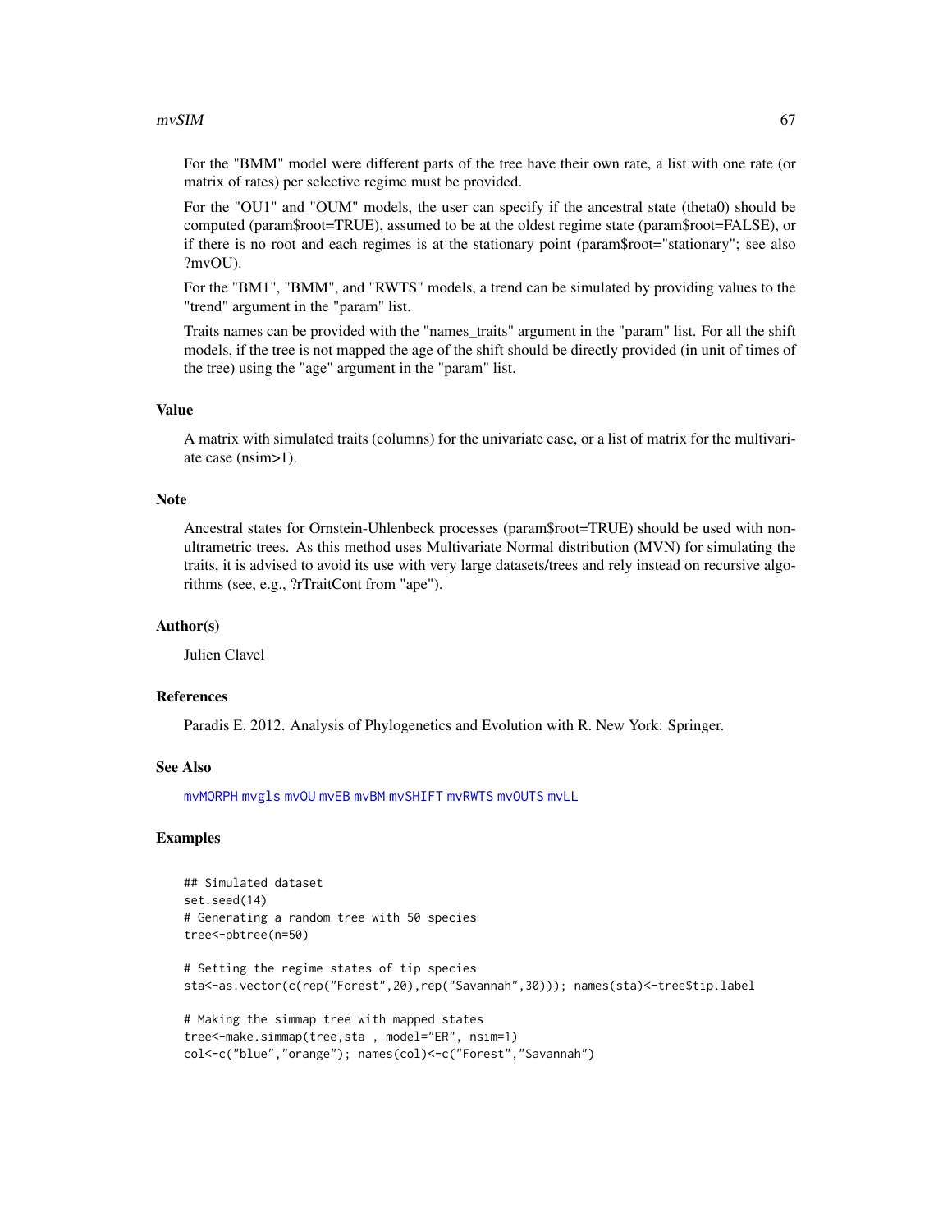For the "BMM" model were different parts of the tree have their own rate, a list with one rate (or matrix of rates) per selective regime must be provided.

For the "OU1" and "OUM" models, the user can specify if the ancestral state (theta0) should be computed (param$root=TRUE), assumed to be at the oldest regime state (param$root=FALSE), or if there is no root and each regimes is at the stationary point (param$root="stationary"; see also ?mvOU).

For the "BM1", "BMM", and "RWTS" models, a trend can be simulated by providing values to the "trend" argument in the "param" list.

Traits names can be provided with the "names_traits" argument in the "param" list. For all the shift models, if the tree is not mapped the age of the shift should be directly provided (in unit of times of the tree) using the "age" argument in the "param" list.

## Value

A matrix with simulated traits (columns) for the univariate case, or a list of matrix for the multivariate case (nsim>1).

## Note

Ancestral states for Ornstein-Uhlenbeck processes (param$root=TRUE) should be used with non-ultrametric trees. As this method uses Multivariate Normal distribution (MVN) for simulating the traits, it is advised to avoid its use with very large datasets/trees and rely instead on recursive algorithms (see, e.g., ?rTraitCont from "ape").

## Author(s)

Julien Clavel

## References

Paradis E. 2012. Analysis of Phylogenetics and Evolution with R. New York: Springer.

## See Also

mvMORPH mvgls mvOU mvEB mvBM mvSHIFT mvRWTS mvOUTS mvLL

## Examples

```
## Simulated dataset
set.seed(14)
# Generating a random tree with 50 species
tree<-pbtree(n=50)

# Setting the regime states of tip species
sta<-as.vector(c(rep("Forest",20),rep("Savannah",30))); names(sta)<-tree$tip.label

# Making the simmap tree with mapped states
tree<-make.simmap(tree,sta , model="ER", nsim=1)
col<-c("blue","orange"); names(col)<-c("Forest","Savannah")
```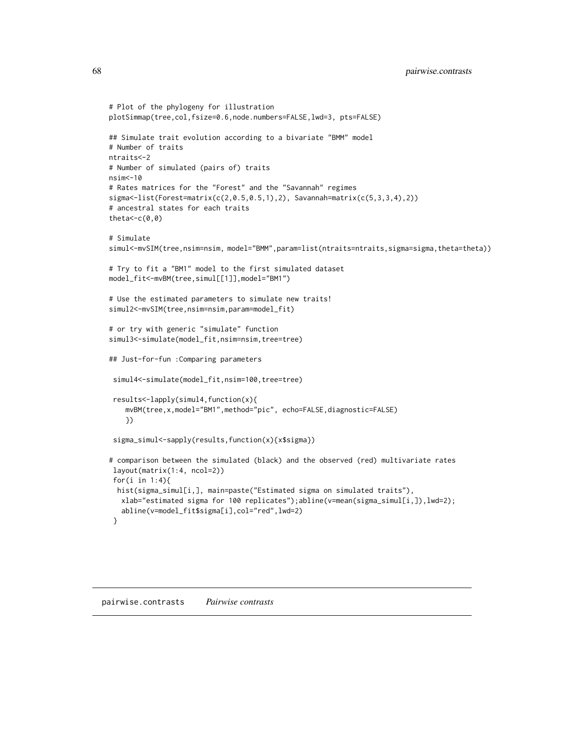```
# Plot of the phylogeny for illustration
plotSimmap(tree,col,fsize=0.6,node.numbers=FALSE,lwd=3, pts=FALSE)

## Simulate trait evolution according to a bivariate "BMM" model
# Number of traits
ntraits<-2
# Number of simulated (pairs of) traits
nsim<-10
# Rates matrices for the "Forest" and the "Savannah" regimes
sigma<-list(Forest=matrix(c(2,0.5,0.5,1),2), Savannah=matrix(c(5,3,3,4),2))
# ancestral states for each traits
theta<-c(0,0)

# Simulate
simul<-mvSIM(tree,nsim=nsim, model="BMM",param=list(ntraits=ntraits,sigma=sigma,theta=theta))

# Try to fit a "BM1" model to the first simulated dataset
model_fit<-mvBM(tree,simul[[1]],model="BM1")

# Use the estimated parameters to simulate new traits!
simul2<-mvSIM(tree,nsim=nsim,param=model_fit)

# or try with generic "simulate" function
simul3<-simulate(model_fit,nsim=nsim,tree=tree)

## Just-for-fun :Comparing parameters

 simul4<-simulate(model_fit,nsim=100,tree=tree)

 results<-lapply(simul4,function(x){
    mvBM(tree,x,model="BM1",method="pic", echo=FALSE,diagnostic=FALSE)
    })

 sigma_simul<-sapply(results,function(x){x$sigma})

# comparison between the simulated (black) and the observed (red) multivariate rates
 layout(matrix(1:4, ncol=2))
 for(i in 1:4){
  hist(sigma_simul[i,], main=paste("Estimated sigma on simulated traits"),
   xlab="estimated sigma for 100 replicates");abline(v=mean(sigma_simul[i,]),lwd=2);
   abline(v=model_fit$sigma[i],col="red",lwd=2)
 }
```

## pairwise.contrasts *Pairwise contrasts*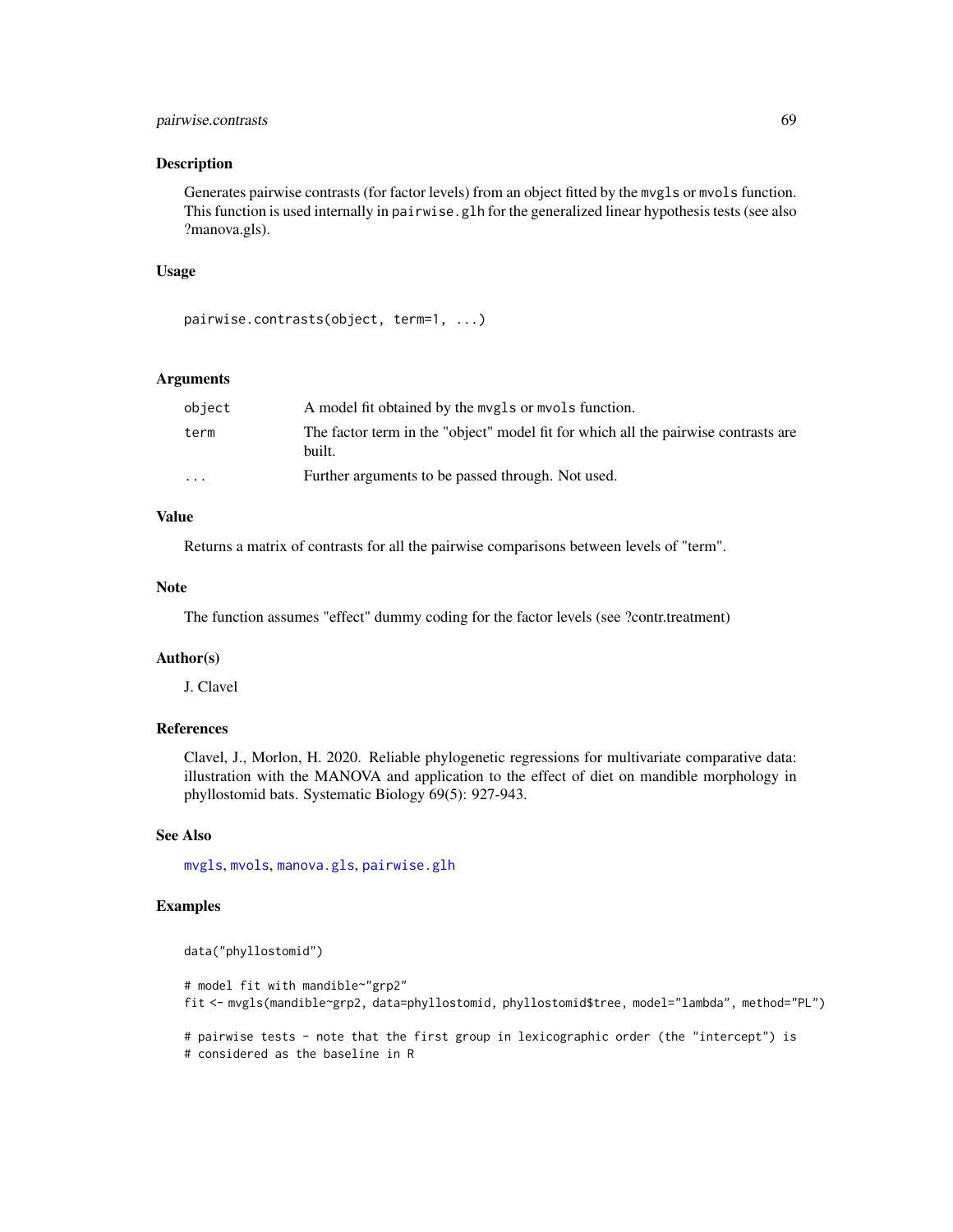## Description

Generates pairwise contrasts (for factor levels) from an object fitted by the `mvgls` or `mvols` function. This function is used internally in `pairwise.glh` for the generalized linear hypothesis tests (see also ?manova.gls).

## Usage

```
pairwise.contrasts(object, term=1, ...)
```

## Arguments

| | |
|---|---|
| `object` | A model fit obtained by the `mvgls` or `mvols` function. |
| `term` | The factor term in the "object" model fit for which all the pairwise contrasts are built. |
| `...` | Further arguments to be passed through. Not used. |

## Value

Returns a matrix of contrasts for all the pairwise comparisons between levels of "term".

## Note

The function assumes "effect" dummy coding for the factor levels (see ?contr.treatment)

## Author(s)

J. Clavel

## References

Clavel, J., Morlon, H. 2020. Reliable phylogenetic regressions for multivariate comparative data: illustration with the MANOVA and application to the effect of diet on mandible morphology in phyllostomid bats. Systematic Biology 69(5): 927-943.

## See Also

`mvgls`, `mvols`, `manova.gls`, `pairwise.glh`

## Examples

```
data("phyllostomid")

# model fit with mandible~"grp2"
fit <- mvgls(mandible~grp2, data=phyllostomid, phyllostomid$tree, model="lambda", method="PL")

# pairwise tests - note that the first group in lexicographic order (the "intercept") is
# considered as the baseline in R
```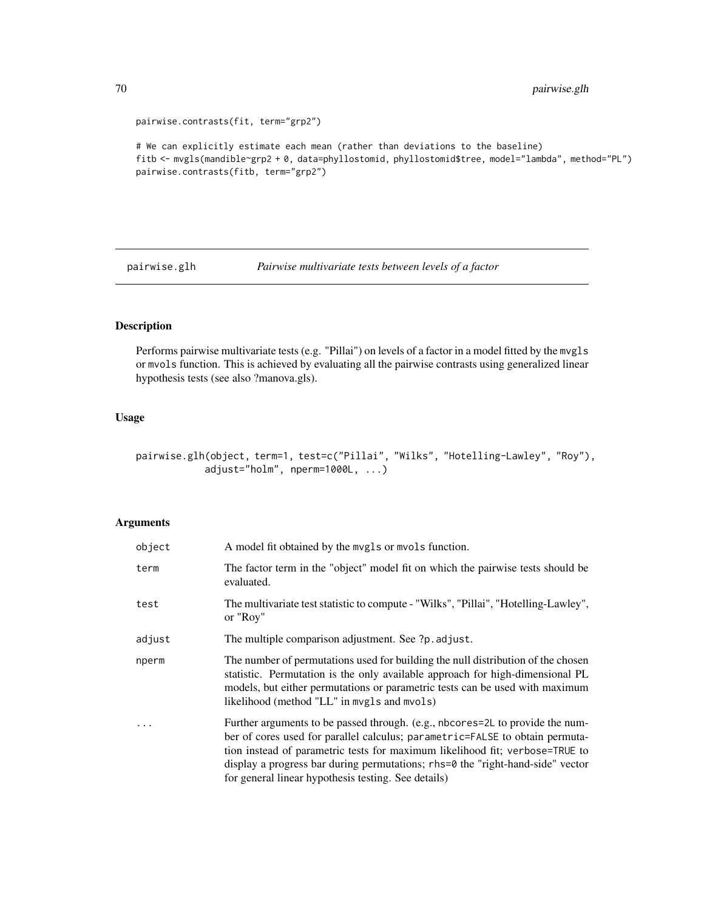```
pairwise.contrasts(fit, term="grp2")

# We can explicitly estimate each mean (rather than deviations to the baseline)
fitb <- mvgls(mandible~grp2 + 0, data=phyllostomid, phyllostomid$tree, model="lambda", method="PL")
pairwise.contrasts(fitb, term="grp2")
```

---

## pairwise.glh *Pairwise multivariate tests between levels of a factor*

---

### Description

Performs pairwise multivariate tests (e.g. "Pillai") on levels of a factor in a model fitted by the mvgls or mvols function. This is achieved by evaluating all the pairwise contrasts using generalized linear hypothesis tests (see also ?manova.gls).

### Usage

```
pairwise.glh(object, term=1, test=c("Pillai", "Wilks", "Hotelling-Lawley", "Roy"),
            adjust="holm", nperm=1000L, ...)
```

### Arguments

| | |
|---|---|
| object | A model fit obtained by the mvgls or mvols function. |
| term | The factor term in the "object" model fit on which the pairwise tests should be evaluated. |
| test | The multivariate test statistic to compute - "Wilks", "Pillai", "Hotelling-Lawley", or "Roy" |
| adjust | The multiple comparison adjustment. See ?p.adjust. |
| nperm | The number of permutations used for building the null distribution of the chosen statistic. Permutation is the only available approach for high-dimensional PL models, but either permutations or parametric tests can be used with maximum likelihood (method "LL" in mvgls and mvols) |
| ... | Further arguments to be passed through. (e.g., nbcores=2L to provide the number of cores used for parallel calculus; parametric=FALSE to obtain permutation instead of parametric tests for maximum likelihood fit; verbose=TRUE to display a progress bar during permutations; rhs=0 the "right-hand-side" vector for general linear hypothesis testing. See details) |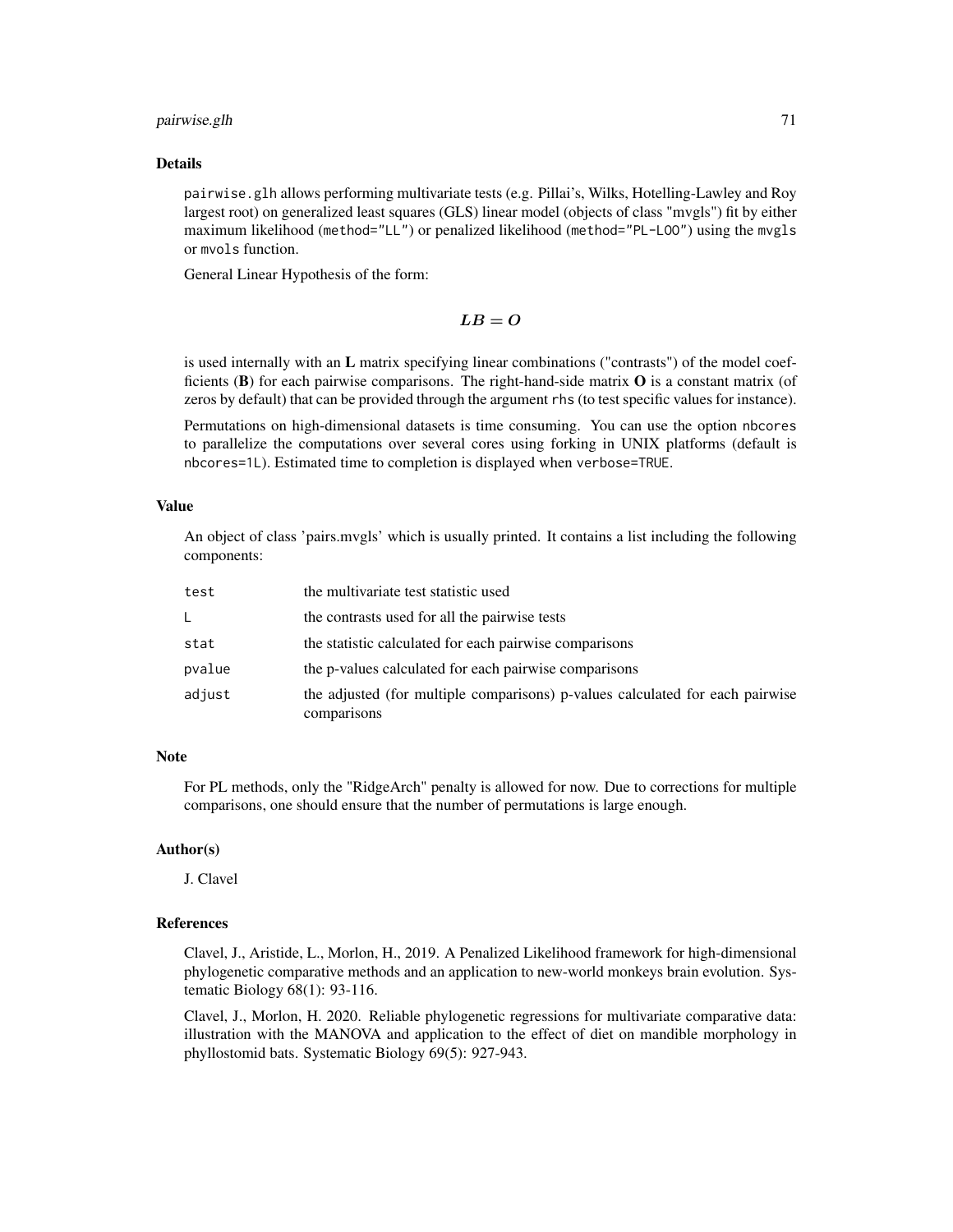## Details

`pairwise.glh` allows performing multivariate tests (e.g. Pillai's, Wilks, Hotelling-Lawley and Roy largest root) on generalized least squares (GLS) linear model (objects of class "mvgls") fit by either maximum likelihood (`method="LL"`) or penalized likelihood (`method="PL-LOO"`) using the `mvgls` or `mvols` function.

General Linear Hypothesis of the form:

$$\boldsymbol{LB} = \boldsymbol{O}$$

is used internally with an **L** matrix specifying linear combinations ("contrasts") of the model coefficients (**B**) for each pairwise comparisons. The right-hand-side matrix **O** is a constant matrix (of zeros by default) that can be provided through the argument `rhs` (to test specific values for instance).

Permutations on high-dimensional datasets is time consuming. You can use the option `nbcores` to parallelize the computations over several cores using forking in UNIX platforms (default is `nbcores=1L`). Estimated time to completion is displayed when `verbose=TRUE`.

## Value

An object of class 'pairs.mvgls' which is usually printed. It contains a list including the following components:

| | |
|---|---|
| `test` | the multivariate test statistic used |
| `L` | the contrasts used for all the pairwise tests |
| `stat` | the statistic calculated for each pairwise comparisons |
| `pvalue` | the p-values calculated for each pairwise comparisons |
| `adjust` | the adjusted (for multiple comparisons) p-values calculated for each pairwise comparisons |

## Note

For PL methods, only the "RidgeArch" penalty is allowed for now. Due to corrections for multiple comparisons, one should ensure that the number of permutations is large enough.

## Author(s)

J. Clavel

## References

Clavel, J., Aristide, L., Morlon, H., 2019. A Penalized Likelihood framework for high-dimensional phylogenetic comparative methods and an application to new-world monkeys brain evolution. Systematic Biology 68(1): 93-116.

Clavel, J., Morlon, H. 2020. Reliable phylogenetic regressions for multivariate comparative data: illustration with the MANOVA and application to the effect of diet on mandible morphology in phyllostomid bats. Systematic Biology 69(5): 927-943.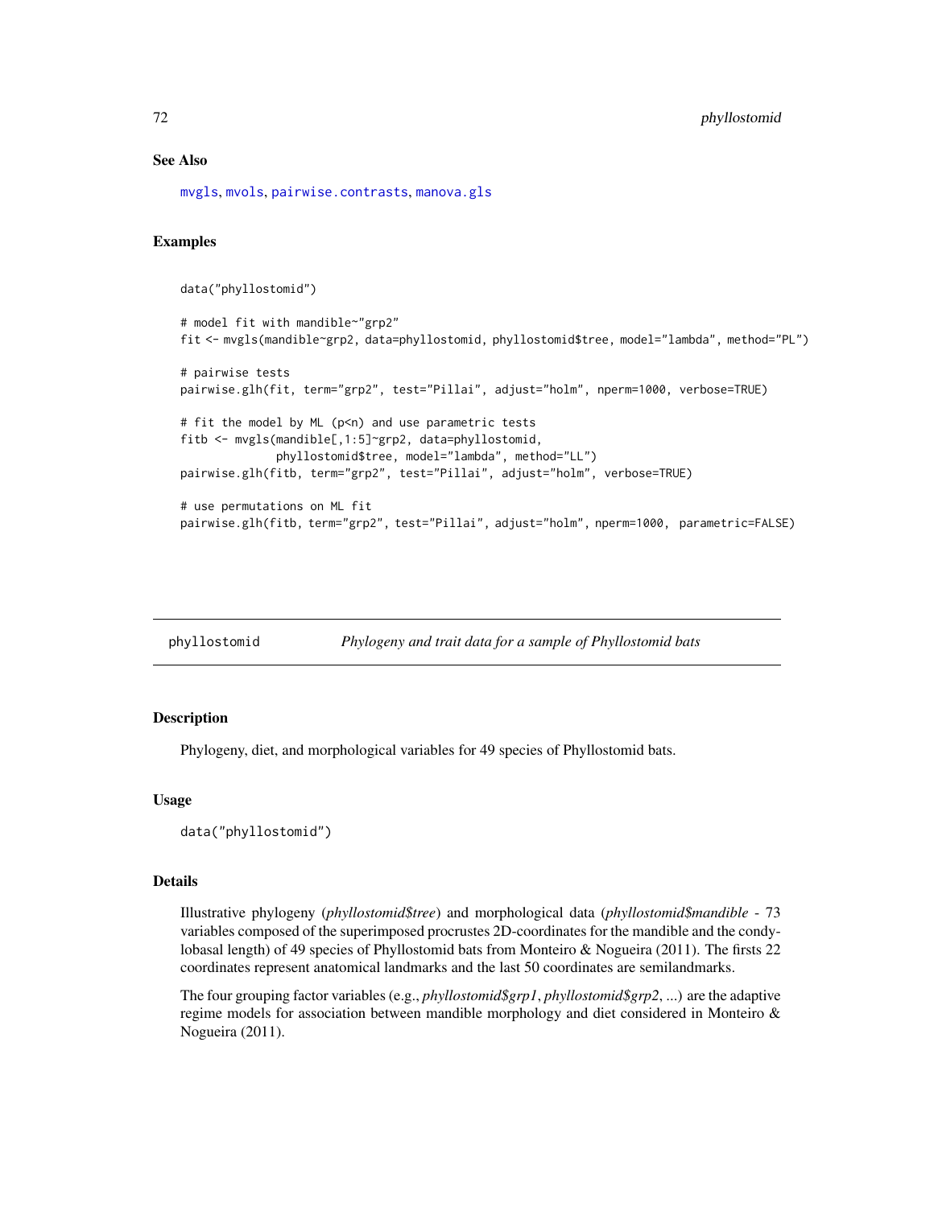## See Also

mvgls, mvols, pairwise.contrasts, manova.gls

## Examples

```
data("phyllostomid")

# model fit with mandible~"grp2"
fit <- mvgls(mandible~grp2, data=phyllostomid, phyllostomid$tree, model="lambda", method="PL")

# pairwise tests
pairwise.glh(fit, term="grp2", test="Pillai", adjust="holm", nperm=1000, verbose=TRUE)

# fit the model by ML (p<n) and use parametric tests
fitb <- mvgls(mandible[,1:5]~grp2, data=phyllostomid,
              phyllostomid$tree, model="lambda", method="LL")
pairwise.glh(fitb, term="grp2", test="Pillai", adjust="holm", verbose=TRUE)

# use permutations on ML fit
pairwise.glh(fitb, term="grp2", test="Pillai", adjust="holm", nperm=1000, parametric=FALSE)
```

---

# phyllostomid *Phylogeny and trait data for a sample of Phyllostomid bats*

## Description

Phylogeny, diet, and morphological variables for 49 species of Phyllostomid bats.

## Usage

```
data("phyllostomid")
```

## Details

Illustrative phylogeny (*phyllostomid$tree*) and morphological data (*phyllostomid$mandible* - 73 variables composed of the superimposed procrustes 2D-coordinates for the mandible and the condylobasal length) of 49 species of Phyllostomid bats from Monteiro & Nogueira (2011). The firsts 22 coordinates represent anatomical landmarks and the last 50 coordinates are semilandmarks.

The four grouping factor variables (e.g., *phyllostomid$grp1*, *phyllostomid$grp2*, ...) are the adaptive regime models for association between mandible morphology and diet considered in Monteiro & Nogueira (2011).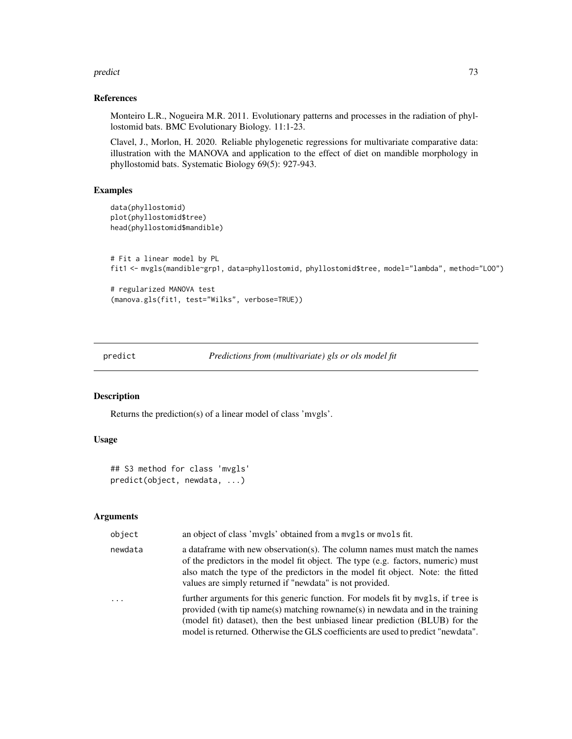### References

Monteiro L.R., Nogueira M.R. 2011. Evolutionary patterns and processes in the radiation of phyllostomid bats. BMC Evolutionary Biology. 11:1-23.

Clavel, J., Morlon, H. 2020. Reliable phylogenetic regressions for multivariate comparative data: illustration with the MANOVA and application to the effect of diet on mandible morphology in phyllostomid bats. Systematic Biology 69(5): 927-943.

### Examples

```
data(phyllostomid)
plot(phyllostomid$tree)
head(phyllostomid$mandible)


# Fit a linear model by PL
fit1 <- mvgls(mandible~grp1, data=phyllostomid, phyllostomid$tree, model="lambda", method="LOO")

# regularized MANOVA test
(manova.gls(fit1, test="Wilks", verbose=TRUE))
```

---

## predict — *Predictions from (multivariate) gls or ols model fit*

### Description

Returns the prediction(s) of a linear model of class 'mvgls'.

### Usage

```
## S3 method for class 'mvgls'
predict(object, newdata, ...)
```

### Arguments

| | |
|---|---|
| `object` | an object of class 'mvgls' obtained from a `mvgls` or `mvols` fit. |
| `newdata` | a dataframe with new observation(s). The column names must match the names of the predictors in the model fit object. The type (e.g. factors, numeric) must also match the type of the predictors in the model fit object. Note: the fitted values are simply returned if "newdata" is not provided. |
| `...` | further arguments for this generic function. For models fit by `mvgls`, if `tree` is provided (with tip name(s) matching rowname(s) in newdata and in the training (model fit) dataset), then the best unbiased linear prediction (BLUB) for the model is returned. Otherwise the GLS coefficients are used to predict "newdata". |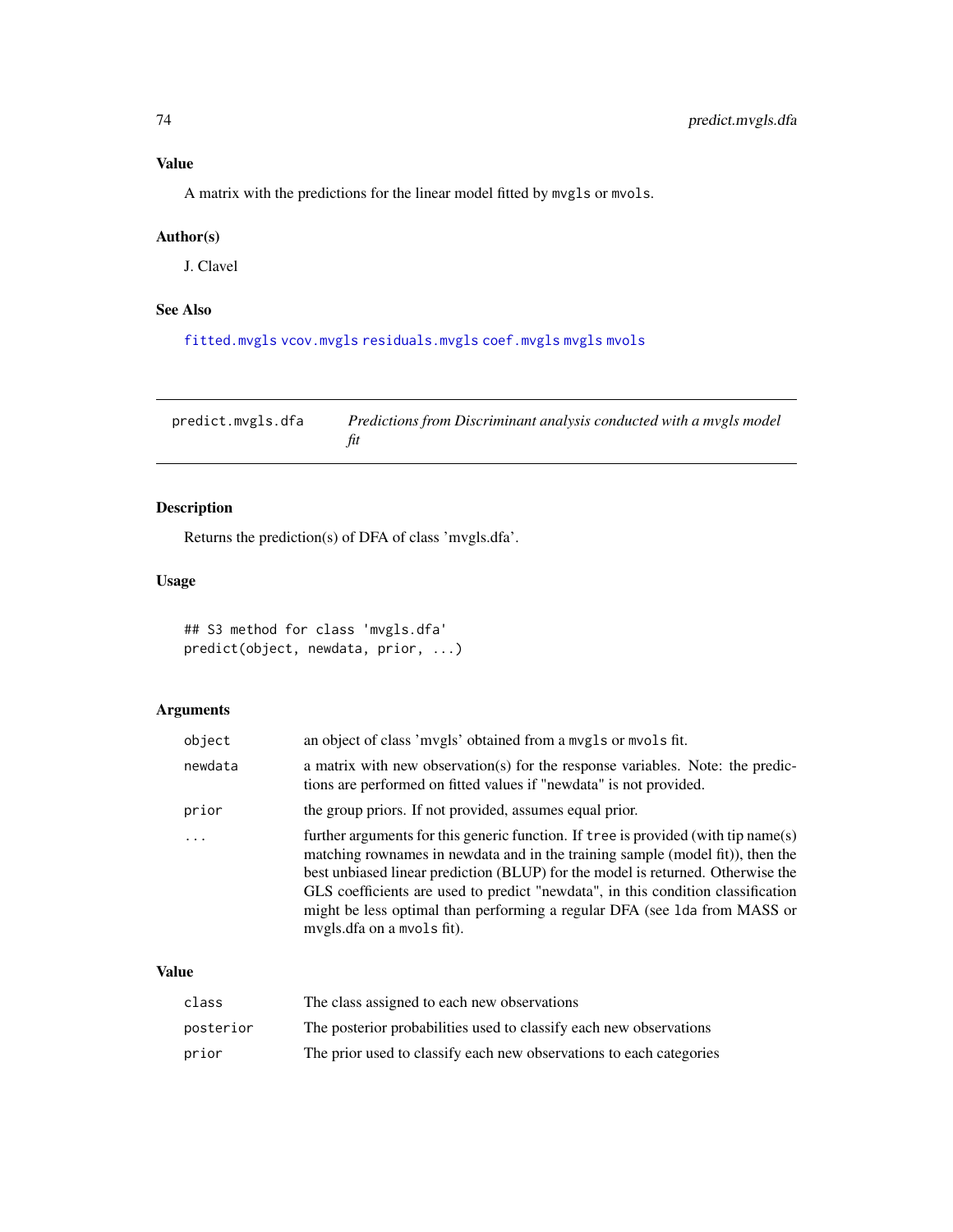## Value

A matrix with the predictions for the linear model fitted by `mvgls` or `mvols`.

## Author(s)

J. Clavel

## See Also

`fitted.mvgls` `vcov.mvgls` `residuals.mvgls` `coef.mvgls` `mvgls` `mvols`

---

# predict.mvgls.dfa — *Predictions from Discriminant analysis conducted with a mvgls model fit*

## Description

Returns the prediction(s) of DFA of class 'mvgls.dfa'.

## Usage

```
## S3 method for class 'mvgls.dfa'
predict(object, newdata, prior, ...)
```

## Arguments

| | |
|---|---|
| `object` | an object of class 'mvgls' obtained from a `mvgls` or `mvols` fit. |
| `newdata` | a matrix with new observation(s) for the response variables. Note: the predictions are performed on fitted values if "newdata" is not provided. |
| `prior` | the group priors. If not provided, assumes equal prior. |
| `...` | further arguments for this generic function. If `tree` is provided (with tip name(s) matching rownames in newdata and in the training sample (model fit)), then the best unbiased linear prediction (BLUP) for the model is returned. Otherwise the GLS coefficients are used to predict "newdata", in this condition classification might be less optimal than performing a regular DFA (see `lda` from MASS or mvgls.dfa on a `mvols` fit). |

## Value

| | |
|---|---|
| `class` | The class assigned to each new observations |
| `posterior` | The posterior probabilities used to classify each new observations |
| `prior` | The prior used to classify each new observations to each categories |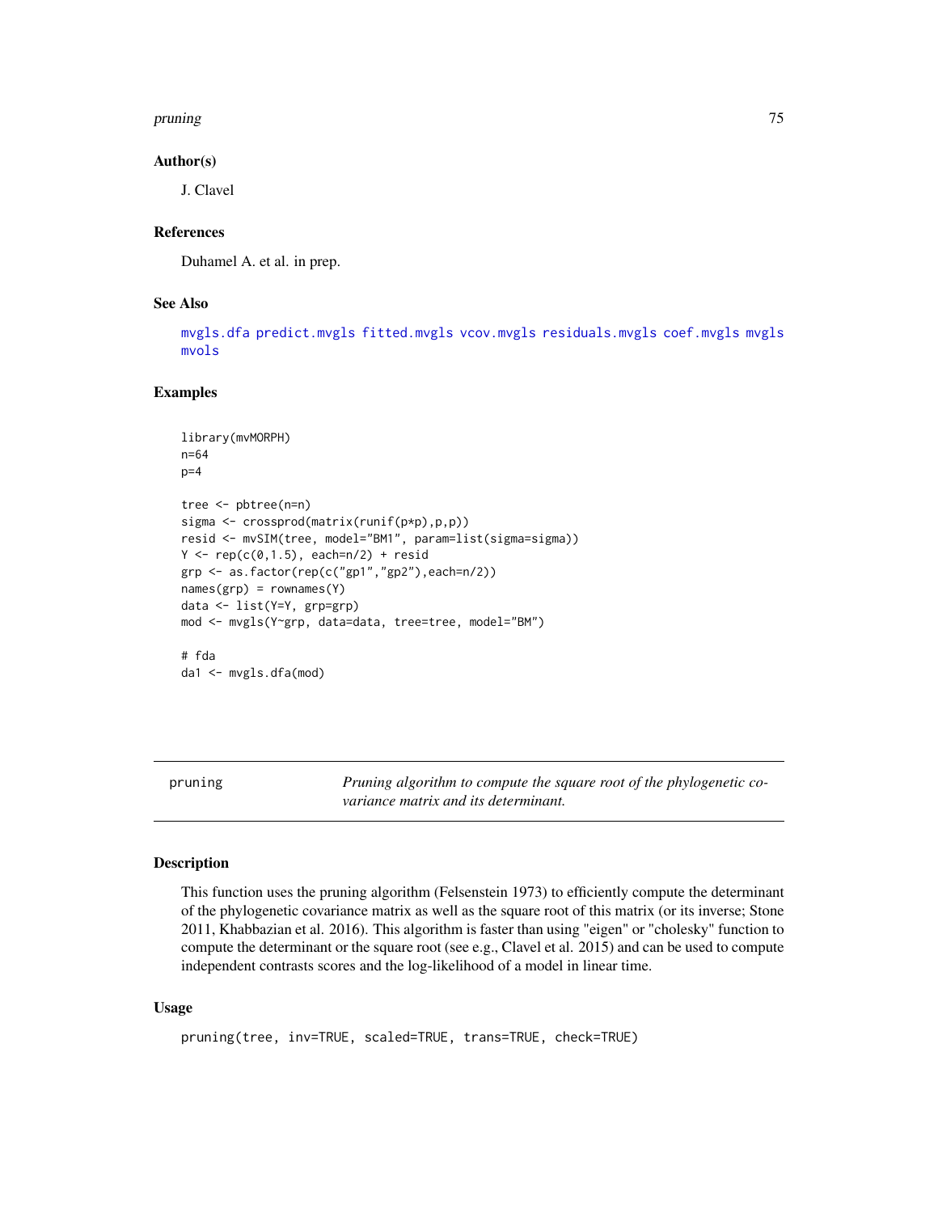## Author(s)

J. Clavel

## References

Duhamel A. et al. in prep.

## See Also

mvgls.dfa predict.mvgls fitted.mvgls vcov.mvgls residuals.mvgls coef.mvgls mvgls mvols

## Examples

```
library(mvMORPH)
n=64
p=4

tree <- pbtree(n=n)
sigma <- crossprod(matrix(runif(p*p),p,p))
resid <- mvSIM(tree, model="BM1", param=list(sigma=sigma))
Y <- rep(c(0,1.5), each=n/2) + resid
grp <- as.factor(rep(c("gp1","gp2"),each=n/2))
names(grp) = rownames(Y)
data <- list(Y=Y, grp=grp)
mod <- mvgls(Y~grp, data=data, tree=tree, model="BM")

# fda
da1 <- mvgls.dfa(mod)
```

---

# pruning — *Pruning algorithm to compute the square root of the phylogenetic covariance matrix and its determinant.*

## Description

This function uses the pruning algorithm (Felsenstein 1973) to efficiently compute the determinant of the phylogenetic covariance matrix as well as the square root of this matrix (or its inverse; Stone 2011, Khabbazian et al. 2016). This algorithm is faster than using "eigen" or "cholesky" function to compute the determinant or the square root (see e.g., Clavel et al. 2015) and can be used to compute independent contrasts scores and the log-likelihood of a model in linear time.

## Usage

```
pruning(tree, inv=TRUE, scaled=TRUE, trans=TRUE, check=TRUE)
```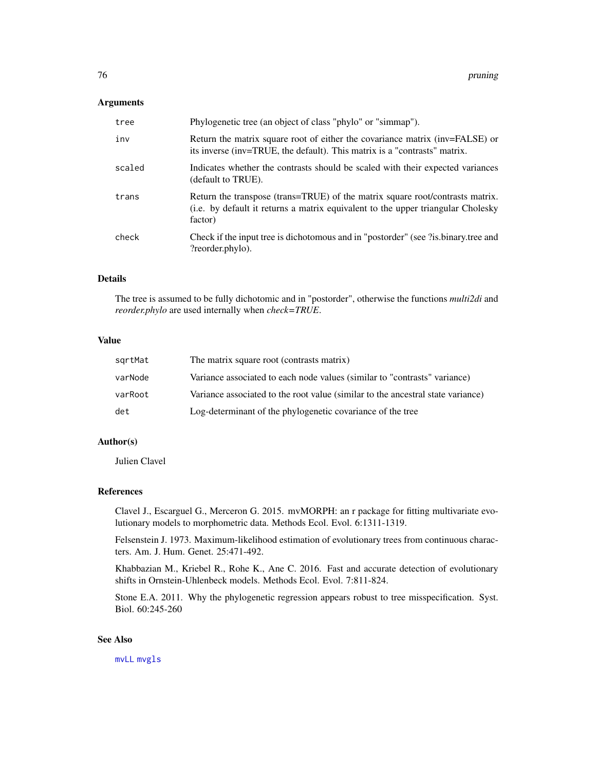## Arguments

| | |
|---|---|
| `tree` | Phylogenetic tree (an object of class "phylo" or "simmap"). |
| `inv` | Return the matrix square root of either the covariance matrix (inv=FALSE) or its inverse (inv=TRUE, the default). This matrix is a "contrasts" matrix. |
| `scaled` | Indicates whether the contrasts should be scaled with their expected variances (default to TRUE). |
| `trans` | Return the transpose (trans=TRUE) of the matrix square root/contrasts matrix. (i.e. by default it returns a matrix equivalent to the upper triangular Cholesky factor) |
| `check` | Check if the input tree is dichotomous and in "postorder" (see ?is.binary.tree and ?reorder.phylo). |

## Details

The tree is assumed to be fully dichotomic and in "postorder", otherwise the functions *multi2di* and *reorder.phylo* are used internally when *check=TRUE*.

## Value

| | |
|---|---|
| `sqrtMat` | The matrix square root (contrasts matrix) |
| `varNode` | Variance associated to each node values (similar to "contrasts" variance) |
| `varRoot` | Variance associated to the root value (similar to the ancestral state variance) |
| `det` | Log-determinant of the phylogenetic covariance of the tree |

## Author(s)

Julien Clavel

## References

Clavel J., Escarguel G., Merceron G. 2015. mvMORPH: an r package for fitting multivariate evolutionary models to morphometric data. Methods Ecol. Evol. 6:1311-1319.

Felsenstein J. 1973. Maximum-likelihood estimation of evolutionary trees from continuous characters. Am. J. Hum. Genet. 25:471-492.

Khabbazian M., Kriebel R., Rohe K., Ane C. 2016. Fast and accurate detection of evolutionary shifts in Ornstein-Uhlenbeck models. Methods Ecol. Evol. 7:811-824.

Stone E.A. 2011. Why the phylogenetic regression appears robust to tree misspecification. Syst. Biol. 60:245-260

## See Also

`mvLL` `mvgls`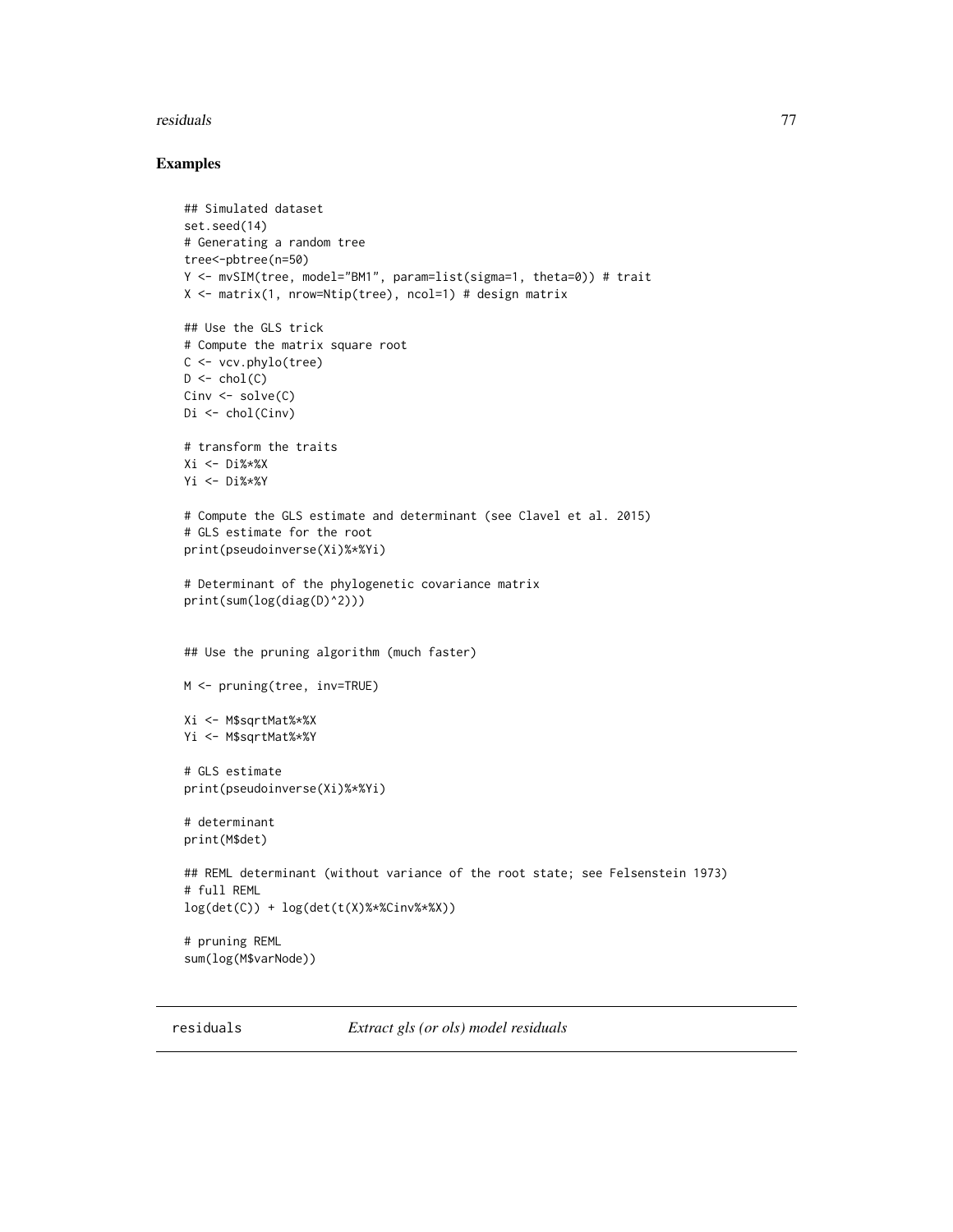## Examples

```
## Simulated dataset
set.seed(14)
# Generating a random tree
tree<-pbtree(n=50)
Y <- mvSIM(tree, model="BM1", param=list(sigma=1, theta=0)) # trait
X <- matrix(1, nrow=Ntip(tree), ncol=1) # design matrix

## Use the GLS trick
# Compute the matrix square root
C <- vcv.phylo(tree)
D <- chol(C)
Cinv <- solve(C)
Di <- chol(Cinv)

# transform the traits
Xi <- Di%*%X
Yi <- Di%*%Y

# Compute the GLS estimate and determinant (see Clavel et al. 2015)
# GLS estimate for the root
print(pseudoinverse(Xi)%*%Yi)

# Determinant of the phylogenetic covariance matrix
print(sum(log(diag(D)^2)))


## Use the pruning algorithm (much faster)

M <- pruning(tree, inv=TRUE)

Xi <- M$sqrtMat%*%X
Yi <- M$sqrtMat%*%Y

# GLS estimate
print(pseudoinverse(Xi)%*%Yi)

# determinant
print(M$det)

## REML determinant (without variance of the root state; see Felsenstein 1973)
# full REML
log(det(C)) + log(det(t(X)%*%Cinv%*%X))

# pruning REML
sum(log(M$varNode))
```

---

`residuals` *Extract gls (or ols) model residuals*

---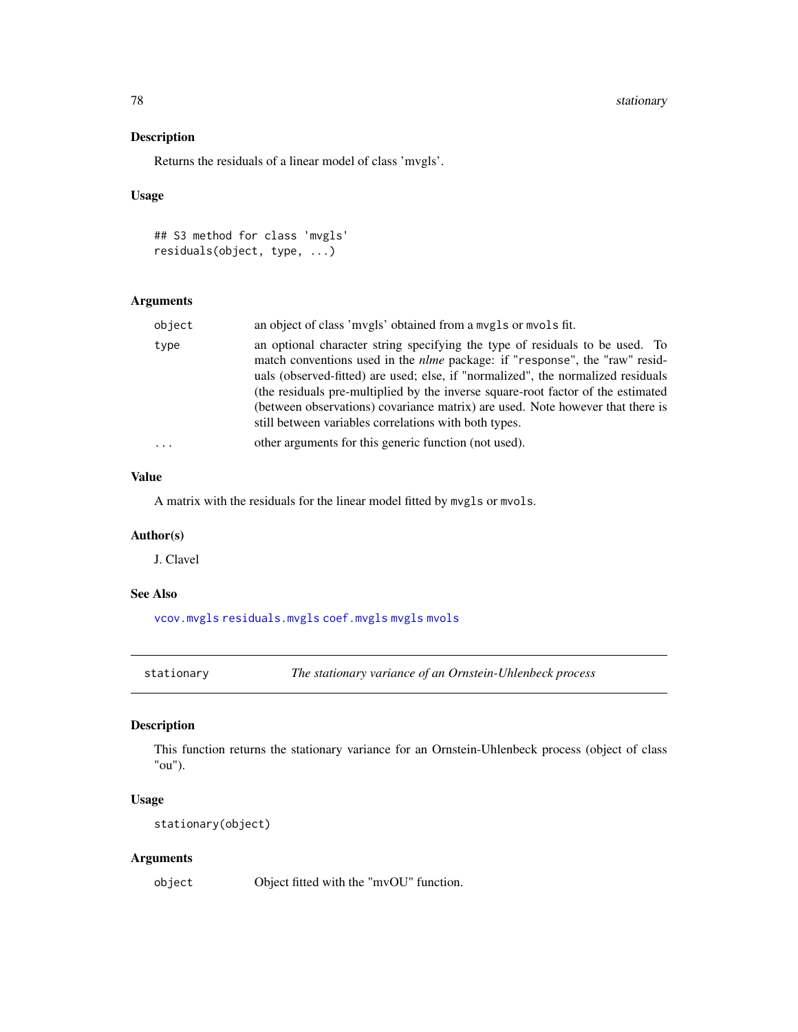### Description

Returns the residuals of a linear model of class 'mvgls'.

### Usage

```
## S3 method for class 'mvgls'
residuals(object, type, ...)
```

### Arguments

| | |
|---|---|
| `object` | an object of class 'mvgls' obtained from a `mvgls` or `mvols` fit. |
| `type` | an optional character string specifying the type of residuals to be used. To match conventions used in the *nlme* package: if "`response`", the "raw" residuals (observed-fitted) are used; else, if "normalized", the normalized residuals (the residuals pre-multiplied by the inverse square-root factor of the estimated (between observations) covariance matrix) are used. Note however that there is still between variables correlations with both types. |
| `...` | other arguments for this generic function (not used). |

### Value

A matrix with the residuals for the linear model fitted by `mvgls` or `mvols`.

### Author(s)

J. Clavel

### See Also

`vcov.mvgls` `residuals.mvgls` `coef.mvgls` `mvgls` `mvols`

---

## stationary — *The stationary variance of an Ornstein-Uhlenbeck process*

### Description

This function returns the stationary variance for an Ornstein-Uhlenbeck process (object of class "ou").

### Usage

```
stationary(object)
```

### Arguments

| | |
|---|---|
| `object` | Object fitted with the "mvOU" function. |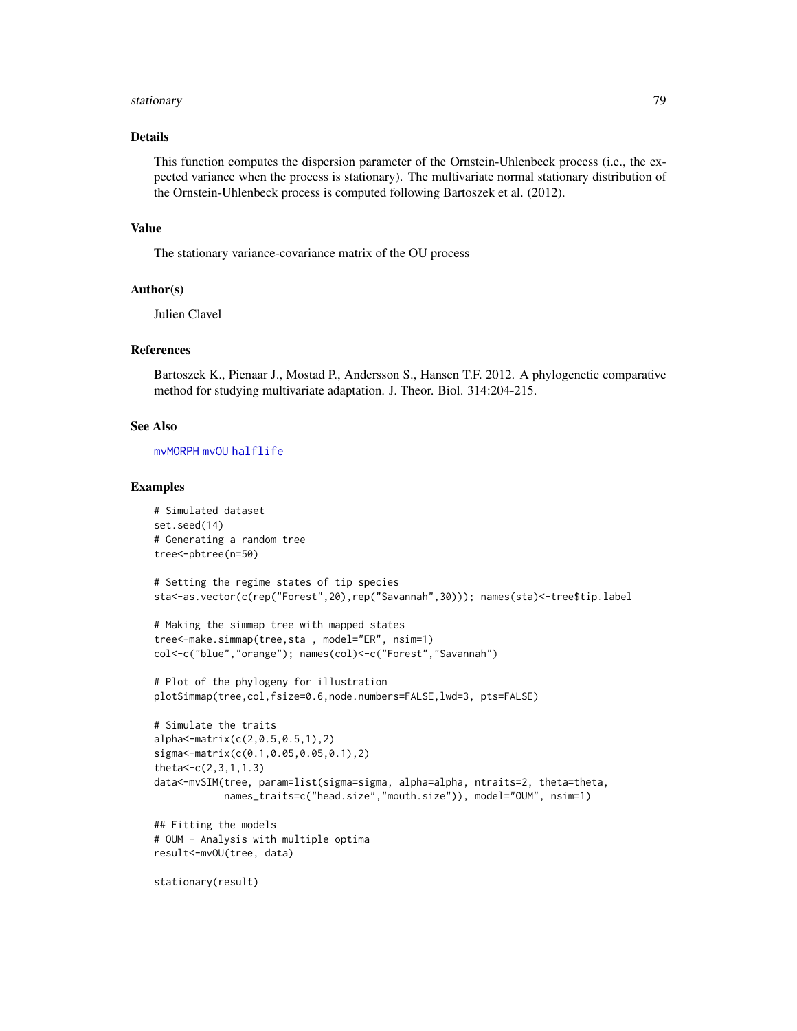## Details

This function computes the dispersion parameter of the Ornstein-Uhlenbeck process (i.e., the expected variance when the process is stationary). The multivariate normal stationary distribution of the Ornstein-Uhlenbeck process is computed following Bartoszek et al. (2012).

## Value

The stationary variance-covariance matrix of the OU process

## Author(s)

Julien Clavel

## References

Bartoszek K., Pienaar J., Mostad P., Andersson S., Hansen T.F. 2012. A phylogenetic comparative method for studying multivariate adaptation. J. Theor. Biol. 314:204-215.

## See Also

mvMORPH mvOU halflife

## Examples

```
# Simulated dataset
set.seed(14)
# Generating a random tree
tree<-pbtree(n=50)

# Setting the regime states of tip species
sta<-as.vector(c(rep("Forest",20),rep("Savannah",30))); names(sta)<-tree$tip.label

# Making the simmap tree with mapped states
tree<-make.simmap(tree,sta , model="ER", nsim=1)
col<-c("blue","orange"); names(col)<-c("Forest","Savannah")

# Plot of the phylogeny for illustration
plotSimmap(tree,col,fsize=0.6,node.numbers=FALSE,lwd=3, pts=FALSE)

# Simulate the traits
alpha<-matrix(c(2,0.5,0.5,1),2)
sigma<-matrix(c(0.1,0.05,0.05,0.1),2)
theta<-c(2,3,1,1.3)
data<-mvSIM(tree, param=list(sigma=sigma, alpha=alpha, ntraits=2, theta=theta,
            names_traits=c("head.size","mouth.size")), model="OUM", nsim=1)

## Fitting the models
# OUM - Analysis with multiple optima
result<-mvOU(tree, data)

stationary(result)
```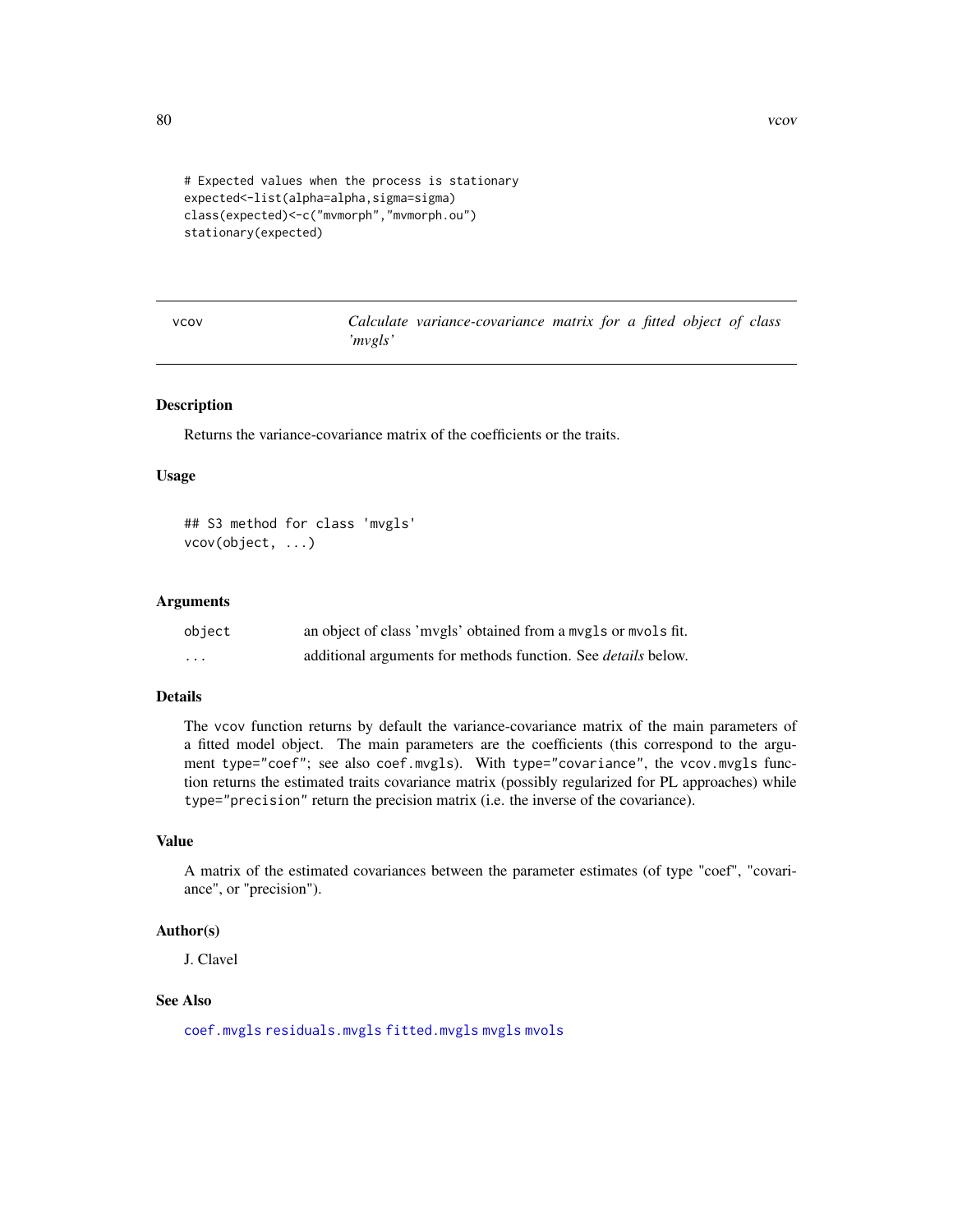```
# Expected values when the process is stationary
expected<-list(alpha=alpha,sigma=sigma)
class(expected)<-c("mvmorph","mvmorph.ou")
stationary(expected)
```

---

## vcov — *Calculate variance-covariance matrix for a fitted object of class 'mvgls'*

---

### Description

Returns the variance-covariance matrix of the coefficients or the traits.

### Usage

```
## S3 method for class 'mvgls'
vcov(object, ...)
```

### Arguments

| | |
|---|---|
| `object` | an object of class 'mvgls' obtained from a `mvgls` or `mvols` fit. |
| `...` | additional arguments for methods function. See *details* below. |

### Details

The `vcov` function returns by default the variance-covariance matrix of the main parameters of a fitted model object. The main parameters are the coefficients (this correspond to the argument `type="coef"`; see also `coef.mvgls`). With `type="covariance"`, the `vcov.mvgls` function returns the estimated traits covariance matrix (possibly regularized for PL approaches) while `type="precision"` return the precision matrix (i.e. the inverse of the covariance).

### Value

A matrix of the estimated covariances between the parameter estimates (of type "coef", "covariance", or "precision").

### Author(s)

J. Clavel

### See Also

`coef.mvgls` `residuals.mvgls` `fitted.mvgls` `mvgls` `mvols`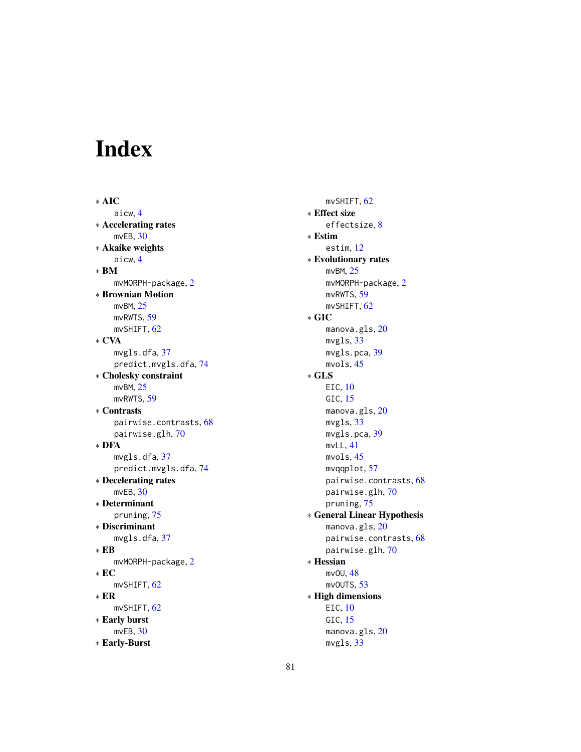# Index

∗ **AIC**
  aicw, 4
∗ **Accelerating rates**
  mvEB, 30
∗ **Akaike weights**
  aicw, 4
∗ **BM**
  mvMORPH-package, 2
∗ **Brownian Motion**
  mvBM, 25
  mvRWTS, 59
  mvSHIFT, 62
∗ **CVA**
  mvgls.dfa, 37
  predict.mvgls.dfa, 74
∗ **Cholesky constraint**
  mvBM, 25
  mvRWTS, 59
∗ **Contrasts**
  pairwise.contrasts, 68
  pairwise.glh, 70
∗ **DFA**
  mvgls.dfa, 37
  predict.mvgls.dfa, 74
∗ **Decelerating rates**
  mvEB, 30
∗ **Determinant**
  pruning, 75
∗ **Discriminant**
  mvgls.dfa, 37
∗ **EB**
  mvMORPH-package, 2
∗ **EC**
  mvSHIFT, 62
∗ **ER**
  mvSHIFT, 62
∗ **Early burst**
  mvEB, 30
∗ **Early-Burst**
  mvSHIFT, 62
∗ **Effect size**
  effectsize, 8
∗ **Estim**
  estim, 12
∗ **Evolutionary rates**
  mvBM, 25
  mvMORPH-package, 2
  mvRWTS, 59
  mvSHIFT, 62
∗ **GIC**
  manova.gls, 20
  mvgls, 33
  mvgls.pca, 39
  mvols, 45
∗ **GLS**
  EIC, 10
  GIC, 15
  manova.gls, 20
  mvgls, 33
  mvgls.pca, 39
  mvLL, 41
  mvols, 45
  mvqqplot, 57
  pairwise.contrasts, 68
  pairwise.glh, 70
  pruning, 75
∗ **General Linear Hypothesis**
  manova.gls, 20
  pairwise.contrasts, 68
  pairwise.glh, 70
∗ **Hessian**
  mvOU, 48
  mvOUTS, 53
∗ **High dimensions**
  EIC, 10
  GIC, 15
  manova.gls, 20
  mvgls, 33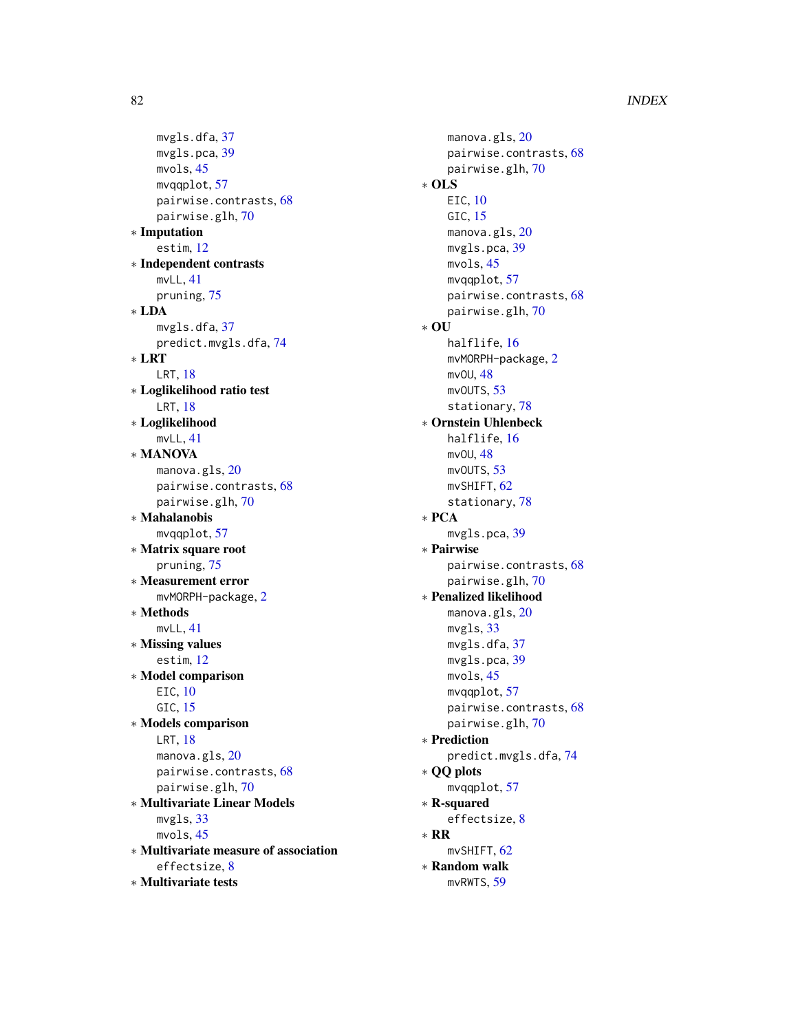mvgls.dfa, 37
mvgls.pca, 39
mvols, 45
mvqqplot, 57
pairwise.contrasts, 68
pairwise.glh, 70

* **Imputation**
  estim, 12
* **Independent contrasts**
  mvLL, 41
  pruning, 75
* **LDA**
  mvgls.dfa, 37
  predict.mvgls.dfa, 74
* **LRT**
  LRT, 18
* **Loglikelihood ratio test**
  LRT, 18
* **Loglikelihood**
  mvLL, 41
* **MANOVA**
  manova.gls, 20
  pairwise.contrasts, 68
  pairwise.glh, 70
* **Mahalanobis**
  mvqqplot, 57
* **Matrix square root**
  pruning, 75
* **Measurement error**
  mvMORPH-package, 2
* **Methods**
  mvLL, 41
* **Missing values**
  estim, 12
* **Model comparison**
  EIC, 10
  GIC, 15
* **Models comparison**
  LRT, 18
  manova.gls, 20
  pairwise.contrasts, 68
  pairwise.glh, 70
* **Multivariate Linear Models**
  mvgls, 33
  mvols, 45
* **Multivariate measure of association**
  effectsize, 8
* **Multivariate tests**
  manova.gls, 20
  pairwise.contrasts, 68
  pairwise.glh, 70
* **OLS**
  EIC, 10
  GIC, 15
  manova.gls, 20
  mvgls.pca, 39
  mvols, 45
  mvqqplot, 57
  pairwise.contrasts, 68
  pairwise.glh, 70
* **OU**
  halflife, 16
  mvMORPH-package, 2
  mvOU, 48
  mvOUTS, 53
  stationary, 78
* **Ornstein Uhlenbeck**
  halflife, 16
  mvOU, 48
  mvOUTS, 53
  mvSHIFT, 62
  stationary, 78
* **PCA**
  mvgls.pca, 39
* **Pairwise**
  pairwise.contrasts, 68
  pairwise.glh, 70
* **Penalized likelihood**
  manova.gls, 20
  mvgls, 33
  mvgls.dfa, 37
  mvgls.pca, 39
  mvols, 45
  mvqqplot, 57
  pairwise.contrasts, 68
  pairwise.glh, 70
* **Prediction**
  predict.mvgls.dfa, 74
* **QQ plots**
  mvqqplot, 57
* **R-squared**
  effectsize, 8
* **RR**
  mvSHIFT, 62
* **Random walk**
  mvRWTS, 59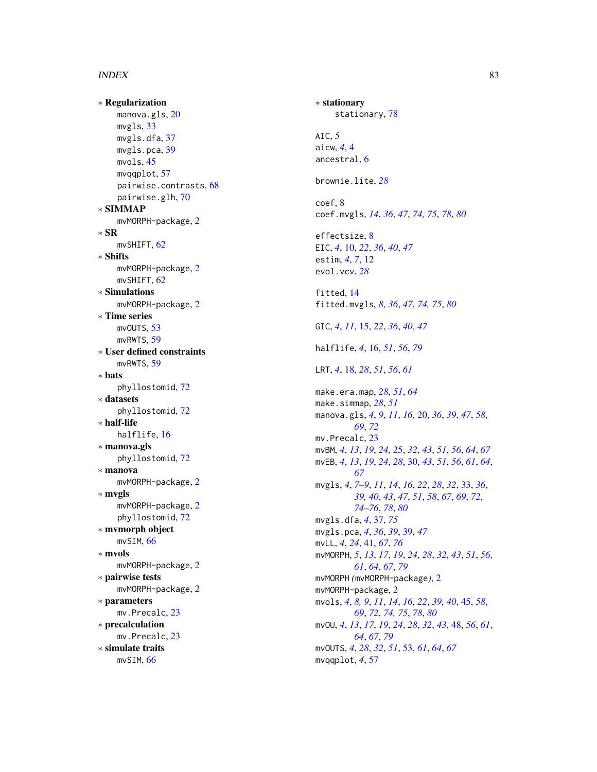∗ **Regularization**
    manova.gls, 20
    mvgls, 33
    mvgls.dfa, 37
    mvgls.pca, 39
    mvols, 45
    mvqqplot, 57
    pairwise.contrasts, 68
    pairwise.glh, 70
∗ **SIMMAP**
    mvMORPH-package, 2
∗ **SR**
    mvSHIFT, 62
∗ **Shifts**
    mvMORPH-package, 2
    mvSHIFT, 62
∗ **Simulations**
    mvMORPH-package, 2
∗ **Time series**
    mvOUTS, 53
    mvRWTS, 59
∗ **User defined constraints**
    mvRWTS, 59
∗ **bats**
    phyllostomid, 72
∗ **datasets**
    phyllostomid, 72
∗ **half-life**
    halflife, 16
∗ **manova.gls**
    phyllostomid, 72
∗ **manova**
    mvMORPH-package, 2
∗ **mvgls**
    mvMORPH-package, 2
    phyllostomid, 72
∗ **mvmorph object**
    mvSIM, 66
∗ **mvols**
    mvMORPH-package, 2
∗ **pairwise tests**
    mvMORPH-package, 2
∗ **parameters**
    mv.Precalc, 23
∗ **precalculation**
    mv.Precalc, 23
∗ **simulate traits**
    mvSIM, 66
∗ **stationary**
    stationary, 78

AIC, *5*
aicw, *4*, 4
ancestral, 6

brownie.lite, *28*

coef, 8
coef.mvgls, *14*, *36*, *47*, *74, 75*, *78*, *80*

effectsize, 8
EIC, *4*, 10, *22*, *36*, *40*, *47*
estim, *4*, *7*, 12
evol.vcv, *28*

fitted, 14
fitted.mvgls, *8*, *36*, *47*, *74, 75*, *80*

GIC, *4*, *11*, 15, *22*, *36*, *40*, *47*

halflife, *4*, 16, *51*, *56*, *79*

LRT, *4*, 18, *28*, *51*, *56*, *61*

make.era.map, *28*, *51*, *64*
make.simmap, *28*, *51*
manova.gls, *4*, *9*, *11*, *16*, 20, *36*, *39*, *47*, *58*, *69*, *72*
mv.Precalc, 23
mvBM, *4*, *13*, *19*, *24*, 25, *32*, *43*, *51*, *56*, *64*, *67*
mvEB, *4*, *13*, *19*, *24*, *28*, 30, *43*, *51*, *56*, *61*, *64*, *67*
mvgls, *4*, *7–9*, *11*, *14*, *16*, *22*, *28*, *32*, 33, *36*, *39, 40*, *43*, *47*, *51*, *58*, *67*, *69*, *72*, *74–76*, *78*, *80*
mvgls.dfa, *4*, 37, *75*
mvgls.pca, *4*, *36*, *39*, 39, *47*
mvLL, *4*, *24*, 41, *67*, *76*
mvMORPH, *5*, *13*, *17*, *19*, *24*, *28*, *32*, *43*, *51*, *56*, *61*, *64*, *67*, *79*
mvMORPH *(*mvMORPH-package*)*, 2
mvMORPH-package, 2
mvols, *4*, *8, 9*, *11*, *14*, *16*, *22*, *39, 40*, 45, *58*, *69*, *72*, *74, 75*, *78*, *80*
mvOU, *4*, *13*, *17*, *19*, *24*, *28*, *32*, *43*, 48, *56*, *61*, *64*, *67*, *79*
mvOUTS, *4*, *28*, *32*, *51*, 53, *61*, *64*, *67*
mvqqplot, *4*, 57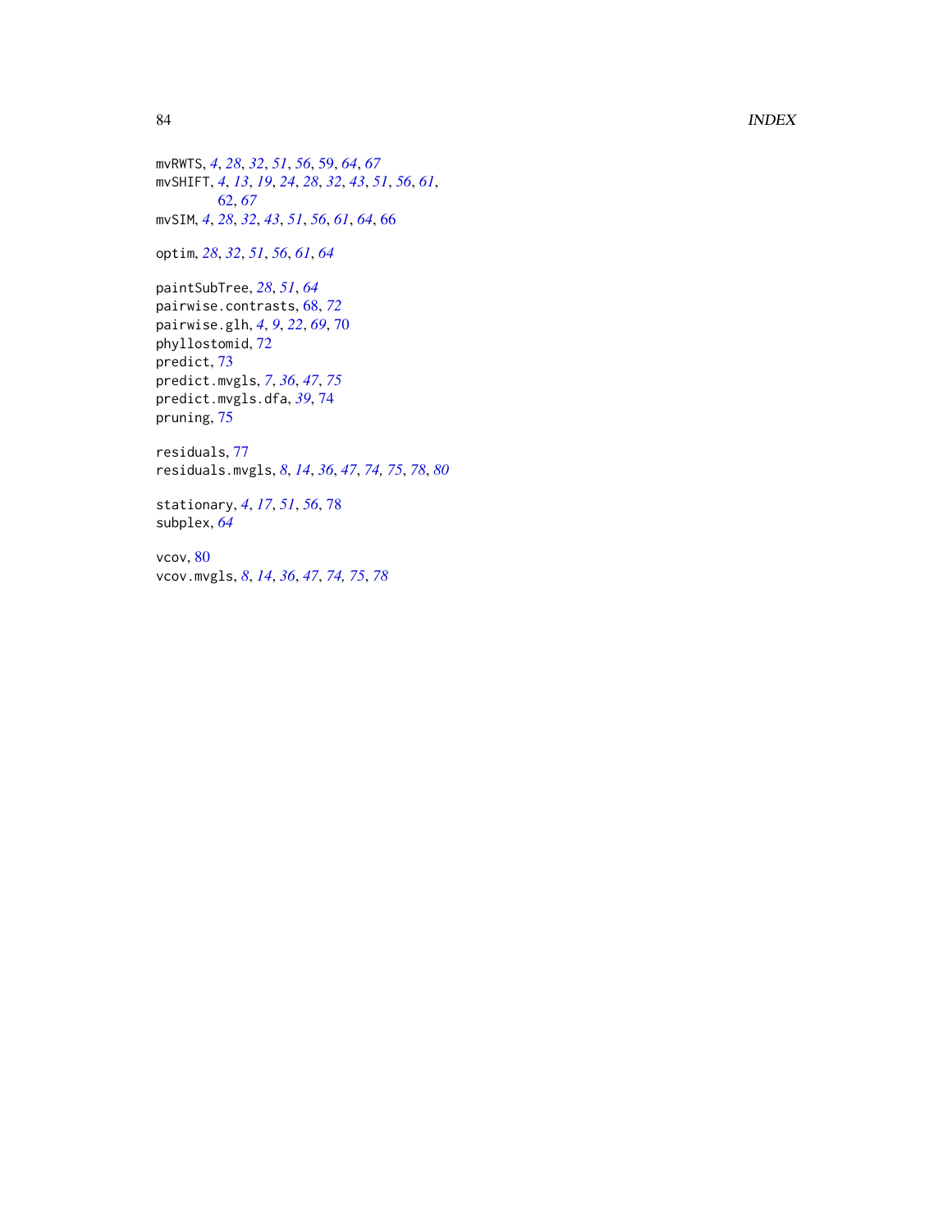mvRWTS, *4*, *28*, *32*, *51*, *56*, 59, *64*, *67*
mvSHIFT, *4*, *13*, *19*, *24*, *28*, *32*, *43*, *51*, *56*, *61*, 62, *67*
mvSIM, *4*, *28*, *32*, *43*, *51*, *56*, *61*, *64*, 66

optim, *28*, *32*, *51*, *56*, *61*, *64*

paintSubTree, *28*, *51*, *64*
pairwise.contrasts, 68, *72*
pairwise.glh, *4*, *9*, *22*, *69*, 70
phyllostomid, 72
predict, 73
predict.mvgls, *7*, *36*, *47*, *75*
predict.mvgls.dfa, *39*, 74
pruning, 75

residuals, 77
residuals.mvgls, *8*, *14*, *36*, *47*, *74*, *75*, *78*, *80*

stationary, *4*, *17*, *51*, *56*, 78
subplex, *64*

vcov, 80
vcov.mvgls, *8*, *14*, *36*, *47*, *74*, *75*, *78*